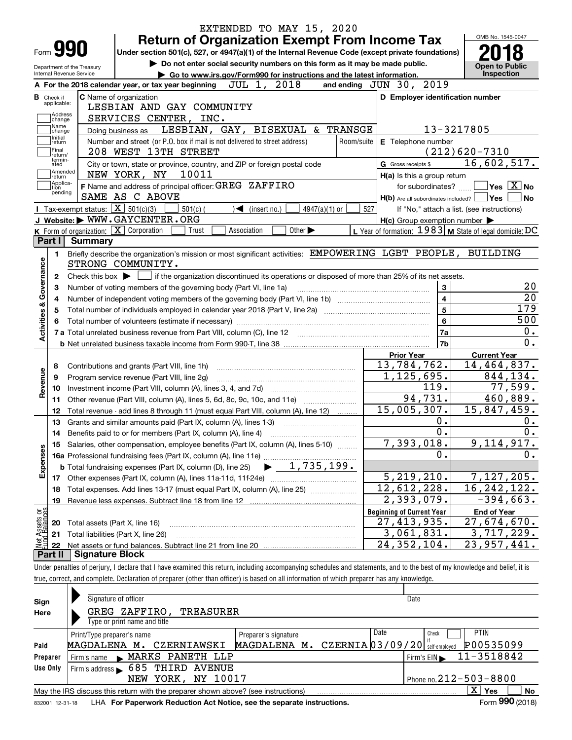EXTENDED TO MAY 15, 2020

# Form 990 — Return of Organization Exempt From Income Tax

Under section 501(c), 527, or 4947(a)(1) of the Internal Revenue Code (except private foundations)

▶ Do not enter social security numbers on this form as it may be made public.

▶ Go to www.irs.gov/Form990 for instructions and the latest information.

Department of the Treasury, Internal Revenue Service

OMB No. 1545-0047

**2018**

**Open to Public Inspection**

**A** For the 2018 calendar year, or tax year beginning JUL 1, 2018 and ending JUN 30, 2019

**B** Check if applicable: Address change, Name change, Initial return, Final return/terminated, Amended return, Application pending

**C** Name of organization: LESBIAN AND GAY COMMUNITY SERVICES CENTER, INC.

Doing business as: LESBIAN, GAY, BISEXUAL & TRANSGE

Number and street (or P.O. box if mail is not delivered to street address): 208 WEST 13TH STREET — Room/suite:

City or town, state or province, country, and ZIP or foreign postal code: NEW YORK, NY 10011

**F** Name and address of principal officer: GREG ZAFFIRO, SAME AS C ABOVE

**D** Employer identification number: 13-3217805

**E** Telephone number: (212)620-7310

**G** Gross receipts $ 16,602,517.

**H(a)** Is this a group return for subordinates? ☐ Yes ☒ No

**H(b)** Are all subordinates included? ☐ Yes ☐ No — If "No," attach a list. (see instructions)

**H(c)** Group exemption number ▶

**I** Tax-exempt status: ☒ 501(c)(3) ☐ 501(c) ( ) ◀ (insert no.) ☐ 4947(a)(1) or ☐ 527

**J** Website: ▶ WWW.GAYCENTER.ORG

**K** Form of organization: ☒ Corporation ☐ Trust ☐ Association ☐ Other ▶

**L** Year of formation: 1983 **M** State of legal domicile: DC

## Part I Summary

**Activities & Governance**

1. Briefly describe the organization's mission or most significant activities: EMPOWERING LGBT PEOPLE, BUILDING STRONG COMMUNITY.
2. Check this box ▶ ☐ if the organization discontinued its operations or disposed of more than 25% of its net assets.

| Line | Description | | Value |
|---|---|---|---|
| 3 | Number of voting members of the governing body (Part VI, line 1a) | 3 | 20 |
| 4 | Number of independent voting members of the governing body (Part VI, line 1b) | 4 | 20 |
| 5 | Total number of individuals employed in calendar year 2018 (Part V, line 2a) | 5 | 179 |
| 6 | Total number of volunteers (estimate if necessary) | 6 | 500 |
| 7a | Total unrelated business revenue from Part VIII, column (C), line 12 | 7a | 0. |
| 7b | Net unrelated business taxable income from Form 990-T, line 38 | 7b | 0. |

| Line | Description | Prior Year | Current Year |
|---|---|---|---|
| **Revenue** | | | |
| 8 | Contributions and grants (Part VIII, line 1h) | 13,784,762. | 14,464,837. |
| 9 | Program service revenue (Part VIII, line 2g) | 1,125,695. | 844,134. |
| 10 | Investment income (Part VIII, column (A), lines 3, 4, and 7d) | 119. | 77,599. |
| 11 | Other revenue (Part VIII, column (A), lines 5, 6d, 8c, 9c, 10c, and 11e) | 94,731. | 460,889. |
| 12 | Total revenue - add lines 8 through 11 (must equal Part VIII, column (A), line 12) | 15,005,307. | 15,847,459. |
| **Expenses** | | | |
| 13 | Grants and similar amounts paid (Part IX, column (A), lines 1-3) | 0. | 0. |
| 14 | Benefits paid to or for members (Part IX, column (A), line 4) | 0. | 0. |
| 15 | Salaries, other compensation, employee benefits (Part IX, column (A), lines 5-10) | 7,393,018. | 9,114,917. |
| 16a | Professional fundraising fees (Part IX, column (A), line 11e) | 0. | 0. |
| b | Total fundraising expenses (Part IX, column (D), line 25) ▶ 1,735,199. | | |
| 17 | Other expenses (Part IX, column (A), lines 11a-11d, 11f-24e) | 5,219,210. | 7,127,205. |
| 18 | Total expenses. Add lines 13-17 (must equal Part IX, column (A), line 25) | 12,612,228. | 16,242,122. |
| 19 | Revenue less expenses. Subtract line 18 from line 12 | 2,393,079. | -394,663. |

| Line | Net Assets or Fund Balances | Beginning of Current Year | End of Year |
|---|---|---|---|
| 20 | Total assets (Part X, line 16) | 27,413,935. | 27,674,670. |
| 21 | Total liabilities (Part X, line 26) | 3,061,831. | 3,717,229. |
| 22 | Net assets or fund balances. Subtract line 21 from line 20 | 24,352,104. | 23,957,441. |

## Part II Signature Block

Under penalties of perjury, I declare that I have examined this return, including accompanying schedules and statements, and to the best of my knowledge and belief, it is true, correct, and complete. Declaration of preparer (other than officer) is based on all information of which preparer has any knowledge.

**Sign Here**

Signature of officer — Date

GREG ZAFFIRO, TREASURER

Type or print name and title

**Paid Preparer Use Only**

| Print/Type preparer's name | Preparer's signature | Date | Check if self-employed | PTIN |
|---|---|---|---|---|
| MAGDALENA M. CZERNIAWSKI | MAGDALENA M. CZERNIA | 03/09/20 | ☐ | P00535099 |

Firm's name ▶ MARKS PANETH LLP — Firm's EIN ▶ 11-3518842

Firm's address ▶ 685 THIRD AVENUE, NEW YORK, NY 10017 — Phone no. 212-503-8800

May the IRS discuss this return with the preparer shown above? (see instructions) ☒ Yes ☐ No

832001 12-31-18 LHA For Paperwork Reduction Act Notice, see the separate instructions. Form **990** (2018)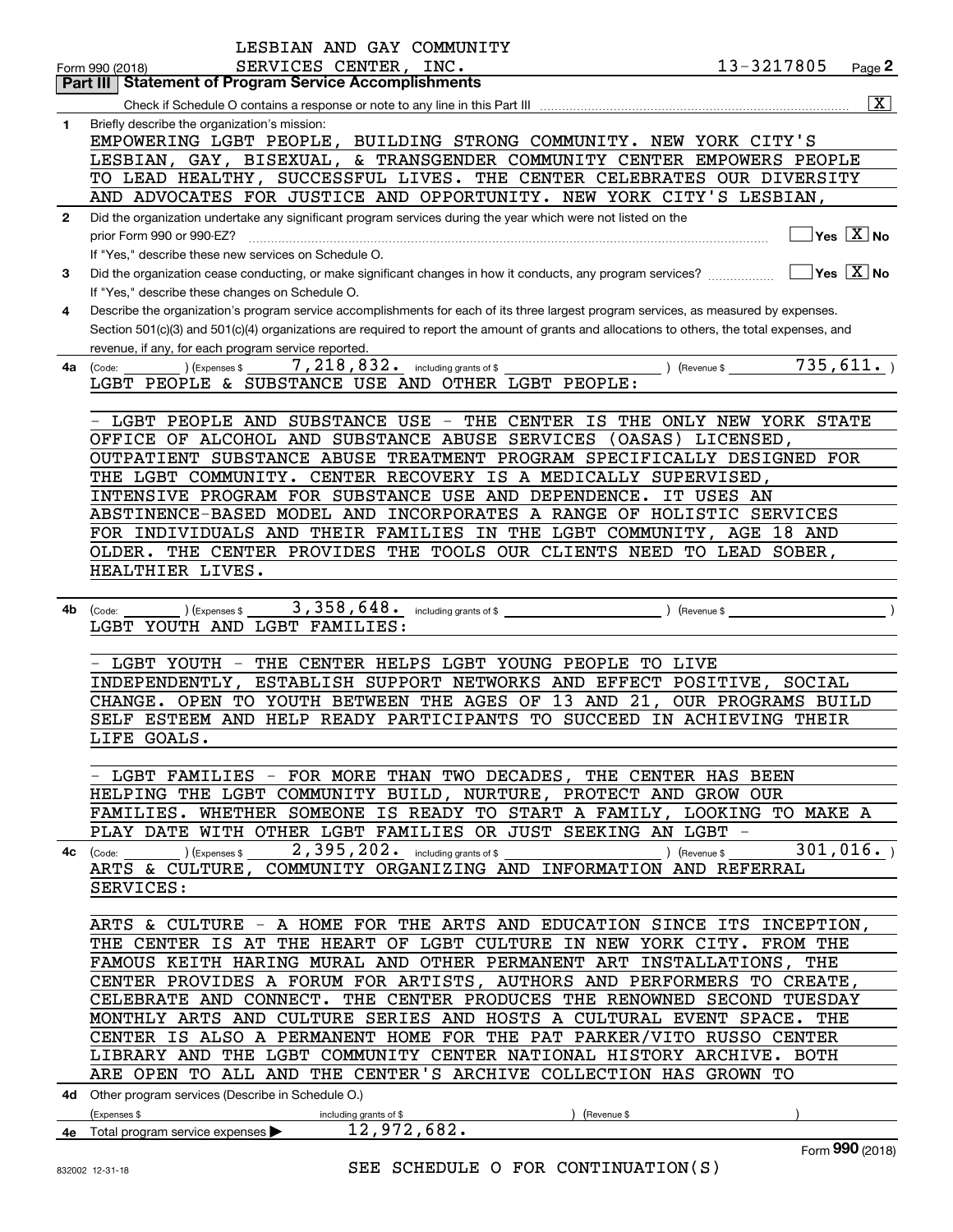LESBIAN AND GAY COMMUNITY

Form 990 (2018) SERVICES CENTER, INC. 13-3217805 Page 2

**Part III | Statement of Program Service Accomplishments**

Check if Schedule O contains a response or note to any line in this Part III .......... [X]

**1** Briefly describe the organization's mission:

EMPOWERING LGBT PEOPLE, BUILDING STRONG COMMUNITY. NEW YORK CITY'S LESBIAN, GAY, BISEXUAL, & TRANSGENDER COMMUNITY CENTER EMPOWERS PEOPLE TO LEAD HEALTHY, SUCCESSFUL LIVES. THE CENTER CELEBRATES OUR DIVERSITY AND ADVOCATES FOR JUSTICE AND OPPORTUNITY. NEW YORK CITY'S LESBIAN,

**2** Did the organization undertake any significant program services during the year which were not listed on the prior Form 990 or 990-EZ? .......... [ ] Yes [X] No

If "Yes," describe these new services on Schedule O.

**3** Did the organization cease conducting, or make significant changes in how it conducts, any program services? .......... [ ] Yes [X] No

If "Yes," describe these changes on Schedule O.

**4** Describe the organization's program service accomplishments for each of its three largest program services, as measured by expenses. Section 501(c)(3) and 501(c)(4) organizations are required to report the amount of grants and allocations to others, the total expenses, and revenue, if any, for each program service reported.

**4a** (Code: ) (Expenses $ 7,218,832. including grants of $ ) (Revenue $ 735,611. )

LGBT PEOPLE & SUBSTANCE USE AND OTHER LGBT PEOPLE:

- LGBT PEOPLE AND SUBSTANCE USE - THE CENTER IS THE ONLY NEW YORK STATE OFFICE OF ALCOHOL AND SUBSTANCE ABUSE SERVICES (OASAS) LICENSED, OUTPATIENT SUBSTANCE ABUSE TREATMENT PROGRAM SPECIFICALLY DESIGNED FOR THE LGBT COMMUNITY. CENTER RECOVERY IS A MEDICALLY SUPERVISED, INTENSIVE PROGRAM FOR SUBSTANCE USE AND DEPENDENCE. IT USES AN ABSTINENCE-BASED MODEL AND INCORPORATES A RANGE OF HOLISTIC SERVICES FOR INDIVIDUALS AND THEIR FAMILIES IN THE LGBT COMMUNITY, AGE 18 AND OLDER. THE CENTER PROVIDES THE TOOLS OUR CLIENTS NEED TO LEAD SOBER, HEALTHIER LIVES.

**4b** (Code: ) (Expenses $ 3,358,648. including grants of $ ) (Revenue $ )

LGBT YOUTH AND LGBT FAMILIES:

- LGBT YOUTH - THE CENTER HELPS LGBT YOUNG PEOPLE TO LIVE INDEPENDENTLY, ESTABLISH SUPPORT NETWORKS AND EFFECT POSITIVE, SOCIAL CHANGE. OPEN TO YOUTH BETWEEN THE AGES OF 13 AND 21, OUR PROGRAMS BUILD SELF ESTEEM AND HELP READY PARTICIPANTS TO SUCCEED IN ACHIEVING THEIR LIFE GOALS.

- LGBT FAMILIES - FOR MORE THAN TWO DECADES, THE CENTER HAS BEEN HELPING THE LGBT COMMUNITY BUILD, NURTURE, PROTECT AND GROW OUR FAMILIES. WHETHER SOMEONE IS READY TO START A FAMILY, LOOKING TO MAKE A PLAY DATE WITH OTHER LGBT FAMILIES OR JUST SEEKING AN LGBT -

**4c** (Code: ) (Expenses $ 2,395,202. including grants of $ ) (Revenue $ 301,016. )

ARTS & CULTURE, COMMUNITY ORGANIZING AND INFORMATION AND REFERRAL SERVICES:

ARTS & CULTURE - A HOME FOR THE ARTS AND EDUCATION SINCE ITS INCEPTION, THE CENTER IS AT THE HEART OF LGBT CULTURE IN NEW YORK CITY. FROM THE FAMOUS KEITH HARING MURAL AND OTHER PERMANENT ART INSTALLATIONS, THE CENTER PROVIDES A FORUM FOR ARTISTS, AUTHORS AND PERFORMERS TO CREATE, CELEBRATE AND CONNECT. THE CENTER PRODUCES THE RENOWNED SECOND TUESDAY MONTHLY ARTS AND CULTURE SERIES AND HOSTS A CULTURAL EVENT SPACE. THE CENTER IS ALSO A PERMANENT HOME FOR THE PAT PARKER/VITO RUSSO CENTER LIBRARY AND THE LGBT COMMUNITY CENTER NATIONAL HISTORY ARCHIVE. BOTH ARE OPEN TO ALL AND THE CENTER'S ARCHIVE COLLECTION HAS GROWN TO

**4d** Other program services (Describe in Schedule O.)

(Expenses $ including grants of $ ) (Revenue $ )

**4e** Total program service expenses ▶ 12,972,682.

SEE SCHEDULE O FOR CONTINUATION(S)

Form **990** (2018)

832002 12-31-18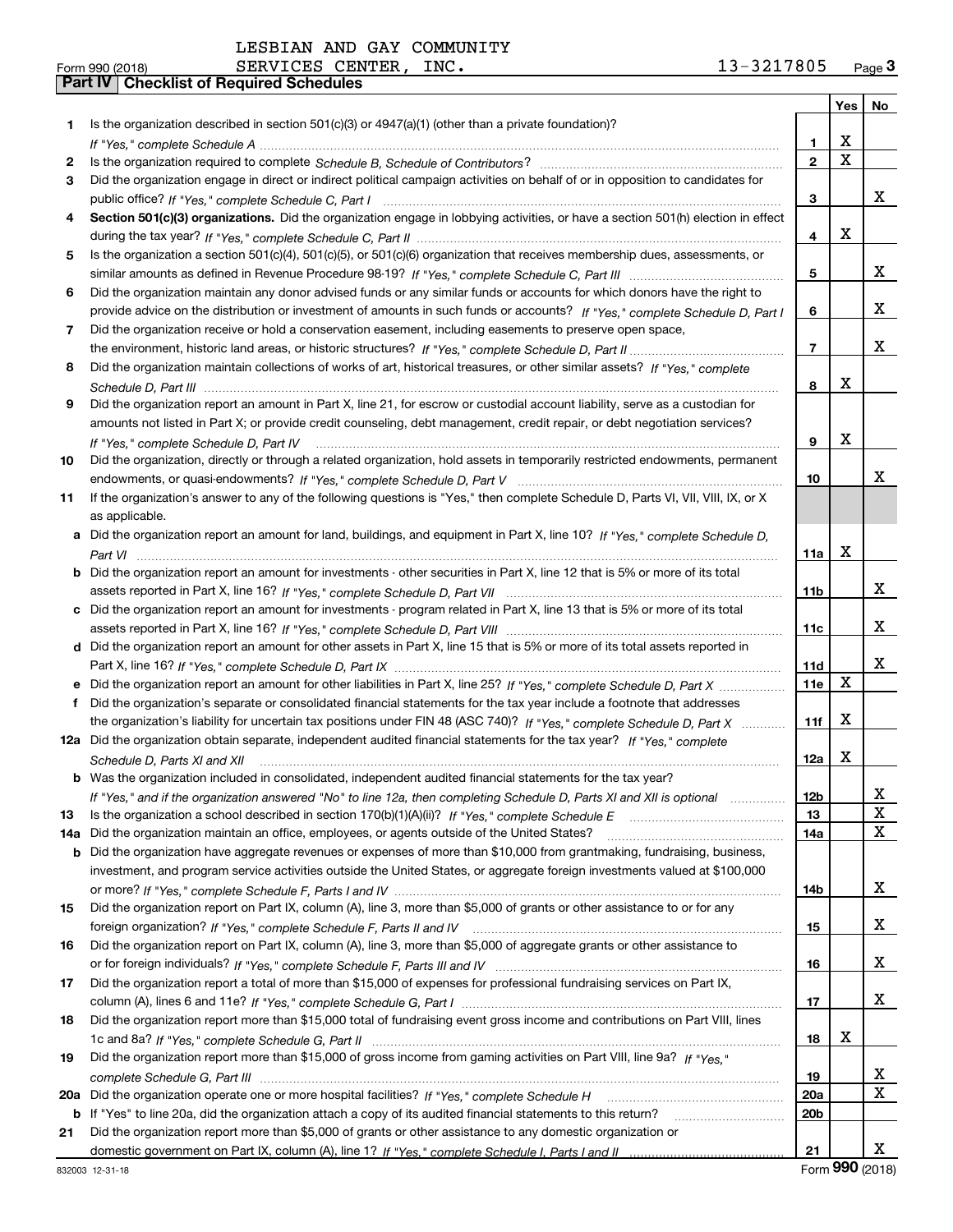LESBIAN AND GAY COMMUNITY SERVICES CENTER, INC. 13-3217805

Form 990 (2018)

## Part IV | Checklist of Required Schedules

| | | | Yes | No |
|---|---|---|---|---|
| 1 | Is the organization described in section 501(c)(3) or 4947(a)(1) (other than a private foundation)? *If "Yes," complete Schedule A* | 1 | X | |
| 2 | Is the organization required to complete *Schedule B, Schedule of Contributors*? | 2 | X | |
| 3 | Did the organization engage in direct or indirect political campaign activities on behalf of or in opposition to candidates for public office? *If "Yes," complete Schedule C, Part I* | 3 | | X |
| 4 | **Section 501(c)(3) organizations.** Did the organization engage in lobbying activities, or have a section 501(h) election in effect during the tax year? *If "Yes," complete Schedule C, Part II* | 4 | X | |
| 5 | Is the organization a section 501(c)(4), 501(c)(5), or 501(c)(6) organization that receives membership dues, assessments, or similar amounts as defined in Revenue Procedure 98-19? *If "Yes," complete Schedule C, Part III* | 5 | | X |
| 6 | Did the organization maintain any donor advised funds or any similar funds or accounts for which donors have the right to provide advice on the distribution or investment of amounts in such funds or accounts? *If "Yes," complete Schedule D, Part I* | 6 | | X |
| 7 | Did the organization receive or hold a conservation easement, including easements to preserve open space, the environment, historic land areas, or historic structures? *If "Yes," complete Schedule D, Part II* | 7 | | X |
| 8 | Did the organization maintain collections of works of art, historical treasures, or other similar assets? *If "Yes," complete Schedule D, Part III* | 8 | X | |
| 9 | Did the organization report an amount in Part X, line 21, for escrow or custodial account liability, serve as a custodian for amounts not listed in Part X; or provide credit counseling, debt management, credit repair, or debt negotiation services? *If "Yes," complete Schedule D, Part IV* | 9 | X | |
| 10 | Did the organization, directly or through a related organization, hold assets in temporarily restricted endowments, permanent endowments, or quasi-endowments? *If "Yes," complete Schedule D, Part V* | 10 | | X |
| 11 | If the organization's answer to any of the following questions is "Yes," then complete Schedule D, Parts VI, VII, VIII, IX, or X as applicable. | | | |
| a | Did the organization report an amount for land, buildings, and equipment in Part X, line 10? *If "Yes," complete Schedule D, Part VI* | 11a | X | |
| b | Did the organization report an amount for investments - other securities in Part X, line 12 that is 5% or more of its total assets reported in Part X, line 16? *If "Yes," complete Schedule D, Part VII* | 11b | | X |
| c | Did the organization report an amount for investments - program related in Part X, line 13 that is 5% or more of its total assets reported in Part X, line 16? *If "Yes," complete Schedule D, Part VIII* | 11c | | X |
| d | Did the organization report an amount for other assets in Part X, line 15 that is 5% or more of its total assets reported in Part X, line 16? *If "Yes," complete Schedule D, Part IX* | 11d | | X |
| e | Did the organization report an amount for other liabilities in Part X, line 25? *If "Yes," complete Schedule D, Part X* | 11e | X | |
| f | Did the organization's separate or consolidated financial statements for the tax year include a footnote that addresses the organization's liability for uncertain tax positions under FIN 48 (ASC 740)? *If "Yes," complete Schedule D, Part X* | 11f | X | |
| 12a | Did the organization obtain separate, independent audited financial statements for the tax year? *If "Yes," complete Schedule D, Parts XI and XII* | 12a | X | |
| b | Was the organization included in consolidated, independent audited financial statements for the tax year? *If "Yes," and if the organization answered "No" to line 12a, then completing Schedule D, Parts XI and XII is optional* | 12b | | X |
| 13 | Is the organization a school described in section 170(b)(1)(A)(ii)? *If "Yes," complete Schedule E* | 13 | | X |
| 14a | Did the organization maintain an office, employees, or agents outside of the United States? | 14a | | X |
| b | Did the organization have aggregate revenues or expenses of more than $10,000 from grantmaking, fundraising, business, investment, and program service activities outside the United States, or aggregate foreign investments valued at $100,000 or more? *If "Yes," complete Schedule F, Parts I and IV* | 14b | | X |
| 15 | Did the organization report on Part IX, column (A), line 3, more than $5,000 of grants or other assistance to or for any foreign organization? *If "Yes," complete Schedule F, Parts II and IV* | 15 | | X |
| 16 | Did the organization report on Part IX, column (A), line 3, more than $5,000 of aggregate grants or other assistance to or for foreign individuals? *If "Yes," complete Schedule F, Parts III and IV* | 16 | | X |
| 17 | Did the organization report a total of more than $15,000 of expenses for professional fundraising services on Part IX, column (A), lines 6 and 11e? *If "Yes," complete Schedule G, Part I* | 17 | | X |
| 18 | Did the organization report more than $15,000 total of fundraising event gross income and contributions on Part VIII, lines 1c and 8a? *If "Yes," complete Schedule G, Part II* | 18 | X | |
| 19 | Did the organization report more than $15,000 of gross income from gaming activities on Part VIII, line 9a? *If "Yes," complete Schedule G, Part III* | 19 | | X |
| 20a | Did the organization operate one or more hospital facilities? *If "Yes," complete Schedule H* | 20a | | X |
| b | If "Yes" to line 20a, did the organization attach a copy of its audited financial statements to this return? | 20b | | |
| 21 | Did the organization report more than $5,000 of grants or other assistance to any domestic organization or domestic government on Part IX, column (A), line 1? *If "Yes," complete Schedule I, Parts I and II* | 21 | | X |

832003 12-31-18

Form **990** (2018)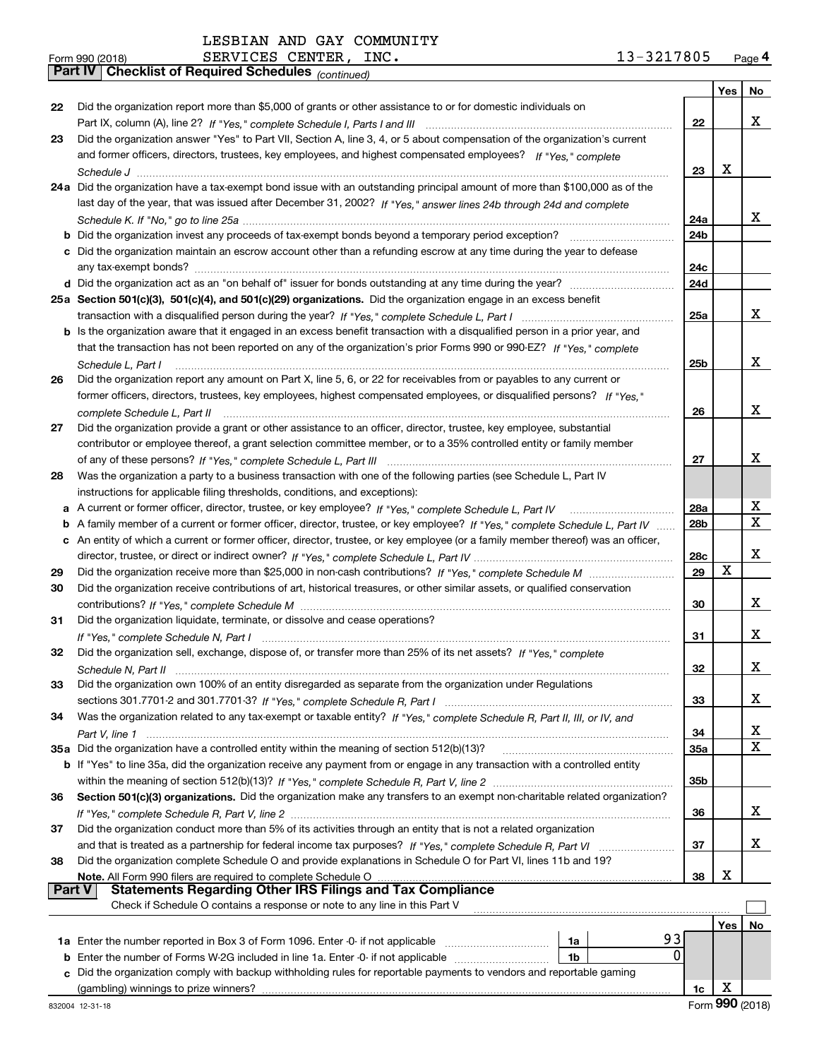LESBIAN AND GAY COMMUNITY
Form 990 (2018) SERVICES CENTER, INC. 13-3217805 Page 4

**Part IV | Checklist of Required Schedules** *(continued)*

| | | | Yes | No |
|---|---|---|---|---|
| 22 | Did the organization report more than $5,000 of grants or other assistance to or for domestic individuals on Part IX, column (A), line 2? *If "Yes," complete Schedule I, Parts I and III* | 22 | | X |
| 23 | Did the organization answer "Yes" to Part VII, Section A, line 3, 4, or 5 about compensation of the organization's current and former officers, directors, trustees, key employees, and highest compensated employees? *If "Yes," complete Schedule J* | 23 | X | |
| 24a | Did the organization have a tax-exempt bond issue with an outstanding principal amount of more than $100,000 as of the last day of the year, that was issued after December 31, 2002? *If "Yes," answer lines 24b through 24d and complete Schedule K. If "No," go to line 25a* | 24a | | X |
| b | Did the organization invest any proceeds of tax-exempt bonds beyond a temporary period exception? | 24b | | |
| c | Did the organization maintain an escrow account other than a refunding escrow at any time during the year to defease any tax-exempt bonds? | 24c | | |
| d | Did the organization act as an "on behalf of" issuer for bonds outstanding at any time during the year? | 24d | | |
| 25a | **Section 501(c)(3), 501(c)(4), and 501(c)(29) organizations.** Did the organization engage in an excess benefit transaction with a disqualified person during the year? *If "Yes," complete Schedule L, Part I* | 25a | | X |
| b | Is the organization aware that it engaged in an excess benefit transaction with a disqualified person in a prior year, and that the transaction has not been reported on any of the organization's prior Forms 990 or 990-EZ? *If "Yes," complete Schedule L, Part I* | 25b | | X |
| 26 | Did the organization report any amount on Part X, line 5, 6, or 22 for receivables from or payables to any current or former officers, directors, trustees, key employees, highest compensated employees, or disqualified persons? *If "Yes," complete Schedule L, Part II* | 26 | | X |
| 27 | Did the organization provide a grant or other assistance to an officer, director, trustee, key employee, substantial contributor or employee thereof, a grant selection committee member, or to a 35% controlled entity or family member of any of these persons? *If "Yes," complete Schedule L, Part III* | 27 | | X |
| 28 | Was the organization a party to a business transaction with one of the following parties (see Schedule L, Part IV instructions for applicable filing thresholds, conditions, and exceptions): | | | |
| a | A current or former officer, director, trustee, or key employee? *If "Yes," complete Schedule L, Part IV* | 28a | | X |
| b | A family member of a current or former officer, director, trustee, or key employee? *If "Yes," complete Schedule L, Part IV* | 28b | | X |
| c | An entity of which a current or former officer, director, trustee, or key employee (or a family member thereof) was an officer, director, trustee, or direct or indirect owner? *If "Yes," complete Schedule L, Part IV* | 28c | | X |
| 29 | Did the organization receive more than $25,000 in non-cash contributions? *If "Yes," complete Schedule M* | 29 | X | |
| 30 | Did the organization receive contributions of art, historical treasures, or other similar assets, or qualified conservation contributions? *If "Yes," complete Schedule M* | 30 | | X |
| 31 | Did the organization liquidate, terminate, or dissolve and cease operations? *If "Yes," complete Schedule N, Part I* | 31 | | X |
| 32 | Did the organization sell, exchange, dispose of, or transfer more than 25% of its net assets? *If "Yes," complete Schedule N, Part II* | 32 | | X |
| 33 | Did the organization own 100% of an entity disregarded as separate from the organization under Regulations sections 301.7701-2 and 301.7701-3? *If "Yes," complete Schedule R, Part I* | 33 | | X |
| 34 | Was the organization related to any tax-exempt or taxable entity? *If "Yes," complete Schedule R, Part II, III, or IV, and Part V, line 1* | 34 | | X |
| 35a | Did the organization have a controlled entity within the meaning of section 512(b)(13)? | 35a | | X |
| b | If "Yes" to line 35a, did the organization receive any payment from or engage in any transaction with a controlled entity within the meaning of section 512(b)(13)? *If "Yes," complete Schedule R, Part V, line 2* | 35b | | |
| 36 | **Section 501(c)(3) organizations.** Did the organization make any transfers to an exempt non-charitable related organization? *If "Yes," complete Schedule R, Part V, line 2* | 36 | | X |
| 37 | Did the organization conduct more than 5% of its activities through an entity that is not a related organization and that is treated as a partnership for federal income tax purposes? *If "Yes," complete Schedule R, Part VI* | 37 | | X |
| 38 | Did the organization complete Schedule O and provide explanations in Schedule O for Part VI, lines 11b and 19? **Note.** All Form 990 filers are required to complete Schedule O | 38 | X | |

**Part V | Statements Regarding Other IRS Filings and Tax Compliance**

Check if Schedule O contains a response or note to any line in this Part V ☐

| | | | | | Yes | No |
|---|---|---|---|---|---|---|
| 1a | Enter the number reported in Box 3 of Form 1096. Enter -0- if not applicable | 1a | 93 | | | |
| b | Enter the number of Forms W-2G included in line 1a. Enter -0- if not applicable | 1b | 0 | | | |
| c | Did the organization comply with backup withholding rules for reportable payments to vendors and reportable gaming (gambling) winnings to prize winners? | | | 1c | X | |

832004 12-31-18 Form **990** (2018)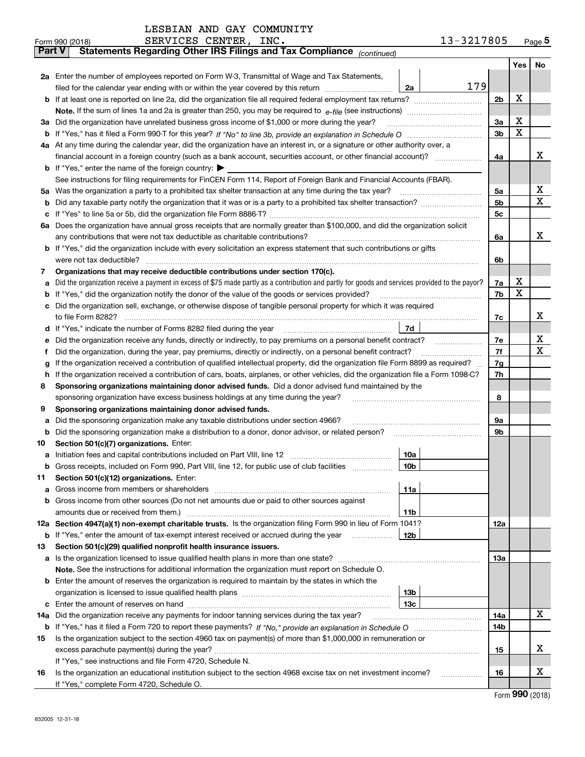LESBIAN AND GAY COMMUNITY SERVICES CENTER, INC. 13-3217805

Form 990 (2018)

## Part V Statements Regarding Other IRS Filings and Tax Compliance *(continued)*

| | | | | | Yes | No |
|---|---|---|---|---|---|---|
| **2a** | Enter the number of employees reported on Form W-3, Transmittal of Wage and Tax Statements, filed for the calendar year ending with or within the year covered by this return | 2a | 179 | | | |
| **b** | If at least one is reported on line 2a, did the organization file all required federal employment tax returns? | | | 2b | X | |
| | **Note.** If the sum of lines 1a and 2a is greater than 250, you may be required to *e-file* (see instructions) | | | | | |
| **3a** | Did the organization have unrelated business gross income of $1,000 or more during the year? | | | 3a | X | |
| **b** | If "Yes," has it filed a Form 990-T for this year? *If "No" to line 3b, provide an explanation in Schedule O* | | | 3b | X | |
| **4a** | At any time during the calendar year, did the organization have an interest in, or a signature or other authority over, a financial account in a foreign country (such as a bank account, securities account, or other financial account)? | | | 4a | | X |
| **b** | If "Yes," enter the name of the foreign country: ▶ | | | | | |
| | See instructions for filing requirements for FinCEN Form 114, Report of Foreign Bank and Financial Accounts (FBAR). | | | | | |
| **5a** | Was the organization a party to a prohibited tax shelter transaction at any time during the tax year? | | | 5a | | X |
| **b** | Did any taxable party notify the organization that it was or is a party to a prohibited tax shelter transaction? | | | 5b | | X |
| **c** | If "Yes" to line 5a or 5b, did the organization file Form 8886-T? | | | 5c | | |
| **6a** | Does the organization have annual gross receipts that are normally greater than $100,000, and did the organization solicit any contributions that were not tax deductible as charitable contributions? | | | 6a | | X |
| **b** | If "Yes," did the organization include with every solicitation an express statement that such contributions or gifts were not tax deductible? | | | 6b | | |
| **7** | **Organizations that may receive deductible contributions under section 170(c).** | | | | | |
| **a** | Did the organization receive a payment in excess of $75 made partly as a contribution and partly for goods and services provided to the payor? | | | 7a | X | |
| **b** | If "Yes," did the organization notify the donor of the value of the goods or services provided? | | | 7b | X | |
| **c** | Did the organization sell, exchange, or otherwise dispose of tangible personal property for which it was required to file Form 8282? | | | 7c | | X |
| **d** | If "Yes," indicate the number of Forms 8282 filed during the year | 7d | | | | |
| **e** | Did the organization receive any funds, directly or indirectly, to pay premiums on a personal benefit contract? | | | 7e | | X |
| **f** | Did the organization, during the year, pay premiums, directly or indirectly, on a personal benefit contract? | | | 7f | | X |
| **g** | If the organization received a contribution of qualified intellectual property, did the organization file Form 8899 as required? | | | 7g | | |
| **h** | If the organization received a contribution of cars, boats, airplanes, or other vehicles, did the organization file a Form 1098-C? | | | 7h | | |
| **8** | **Sponsoring organizations maintaining donor advised funds.** Did a donor advised fund maintained by the sponsoring organization have excess business holdings at any time during the year? | | | 8 | | |
| **9** | **Sponsoring organizations maintaining donor advised funds.** | | | | | |
| **a** | Did the sponsoring organization make any taxable distributions under section 4966? | | | 9a | | |
| **b** | Did the sponsoring organization make a distribution to a donor, donor advisor, or related person? | | | 9b | | |
| **10** | **Section 501(c)(7) organizations.** Enter: | | | | | |
| **a** | Initiation fees and capital contributions included on Part VIII, line 12 | 10a | | | | |
| **b** | Gross receipts, included on Form 990, Part VIII, line 12, for public use of club facilities | 10b | | | | |
| **11** | **Section 501(c)(12) organizations.** Enter: | | | | | |
| **a** | Gross income from members or shareholders | 11a | | | | |
| **b** | Gross income from other sources (Do not net amounts due or paid to other sources against amounts due or received from them.) | 11b | | | | |
| **12a** | **Section 4947(a)(1) non-exempt charitable trusts.** Is the organization filing Form 990 in lieu of Form 1041? | | | 12a | | |
| **b** | If "Yes," enter the amount of tax-exempt interest received or accrued during the year | 12b | | | | |
| **13** | **Section 501(c)(29) qualified nonprofit health insurance issuers.** | | | | | |
| **a** | Is the organization licensed to issue qualified health plans in more than one state? | | | 13a | | |
| | **Note.** See the instructions for additional information the organization must report on Schedule O. | | | | | |
| **b** | Enter the amount of reserves the organization is required to maintain by the states in which the organization is licensed to issue qualified health plans | 13b | | | | |
| **c** | Enter the amount of reserves on hand | 13c | | | | |
| **14a** | Did the organization receive any payments for indoor tanning services during the tax year? | | | 14a | | X |
| **b** | If "Yes," has it filed a Form 720 to report these payments? *If "No," provide an explanation in Schedule O* | | | 14b | | |
| **15** | Is the organization subject to the section 4960 tax on payment(s) of more than $1,000,000 in remuneration or excess parachute payment(s) during the year? | | | 15 | | X |
| | If "Yes," see instructions and file Form 4720, Schedule N. | | | | | |
| **16** | Is the organization an educational institution subject to the section 4968 excise tax on net investment income? | | | 16 | | X |
| | If "Yes," complete Form 4720, Schedule O. | | | | | |

Form **990** (2018)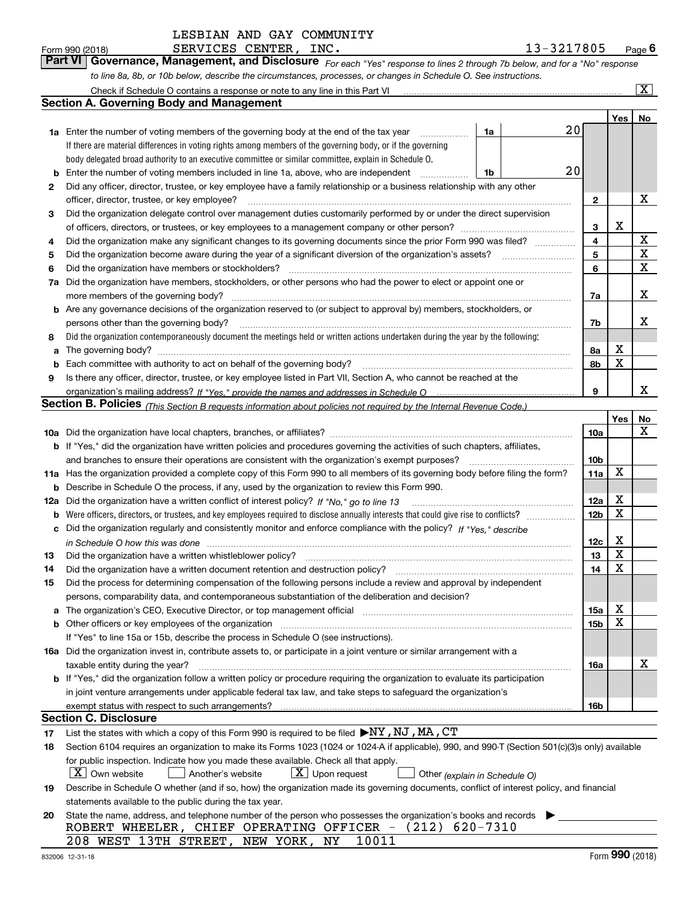LESBIAN AND GAY COMMUNITY
Form 990 (2018) SERVICES CENTER, INC. 13-3217805 Page **6**

**Part VI** **Governance, Management, and Disclosure** *For each "Yes" response to lines 2 through 7b below, and for a "No" response to line 8a, 8b, or 10b below, describe the circumstances, processes, or changes in Schedule O. See instructions.*

Check if Schedule O contains a response or note to any line in this Part VI ... [X]

## Section A. Governing Body and Management

| | | | | Yes | No |
|---|---|---|---|---|---|
| **1a** | Enter the number of voting members of the governing body at the end of the tax year ... **1a** | 20 | | | |
| | If there are material differences in voting rights among members of the governing body, or if the governing body delegated broad authority to an executive committee or similar committee, explain in Schedule O. | | | | |
| **b** | Enter the number of voting members included in line 1a, above, who are independent ... **1b** | 20 | | | |
| **2** | Did any officer, director, trustee, or key employee have a family relationship or a business relationship with any other officer, director, trustee, or key employee? | | **2** | | X |
| **3** | Did the organization delegate control over management duties customarily performed by or under the direct supervision of officers, directors, or trustees, or key employees to a management company or other person? | | **3** | X | |
| **4** | Did the organization make any significant changes to its governing documents since the prior Form 990 was filed? | | **4** | | X |
| **5** | Did the organization become aware during the year of a significant diversion of the organization's assets? | | **5** | | X |
| **6** | Did the organization have members or stockholders? | | **6** | | X |
| **7a** | Did the organization have members, stockholders, or other persons who had the power to elect or appoint one or more members of the governing body? | | **7a** | | X |
| **b** | Are any governance decisions of the organization reserved to (or subject to approval by) members, stockholders, or persons other than the governing body? | | **7b** | | X |
| **8** | Did the organization contemporaneously document the meetings held or written actions undertaken during the year by the following: | | | | |
| **a** | The governing body? | | **8a** | X | |
| **b** | Each committee with authority to act on behalf of the governing body? | | **8b** | X | |
| **9** | Is there any officer, director, trustee, or key employee listed in Part VII, Section A, who cannot be reached at the organization's mailing address? *If "Yes," provide the names and addresses in Schedule O* | | **9** | | X |

## Section B. Policies *(This Section B requests information about policies not required by the Internal Revenue Code.)*

| | | | Yes | No |
|---|---|---|---|---|
| **10a** | Did the organization have local chapters, branches, or affiliates? | **10a** | | X |
| **b** | If "Yes," did the organization have written policies and procedures governing the activities of such chapters, affiliates, and branches to ensure their operations are consistent with the organization's exempt purposes? | **10b** | | |
| **11a** | Has the organization provided a complete copy of this Form 990 to all members of its governing body before filing the form? | **11a** | X | |
| **b** | Describe in Schedule O the process, if any, used by the organization to review this Form 990. | | | |
| **12a** | Did the organization have a written conflict of interest policy? *If "No," go to line 13* | **12a** | X | |
| **b** | Were officers, directors, or trustees, and key employees required to disclose annually interests that could give rise to conflicts? | **12b** | X | |
| **c** | Did the organization regularly and consistently monitor and enforce compliance with the policy? *If "Yes," describe in Schedule O how this was done* | **12c** | X | |
| **13** | Did the organization have a written whistleblower policy? | **13** | X | |
| **14** | Did the organization have a written document retention and destruction policy? | **14** | X | |
| **15** | Did the process for determining compensation of the following persons include a review and approval by independent persons, comparability data, and contemporaneous substantiation of the deliberation and decision? | | | |
| **a** | The organization's CEO, Executive Director, or top management official | **15a** | X | |
| **b** | Other officers or key employees of the organization | **15b** | X | |
| | If "Yes" to line 15a or 15b, describe the process in Schedule O (see instructions). | | | |
| **16a** | Did the organization invest in, contribute assets to, or participate in a joint venture or similar arrangement with a taxable entity during the year? | **16a** | | X |
| **b** | If "Yes," did the organization follow a written policy or procedure requiring the organization to evaluate its participation in joint venture arrangements under applicable federal tax law, and take steps to safeguard the organization's exempt status with respect to such arrangements? | **16b** | | |

## Section C. Disclosure

**17** List the states with which a copy of this Form 990 is required to be filed ▶NY,NJ,MA,CT

**18** Section 6104 requires an organization to make its Forms 1023 (1024 or 1024-A if applicable), 990, and 990-T (Section 501(c)(3)s only) available for public inspection. Indicate how you made these available. Check all that apply.

[X] Own website [ ] Another's website [X] Upon request [ ] Other *(explain in Schedule O)*

**19** Describe in Schedule O whether (and if so, how) the organization made its governing documents, conflict of interest policy, and financial statements available to the public during the tax year.

**20** State the name, address, and telephone number of the person who possesses the organization's books and records ▶

ROBERT WHEELER, CHIEF OPERATING OFFICER - (212) 620-7310
208 WEST 13TH STREET, NEW YORK, NY 10011

832006 12-31-18 Form **990** (2018)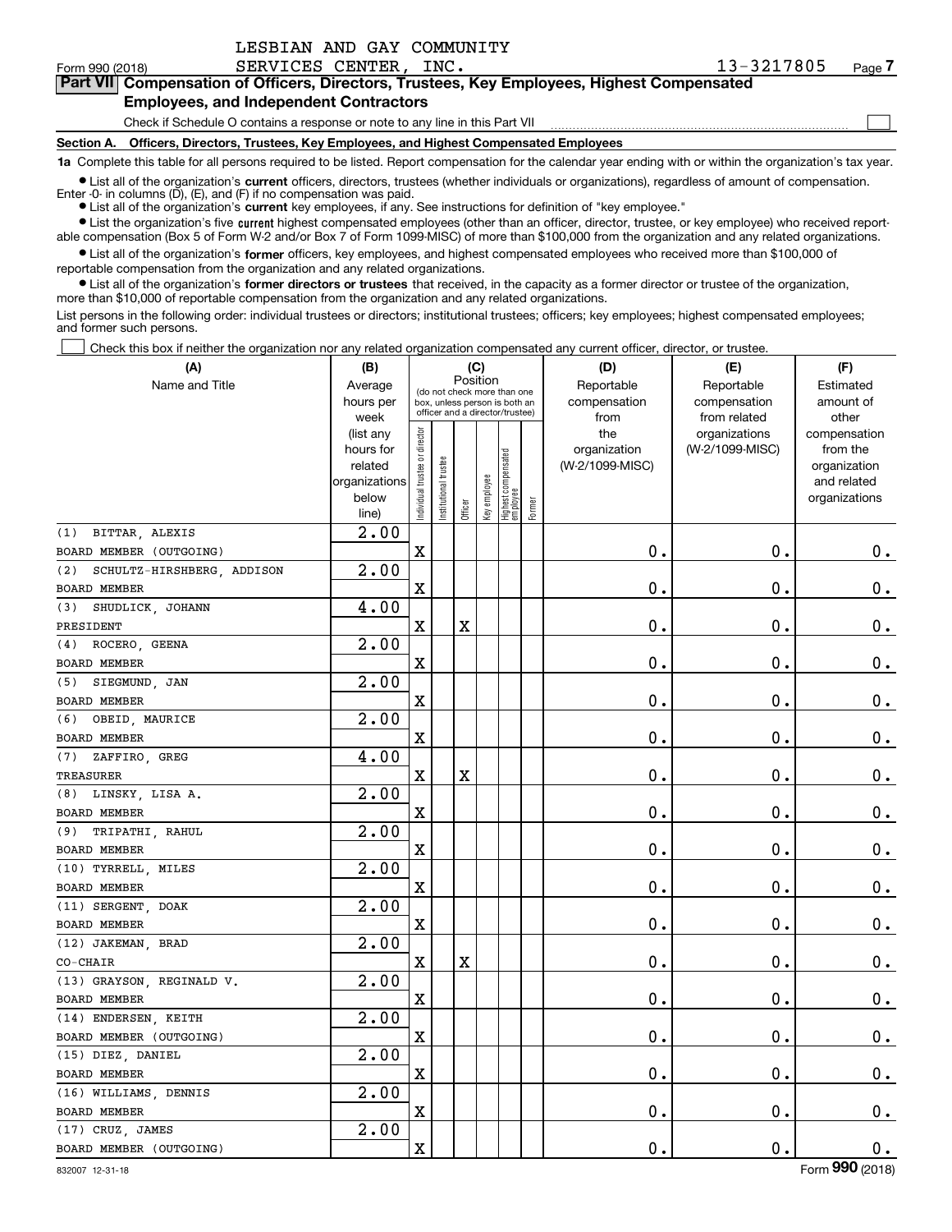LESBIAN AND GAY COMMUNITY SERVICES CENTER, INC. 13-3217805

Form 990 (2018)

## Part VII Compensation of Officers, Directors, Trustees, Key Employees, Highest Compensated Employees, and Independent Contractors

Check if Schedule O contains a response or note to any line in this Part VII ☐

### Section A. Officers, Directors, Trustees, Key Employees, and Highest Compensated Employees

**1a** Complete this table for all persons required to be listed. Report compensation for the calendar year ending with or within the organization's tax year.

- List all of the organization's **current** officers, directors, trustees (whether individuals or organizations), regardless of amount of compensation. Enter -0- in columns (D), (E), and (F) if no compensation was paid.
- List all of the organization's **current** key employees, if any. See instructions for definition of "key employee."
- List the organization's five **current** highest compensated employees (other than an officer, director, trustee, or key employee) who received reportable compensation (Box 5 of Form W-2 and/or Box 7 of Form 1099-MISC) of more than $100,000 from the organization and any related organizations.
- List all of the organization's **former** officers, key employees, and highest compensated employees who received more than $100,000 of reportable compensation from the organization and any related organizations.
- List all of the organization's **former directors or trustees** that received, in the capacity as a former director or trustee of the organization, more than $10,000 of reportable compensation from the organization and any related organizations.

List persons in the following order: individual trustees or directors; institutional trustees; officers; key employees; highest compensated employees; and former such persons.

☐ Check this box if neither the organization nor any related organization compensated any current officer, director, or trustee.

| (A) Name and Title | (B) Average hours per week (list any hours for related organizations below line) | (C) Position: Individual trustee or director | Institutional trustee | Officer | Key employee | Highest compensated employee | Former | (D) Reportable compensation from the organization (W-2/1099-MISC) | (E) Reportable compensation from related organizations (W-2/1099-MISC) | (F) Estimated amount of other compensation from the organization and related organizations |
|---|---|---|---|---|---|---|---|---|---|---|
| (1) BITTAR, ALEXIS<br>BOARD MEMBER (OUTGOING) | 2.00 | X | | | | | | 0. | 0. | 0. |
| (2) SCHULTZ-HIRSHBERG, ADDISON<br>BOARD MEMBER | 2.00 | X | | | | | | 0. | 0. | 0. |
| (3) SHUDLICK, JOHANN<br>PRESIDENT | 4.00 | X | | X | | | | 0. | 0. | 0. |
| (4) ROCERO, GEENA<br>BOARD MEMBER | 2.00 | X | | | | | | 0. | 0. | 0. |
| (5) SIEGMUND, JAN<br>BOARD MEMBER | 2.00 | X | | | | | | 0. | 0. | 0. |
| (6) OBEID, MAURICE<br>BOARD MEMBER | 2.00 | X | | | | | | 0. | 0. | 0. |
| (7) ZAFFIRO, GREG<br>TREASURER | 4.00 | X | | X | | | | 0. | 0. | 0. |
| (8) LINSKY, LISA A.<br>BOARD MEMBER | 2.00 | X | | | | | | 0. | 0. | 0. |
| (9) TRIPATHI, RAHUL<br>BOARD MEMBER | 2.00 | X | | | | | | 0. | 0. | 0. |
| (10) TYRRELL, MILES<br>BOARD MEMBER | 2.00 | X | | | | | | 0. | 0. | 0. |
| (11) SERGENT, DOAK<br>BOARD MEMBER | 2.00 | X | | | | | | 0. | 0. | 0. |
| (12) JAKEMAN, BRAD<br>CO-CHAIR | 2.00 | X | | X | | | | 0. | 0. | 0. |
| (13) GRAYSON, REGINALD V.<br>BOARD MEMBER | 2.00 | X | | | | | | 0. | 0. | 0. |
| (14) ENDERSEN, KEITH<br>BOARD MEMBER (OUTGOING) | 2.00 | X | | | | | | 0. | 0. | 0. |
| (15) DIEZ, DANIEL<br>BOARD MEMBER | 2.00 | X | | | | | | 0. | 0. | 0. |
| (16) WILLIAMS, DENNIS<br>BOARD MEMBER | 2.00 | X | | | | | | 0. | 0. | 0. |
| (17) CRUZ, JAMES<br>BOARD MEMBER (OUTGOING) | 2.00 | X | | | | | | 0. | 0. | 0. |

832007 12-31-18 Form 990 (2018)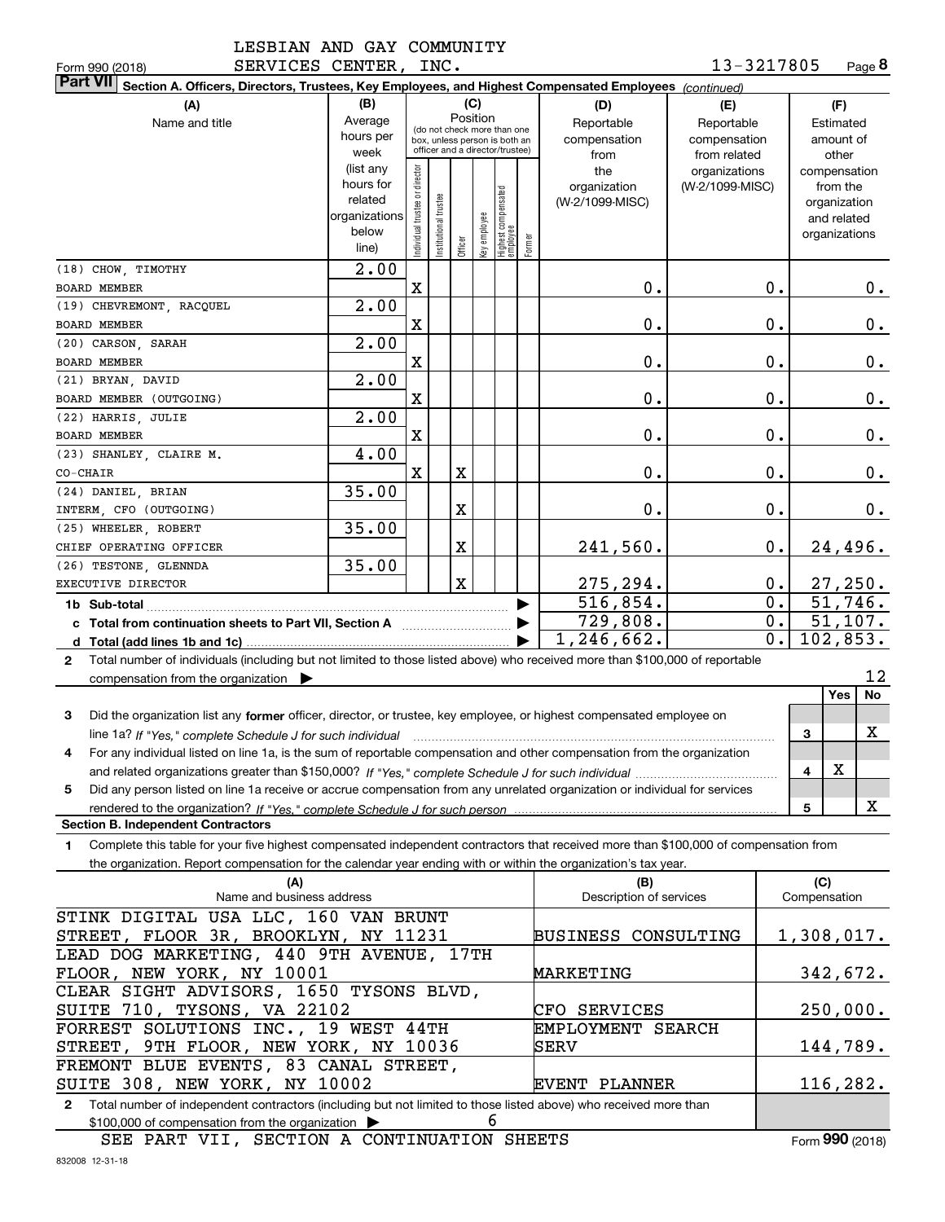LESBIAN AND GAY COMMUNITY SERVICES CENTER, INC. 13-3217805

Form 990 (2018) Page **8**

**Part VII** Section A. Officers, Directors, Trustees, Key Employees, and Highest Compensated Employees *(continued)*

| (A) Name and title | (B) Average hours per week (list any hours for related organizations below line) | (C) Position: Individual trustee or director | Institutional trustee | Officer | Key employee | Highest compensated employee | Former | (D) Reportable compensation from the organization (W-2/1099-MISC) | (E) Reportable compensation from related organizations (W-2/1099-MISC) | (F) Estimated amount of other compensation from the organization and related organizations |
|---|---|---|---|---|---|---|---|---|---|---|
| (18) CHOW, TIMOTHY<br>BOARD MEMBER | 2.00 | X | | | | | | 0. | 0. | 0. |
| (19) CHEVREMONT, RACQUEL<br>BOARD MEMBER | 2.00 | X | | | | | | 0. | 0. | 0. |
| (20) CARSON, SARAH<br>BOARD MEMBER | 2.00 | X | | | | | | 0. | 0. | 0. |
| (21) BRYAN, DAVID<br>BOARD MEMBER (OUTGOING) | 2.00 | X | | | | | | 0. | 0. | 0. |
| (22) HARRIS, JULIE<br>BOARD MEMBER | 2.00 | X | | | | | | 0. | 0. | 0. |
| (23) SHANLEY, CLAIRE M.<br>CO-CHAIR | 4.00 | X | | X | | | | 0. | 0. | 0. |
| (24) DANIEL, BRIAN<br>INTERM, CFO (OUTGOING) | 35.00 | | | X | | | | 0. | 0. | 0. |
| (25) WHEELER, ROBERT<br>CHIEF OPERATING OFFICER | 35.00 | | | X | | | | 241,560. | 0. | 24,496. |
| (26) TESTONE, GLENNDA<br>EXECUTIVE DIRECTOR | 35.00 | | | X | | | | 275,294. | 0. | 27,250. |
| **1b Sub-total** | | | | | | | | 516,854. | 0. | 51,746. |
| **c Total from continuation sheets to Part VII, Section A** | | | | | | | | 729,808. | 0. | 51,107. |
| **d Total (add lines 1b and 1c)** | | | | | | | | 1,246,662. | 0. | 102,853. |

**2** Total number of individuals (including but not limited to those listed above) who received more than $100,000 of reportable compensation from the organization ▶ 12

| | | Yes | No |
|---|---|---|---|
| **3** Did the organization list any **former** officer, director, or trustee, key employee, or highest compensated employee on line 1a? *If "Yes," complete Schedule J for such individual* | 3 | | X |
| **4** For any individual listed on line 1a, is the sum of reportable compensation and other compensation from the organization and related organizations greater than $150,000? *If "Yes," complete Schedule J for such individual* | 4 | X | |
| **5** Did any person listed on line 1a receive or accrue compensation from any unrelated organization or individual for services rendered to the organization? *If "Yes," complete Schedule J for such person* | 5 | | X |

**Section B. Independent Contractors**

**1** Complete this table for your five highest compensated independent contractors that received more than $100,000 of compensation from the organization. Report compensation for the calendar year ending with or within the organization's tax year.

| (A) Name and business address | (B) Description of services | (C) Compensation |
|---|---|---|
| STINK DIGITAL USA LLC, 160 VAN BRUNT STREET, FLOOR 3R, BROOKLYN, NY 11231 | BUSINESS CONSULTING | 1,308,017. |
| LEAD DOG MARKETING, 440 9TH AVENUE, 17TH FLOOR, NEW YORK, NY 10001 | MARKETING | 342,672. |
| CLEAR SIGHT ADVISORS, 1650 TYSONS BLVD, SUITE 710, TYSONS, VA 22102 | CFO SERVICES | 250,000. |
| FORREST SOLUTIONS INC., 19 WEST 44TH STREET, 9TH FLOOR, NEW YORK, NY 10036 | EMPLOYMENT SEARCH SERV | 144,789. |
| FREMONT BLUE EVENTS, 83 CANAL STREET, SUITE 308, NEW YORK, NY 10002 | EVENT PLANNER | 116,282. |

**2** Total number of independent contractors (including but not limited to those listed above) who received more than $100,000 of compensation from the organization ▶ 6

SEE PART VII, SECTION A CONTINUATION SHEETS

Form **990** (2018)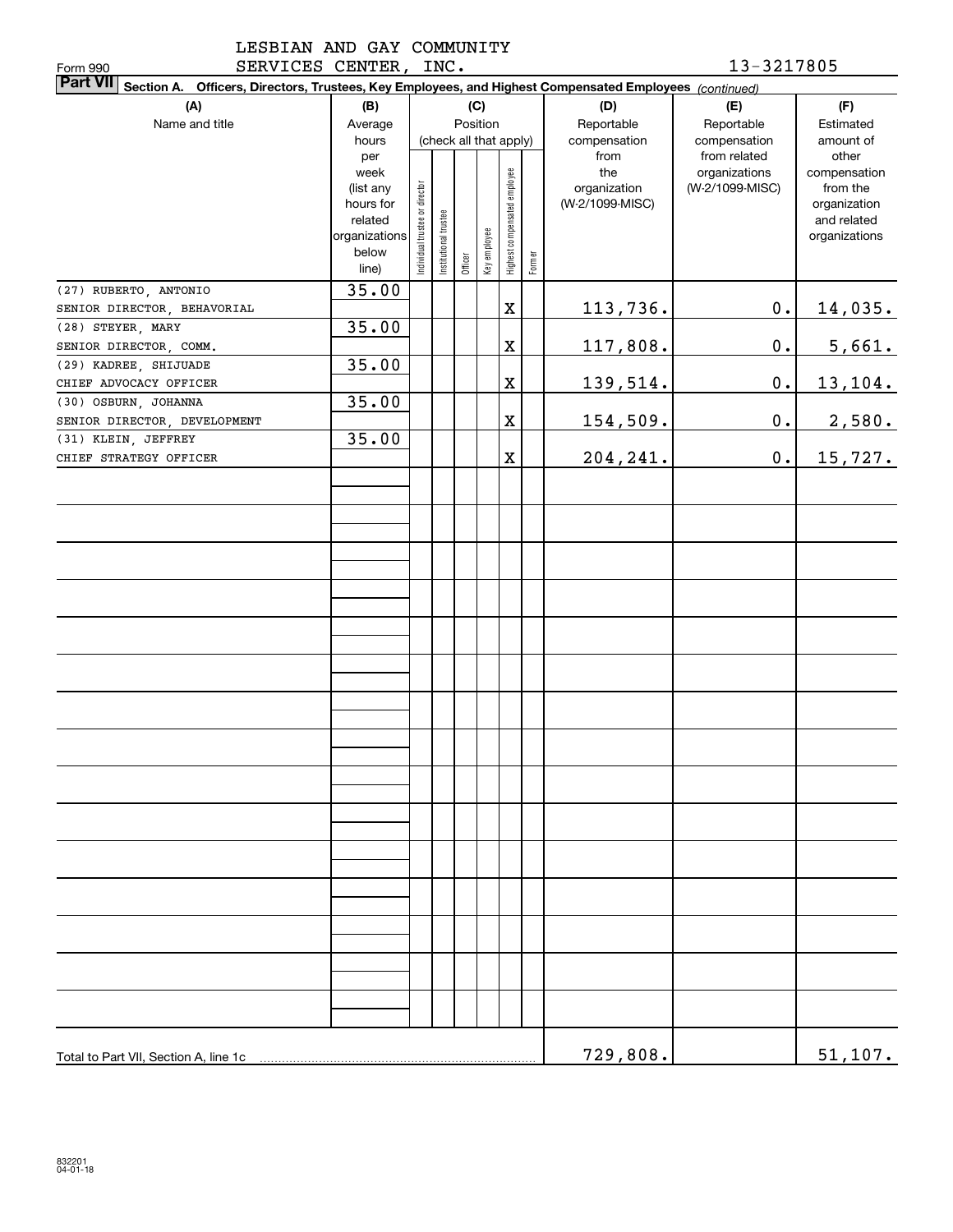LESBIAN AND GAY COMMUNITY SERVICES CENTER, INC.

Form 990 — 13-3217805

**Part VII Section A. Officers, Directors, Trustees, Key Employees, and Highest Compensated Employees** *(continued)*

| (A) Name and title | (B) Average hours per week (list any hours for related organizations below line) | (C) Position: Individual trustee or director | Institutional trustee | Officer | Key employee | Highest compensated employee | Former | (D) Reportable compensation from the organization (W-2/1099-MISC) | (E) Reportable compensation from related organizations (W-2/1099-MISC) | (F) Estimated amount of other compensation from the organization and related organizations |
|---|---|---|---|---|---|---|---|---|---|---|
| (27) RUBERTO, ANTONIO<br>SENIOR DIRECTOR, BEHAVIORAL | 35.00 | | | | | X | | 113,736. | 0. | 14,035. |
| (28) STEYER, MARY<br>SENIOR DIRECTOR, COMM. | 35.00 | | | | | X | | 117,808. | 0. | 5,661. |
| (29) KADREE, SHIJUADE<br>CHIEF ADVOCACY OFFICER | 35.00 | | | | | X | | 139,514. | 0. | 13,104. |
| (30) OSBURN, JOHANNA<br>SENIOR DIRECTOR, DEVELOPMENT | 35.00 | | | | | X | | 154,509. | 0. | 2,580. |
| (31) KLEIN, JEFFREY<br>CHIEF STRATEGY OFFICER | 35.00 | | | | | X | | 204,241. | 0. | 15,727. |
| Total to Part VII, Section A, line 1c | | | | | | | | 729,808. | | 51,107. |

832201 04-01-18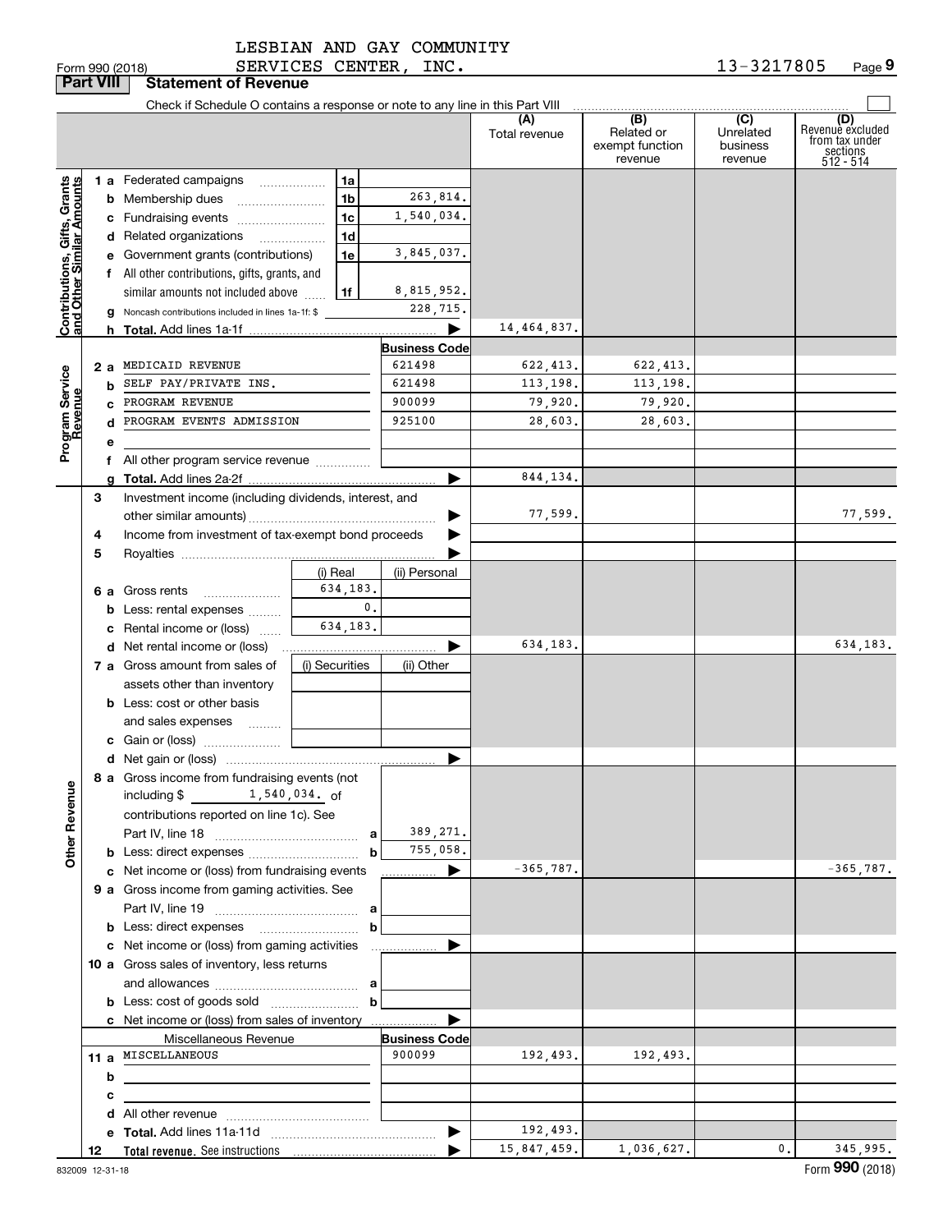LESBIAN AND GAY COMMUNITY
Form 990 (2018) SERVICES CENTER, INC. 13-3217805 Page 9

**Part VIII Statement of Revenue**

Check if Schedule O contains a response or note to any line in this Part VIII

| | | | | (A) Total revenue | (B) Related or exempt function revenue | (C) Unrelated business revenue | (D) Revenue excluded from tax under sections 512 - 514 |
|---|---|---|---|---|---|---|---|
| **Contributions, Gifts, Grants and Other Similar Amounts** | 1 a Federated campaigns | 1a | | | | | |
| | b Membership dues | 1b | 263,814. | | | | |
| | c Fundraising events | 1c | 1,540,034. | | | | |
| | d Related organizations | 1d | | | | | |
| | e Government grants (contributions) | 1e | 3,845,037. | | | | |
| | f All other contributions, gifts, grants, and similar amounts not included above | 1f | 8,815,952. | | | | |
| | g Noncash contributions included in lines 1a-1f: $ | | 228,715. | | | | |
| | h **Total.** Add lines 1a-1f | | ▶ | 14,464,837. | | | |
| | | | **Business Code** | | | | |
| **Program Service Revenue** | 2 a MEDICAID REVENUE | | 621498 | 622,413. | 622,413. | | |
| | b SELF PAY/PRIVATE INS. | | 621498 | 113,198. | 113,198. | | |
| | c PROGRAM REVENUE | | 900099 | 79,920. | 79,920. | | |
| | d PROGRAM EVENTS ADMISSION | | 925100 | 28,603. | 28,603. | | |
| | e | | | | | | |
| | f All other program service revenue | | | | | | |
| | g **Total.** Add lines 2a-2f | | ▶ | 844,134. | | | |
| **Other Revenue** | 3 Investment income (including dividends, interest, and other similar amounts) | | ▶ | 77,599. | | | 77,599. |
| | 4 Income from investment of tax-exempt bond proceeds | | ▶ | | | | |
| | 5 Royalties | | ▶ | | | | |
| | | (i) Real | (ii) Personal | | | | |
| | 6 a Gross rents | 634,183. | | | | | |
| | b Less: rental expenses | 0. | | | | | |
| | c Rental income or (loss) | 634,183. | | | | | |
| | d Net rental income or (loss) | | ▶ | 634,183. | | | 634,183. |
| | 7 a Gross amount from sales of assets other than inventory | (i) Securities | (ii) Other | | | | |
| | b Less: cost or other basis and sales expenses | | | | | | |
| | c Gain or (loss) | | | | | | |
| | d Net gain or (loss) | | ▶ | | | | |
| | 8 a Gross income from fundraising events (not including $ 1,540,034. of contributions reported on line 1c). See Part IV, line 18 | a | 389,271. | | | | |
| | b Less: direct expenses | b | 755,058. | | | | |
| | c Net income or (loss) from fundraising events | | ▶ | -365,787. | | | -365,787. |
| | 9 a Gross income from gaming activities. See Part IV, line 19 | a | | | | | |
| | b Less: direct expenses | b | | | | | |
| | c Net income or (loss) from gaming activities | | ▶ | | | | |
| | 10 a Gross sales of inventory, less returns and allowances | a | | | | | |
| | b Less: cost of goods sold | b | | | | | |
| | c Net income or (loss) from sales of inventory | | ▶ | | | | |
| | Miscellaneous Revenue | | **Business Code** | | | | |
| | 11 a MISCELLANEOUS | | 900099 | 192,493. | 192,493. | | |
| | b | | | | | | |
| | c | | | | | | |
| | d All other revenue | | | | | | |
| | e **Total.** Add lines 11a-11d | | ▶ | 192,493. | | | |
| | 12 **Total revenue.** See instructions | | ▶ | 15,847,459. | 1,036,627. | 0. | 345,995. |

832009 12-31-18 Form **990** (2018)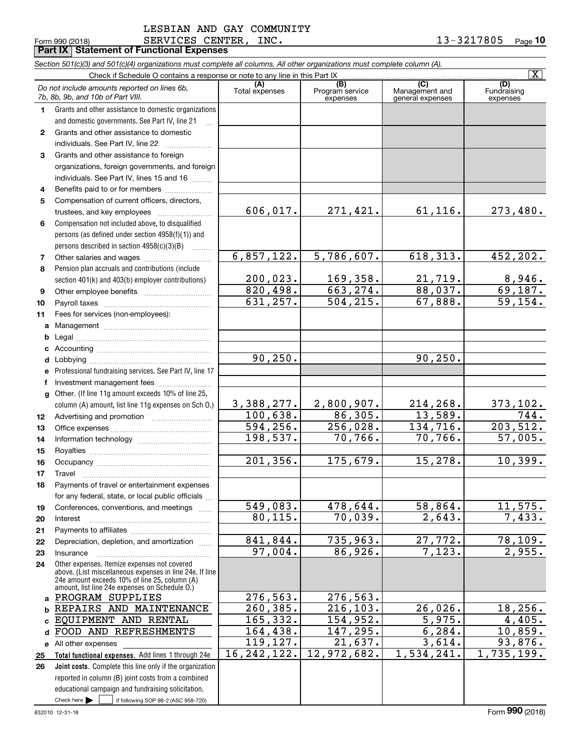LESBIAN AND GAY COMMUNITY
Form 990 (2018) SERVICES CENTER, INC. 13-3217805 Page 10

**Part IX Statement of Functional Expenses**

*Section 501(c)(3) and 501(c)(4) organizations must complete all columns. All other organizations must complete column (A).*

Check if Schedule O contains a response or note to any line in this Part IX [X]

| | *Do not include amounts reported on lines 6b, 7b, 8b, 9b, and 10b of Part VIII.* | (A) Total expenses | (B) Program service expenses | (C) Management and general expenses | (D) Fundraising expenses |
|---|---|---|---|---|---|
| 1 | Grants and other assistance to domestic organizations and domestic governments. See Part IV, line 21 | | | | |
| 2 | Grants and other assistance to domestic individuals. See Part IV, line 22 | | | | |
| 3 | Grants and other assistance to foreign organizations, foreign governments, and foreign individuals. See Part IV, lines 15 and 16 | | | | |
| 4 | Benefits paid to or for members | | | | |
| 5 | Compensation of current officers, directors, trustees, and key employees | 606,017. | 271,421. | 61,116. | 273,480. |
| 6 | Compensation not included above, to disqualified persons (as defined under section 4958(f)(1)) and persons described in section 4958(c)(3)(B) | | | | |
| 7 | Other salaries and wages | 6,857,122. | 5,786,607. | 618,313. | 452,202. |
| 8 | Pension plan accruals and contributions (include section 401(k) and 403(b) employer contributions) | 200,023. | 169,358. | 21,719. | 8,946. |
| 9 | Other employee benefits | 820,498. | 663,274. | 88,037. | 69,187. |
| 10 | Payroll taxes | 631,257. | 504,215. | 67,888. | 59,154. |
| 11 | Fees for services (non-employees): | | | | |
| a | Management | | | | |
| b | Legal | | | | |
| c | Accounting | | | | |
| d | Lobbying | 90,250. | | 90,250. | |
| e | Professional fundraising services. See Part IV, line 17 | | | | |
| f | Investment management fees | | | | |
| g | Other. (If line 11g amount exceeds 10% of line 25, column (A) amount, list line 11g expenses on Sch O.) | 3,388,277. | 2,800,907. | 214,268. | 373,102. |
| 12 | Advertising and promotion | 100,638. | 86,305. | 13,589. | 744. |
| 13 | Office expenses | 594,256. | 256,028. | 134,716. | 203,512. |
| 14 | Information technology | 198,537. | 70,766. | 70,766. | 57,005. |
| 15 | Royalties | | | | |
| 16 | Occupancy | 201,356. | 175,679. | 15,278. | 10,399. |
| 17 | Travel | | | | |
| 18 | Payments of travel or entertainment expenses for any federal, state, or local public officials | | | | |
| 19 | Conferences, conventions, and meetings | 549,083. | 478,644. | 58,864. | 11,575. |
| 20 | Interest | 80,115. | 70,039. | 2,643. | 7,433. |
| 21 | Payments to affiliates | | | | |
| 22 | Depreciation, depletion, and amortization | 841,844. | 735,963. | 27,772. | 78,109. |
| 23 | Insurance | 97,004. | 86,926. | 7,123. | 2,955. |
| 24 | Other expenses. Itemize expenses not covered above. (List miscellaneous expenses in line 24e. If line 24e amount exceeds 10% of line 25, column (A) amount, list line 24e expenses on Schedule O.) | | | | |
| a | PROGRAM SUPPLIES | 276,563. | 276,563. | | |
| b | REPAIRS AND MAINTENANCE | 260,385. | 216,103. | 26,026. | 18,256. |
| c | EQUIPMENT AND RENTAL | 165,332. | 154,952. | 5,975. | 4,405. |
| d | FOOD AND REFRESHMENTS | 164,438. | 147,295. | 6,284. | 10,859. |
| e | All other expenses | 119,127. | 21,637. | 3,614. | 93,876. |
| 25 | **Total functional expenses.** Add lines 1 through 24e | 16,242,122. | 12,972,682. | 1,534,241. | 1,735,199. |
| 26 | **Joint costs.** Complete this line only if the organization reported in column (B) joint costs from a combined educational campaign and fundraising solicitation. Check here [ ] if following SOP 98-2 (ASC 958-720) | | | | |

832010 12-31-18 Form **990** (2018)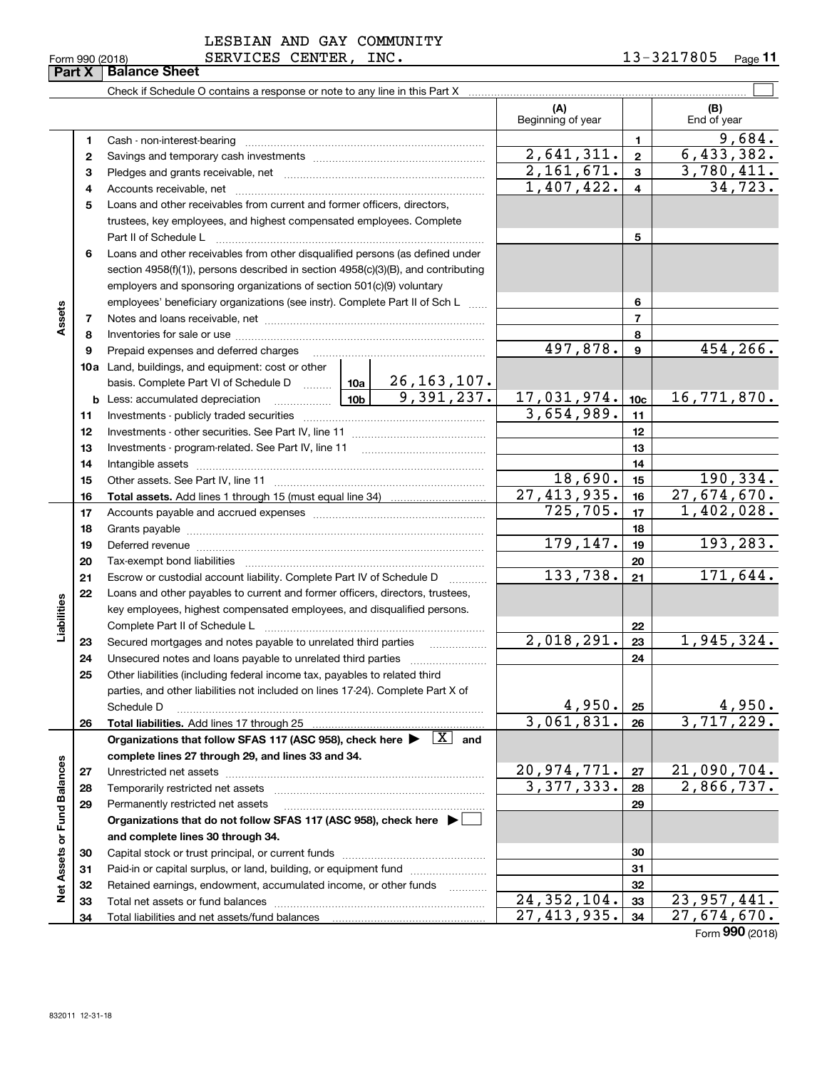LESBIAN AND GAY COMMUNITY SERVICES CENTER, INC. 13-3217805

Form 990 (2018) Page 11

## Part X Balance Sheet

Check if Schedule O contains a response or note to any line in this Part X ☐

| | | | (A) Beginning of year | | (B) End of year |
|---|---|---|---|---|---|
| **Assets** | 1 | Cash - non-interest-bearing | | 1 | 9,684. |
| | 2 | Savings and temporary cash investments | 2,641,311. | 2 | 6,433,382. |
| | 3 | Pledges and grants receivable, net | 2,161,671. | 3 | 3,780,411. |
| | 4 | Accounts receivable, net | 1,407,422. | 4 | 34,723. |
| | 5 | Loans and other receivables from current and former officers, directors, trustees, key employees, and highest compensated employees. Complete Part II of Schedule L | | 5 | |
| | 6 | Loans and other receivables from other disqualified persons (as defined under section 4958(f)(1)), persons described in section 4958(c)(3)(B), and contributing employers and sponsoring organizations of section 501(c)(9) voluntary employees' beneficiary organizations (see instr). Complete Part II of Sch L | | 6 | |
| | 7 | Notes and loans receivable, net | | 7 | |
| | 8 | Inventories for sale or use | | 8 | |
| | 9 | Prepaid expenses and deferred charges | 497,878. | 9 | 454,266. |
| | 10a | Land, buildings, and equipment: cost or other basis. Complete Part VI of Schedule D — 10a: 26,163,107. | | | |
| | b | Less: accumulated depreciation — 10b: 9,391,237. | 17,031,974. | 10c | 16,771,870. |
| | 11 | Investments - publicly traded securities | 3,654,989. | 11 | |
| | 12 | Investments - other securities. See Part IV, line 11 | | 12 | |
| | 13 | Investments - program-related. See Part IV, line 11 | | 13 | |
| | 14 | Intangible assets | | 14 | |
| | 15 | Other assets. See Part IV, line 11 | 18,690. | 15 | 190,334. |
| | 16 | **Total assets.** Add lines 1 through 15 (must equal line 34) | 27,413,935. | 16 | 27,674,670. |
| **Liabilities** | 17 | Accounts payable and accrued expenses | 725,705. | 17 | 1,402,028. |
| | 18 | Grants payable | | 18 | |
| | 19 | Deferred revenue | 179,147. | 19 | 193,283. |
| | 20 | Tax-exempt bond liabilities | | 20 | |
| | 21 | Escrow or custodial account liability. Complete Part IV of Schedule D | 133,738. | 21 | 171,644. |
| | 22 | Loans and other payables to current and former officers, directors, trustees, key employees, highest compensated employees, and disqualified persons. Complete Part II of Schedule L | | 22 | |
| | 23 | Secured mortgages and notes payable to unrelated third parties | 2,018,291. | 23 | 1,945,324. |
| | 24 | Unsecured notes and loans payable to unrelated third parties | | 24 | |
| | 25 | Other liabilities (including federal income tax, payables to related third parties, and other liabilities not included on lines 17-24). Complete Part X of Schedule D | 4,950. | 25 | 4,950. |
| | 26 | **Total liabilities.** Add lines 17 through 25 | 3,061,831. | 26 | 3,717,229. |
| **Net Assets or Fund Balances** | | **Organizations that follow SFAS 117 (ASC 958), check here ▶ [X] and complete lines 27 through 29, and lines 33 and 34.** | | | |
| | 27 | Unrestricted net assets | 20,974,771. | 27 | 21,090,704. |
| | 28 | Temporarily restricted net assets | 3,377,333. | 28 | 2,866,737. |
| | 29 | Permanently restricted net assets | | 29 | |
| | | **Organizations that do not follow SFAS 117 (ASC 958), check here ▶ ☐ and complete lines 30 through 34.** | | | |
| | 30 | Capital stock or trust principal, or current funds | | 30 | |
| | 31 | Paid-in or capital surplus, or land, building, or equipment fund | | 31 | |
| | 32 | Retained earnings, endowment, accumulated income, or other funds | | 32 | |
| | 33 | Total net assets or fund balances | 24,352,104. | 33 | 23,957,441. |
| | 34 | Total liabilities and net assets/fund balances | 27,413,935. | 34 | 27,674,670. |

Form **990** (2018)

832011 12-31-18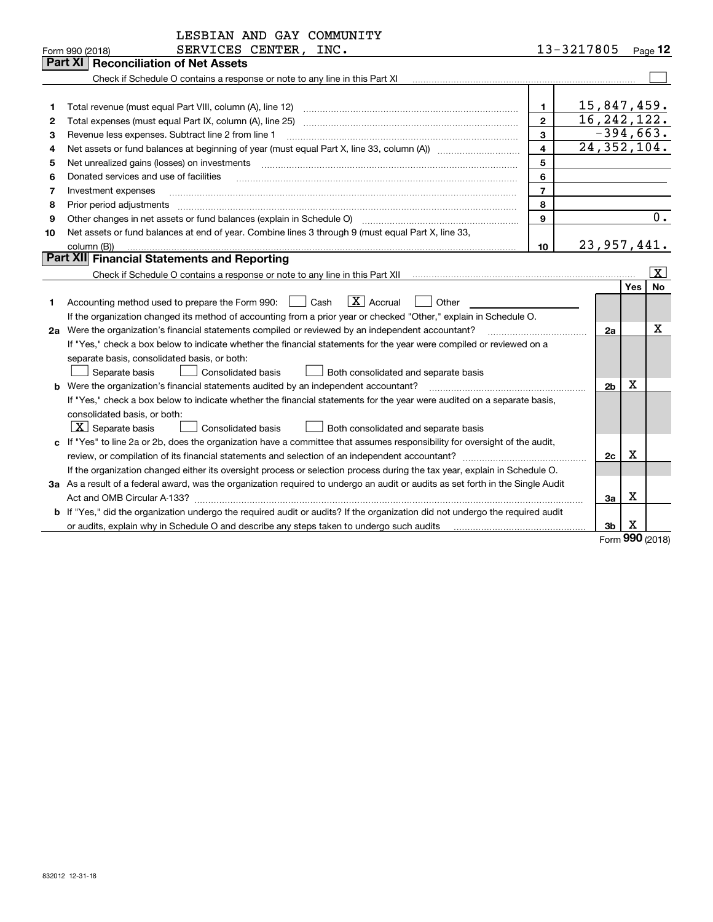LESBIAN AND GAY COMMUNITY
Form 990 (2018) SERVICES CENTER, INC. 13-3217805

## Part XI Reconciliation of Net Assets

Check if Schedule O contains a response or note to any line in this Part XI [ ]

| | | | |
|---|---|---|---|
| 1 | Total revenue (must equal Part VIII, column (A), line 12) | 1 | 15,847,459. |
| 2 | Total expenses (must equal Part IX, column (A), line 25) | 2 | 16,242,122. |
| 3 | Revenue less expenses. Subtract line 2 from line 1 | 3 | -394,663. |
| 4 | Net assets or fund balances at beginning of year (must equal Part X, line 33, column (A)) | 4 | 24,352,104. |
| 5 | Net unrealized gains (losses) on investments | 5 | |
| 6 | Donated services and use of facilities | 6 | |
| 7 | Investment expenses | 7 | |
| 8 | Prior period adjustments | 8 | |
| 9 | Other changes in net assets or fund balances (explain in Schedule O) | 9 | 0. |
| 10 | Net assets or fund balances at end of year. Combine lines 3 through 9 (must equal Part X, line 33, column (B)) | 10 | 23,957,441. |

## Part XII Financial Statements and Reporting

Check if Schedule O contains a response or note to any line in this Part XII [X]

| | | | Yes | No |
|---|---|---|---|---|
| 1 | Accounting method used to prepare the Form 990: [ ] Cash [X] Accrual [ ] Other | | | |
| | If the organization changed its method of accounting from a prior year or checked "Other," explain in Schedule O. | | | |
| 2a | Were the organization's financial statements compiled or reviewed by an independent accountant? | 2a | | X |
| | If "Yes," check a box below to indicate whether the financial statements for the year were compiled or reviewed on a separate basis, consolidated basis, or both: [ ] Separate basis [ ] Consolidated basis [ ] Both consolidated and separate basis | | | |
| b | Were the organization's financial statements audited by an independent accountant? | 2b | X | |
| | If "Yes," check a box below to indicate whether the financial statements for the year were audited on a separate basis, consolidated basis, or both: [X] Separate basis [ ] Consolidated basis [ ] Both consolidated and separate basis | | | |
| c | If "Yes" to line 2a or 2b, does the organization have a committee that assumes responsibility for oversight of the audit, review, or compilation of its financial statements and selection of an independent accountant? | 2c | X | |
| | If the organization changed either its oversight process or selection process during the tax year, explain in Schedule O. | | | |
| 3a | As a result of a federal award, was the organization required to undergo an audit or audits as set forth in the Single Audit Act and OMB Circular A-133? | 3a | X | |
| b | If "Yes," did the organization undergo the required audit or audits? If the organization did not undergo the required audit or audits, explain why in Schedule O and describe any steps taken to undergo such audits | 3b | X | |

Form 990 (2018)

832012 12-31-18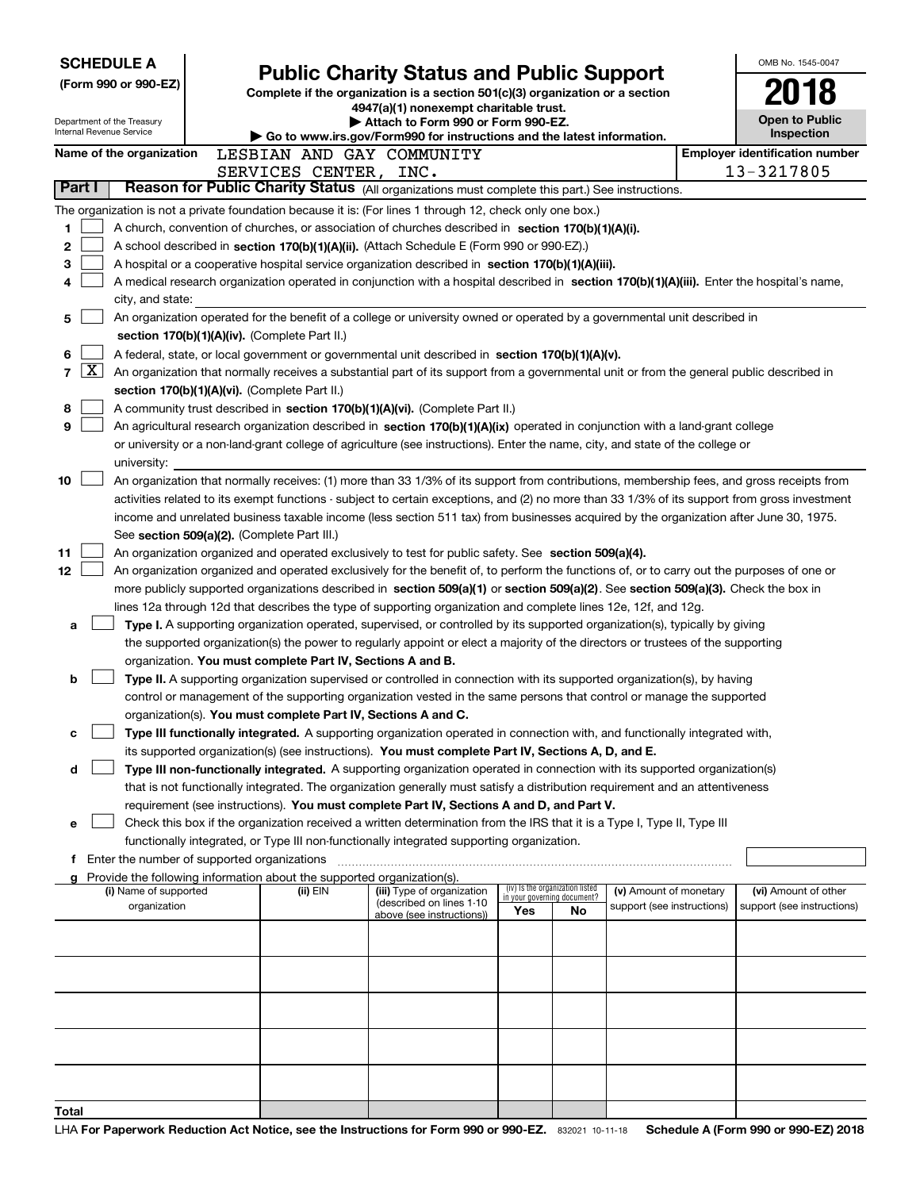**SCHEDULE A**
**(Form 990 or 990-EZ)**

Department of the Treasury
Internal Revenue Service

# Public Charity Status and Public Support

**Complete if the organization is a section 501(c)(3) organization or a section 4947(a)(1) nonexempt charitable trust.**
**▶ Attach to Form 990 or Form 990-EZ.**
**▶ Go to www.irs.gov/Form990 for instructions and the latest information.**

OMB No. 1545-0047

**2018**

**Open to Public Inspection**

**Name of the organization** LESBIAN AND GAY COMMUNITY SERVICES CENTER, INC.

**Employer identification number** 13-3217805

**Part I** **Reason for Public Charity Status** (All organizations must complete this part.) See instructions.

The organization is not a private foundation because it is: (For lines 1 through 12, check only one box.)

1 ☐ A church, convention of churches, or association of churches described in **section 170(b)(1)(A)(i).**

2 ☐ A school described in **section 170(b)(1)(A)(ii).** (Attach Schedule E (Form 990 or 990-EZ).)

3 ☐ A hospital or a cooperative hospital service organization described in **section 170(b)(1)(A)(iii).**

4 ☐ A medical research organization operated in conjunction with a hospital described in **section 170(b)(1)(A)(iii).** Enter the hospital's name, city, and state:

5 ☐ An organization operated for the benefit of a college or university owned or operated by a governmental unit described in **section 170(b)(1)(A)(iv).** (Complete Part II.)

6 ☐ A federal, state, or local government or governmental unit described in **section 170(b)(1)(A)(v).**

7 ☒ An organization that normally receives a substantial part of its support from a governmental unit or from the general public described in **section 170(b)(1)(A)(vi).** (Complete Part II.)

8 ☐ A community trust described in **section 170(b)(1)(A)(vi).** (Complete Part II.)

9 ☐ An agricultural research organization described in **section 170(b)(1)(A)(ix)** operated in conjunction with a land-grant college or university or a non-land-grant college of agriculture (see instructions). Enter the name, city, and state of the college or university:

10 ☐ An organization that normally receives: (1) more than 33 1/3% of its support from contributions, membership fees, and gross receipts from activities related to its exempt functions - subject to certain exceptions, and (2) no more than 33 1/3% of its support from gross investment income and unrelated business taxable income (less section 511 tax) from businesses acquired by the organization after June 30, 1975. See **section 509(a)(2).** (Complete Part III.)

11 ☐ An organization organized and operated exclusively to test for public safety. See **section 509(a)(4).**

12 ☐ An organization organized and operated exclusively for the benefit of, to perform the functions of, or to carry out the purposes of one or more publicly supported organizations described in **section 509(a)(1)** or **section 509(a)(2)**. See **section 509(a)(3).** Check the box in lines 12a through 12d that describes the type of supporting organization and complete lines 12e, 12f, and 12g.

a ☐ **Type I.** A supporting organization operated, supervised, or controlled by its supported organization(s), typically by giving the supported organization(s) the power to regularly appoint or elect a majority of the directors or trustees of the supporting organization. **You must complete Part IV, Sections A and B.**

b ☐ **Type II.** A supporting organization supervised or controlled in connection with its supported organization(s), by having control or management of the supporting organization vested in the same persons that control or manage the supported organization(s). **You must complete Part IV, Sections A and C.**

c ☐ **Type III functionally integrated.** A supporting organization operated in connection with, and functionally integrated with, its supported organization(s) (see instructions). **You must complete Part IV, Sections A, D, and E.**

d ☐ **Type III non-functionally integrated.** A supporting organization operated in connection with its supported organization(s) that is not functionally integrated. The organization generally must satisfy a distribution requirement and an attentiveness requirement (see instructions). **You must complete Part IV, Sections A and D, and Part V.**

e ☐ Check this box if the organization received a written determination from the IRS that it is a Type I, Type II, Type III functionally integrated, or Type III non-functionally integrated supporting organization.

f Enter the number of supported organizations

g Provide the following information about the supported organization(s).

| (i) Name of supported organization | (ii) EIN | (iii) Type of organization (described on lines 1-10 above (see instructions)) | (iv) Is the organization listed in your governing document? Yes | No | (v) Amount of monetary support (see instructions) | (vi) Amount of other support (see instructions) |
|---|---|---|---|---|---|---|
| | | | | | | |
| | | | | | | |
| | | | | | | |
| | | | | | | |
| | | | | | | |
| **Total** | | | | | | |

LHA **For Paperwork Reduction Act Notice, see the Instructions for Form 990 or 990-EZ.** 832021 10-11-18 **Schedule A (Form 990 or 990-EZ) 2018**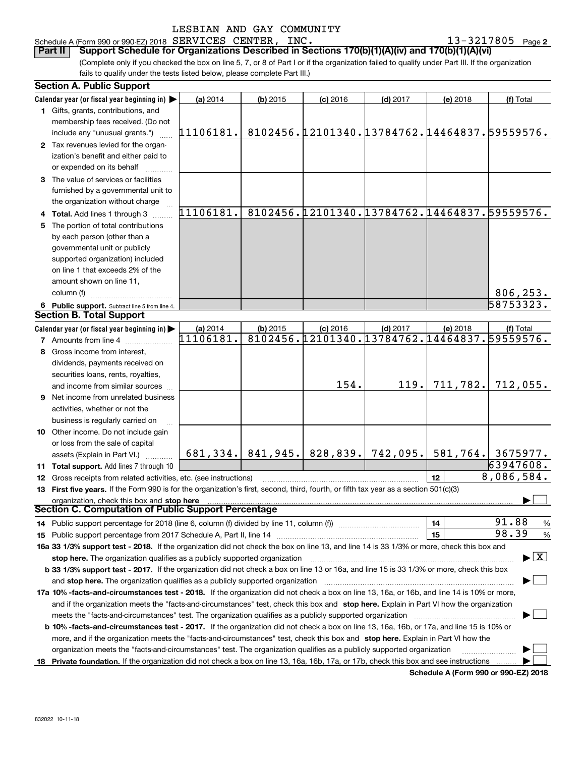LESBIAN AND GAY COMMUNITY

Schedule A (Form 990 or 990-EZ) 2018 SERVICES CENTER, INC. 13-3217805 Page 2

**Part II** **Support Schedule for Organizations Described in Sections 170(b)(1)(A)(iv) and 170(b)(1)(A)(vi)**

(Complete only if you checked the box on line 5, 7, or 8 of Part I or if the organization failed to qualify under Part III. If the organization fails to qualify under the tests listed below, please complete Part III.)

### Section A. Public Support

| Calendar year (or fiscal year beginning in) ▶ | (a) 2014 | (b) 2015 | (c) 2016 | (d) 2017 | (e) 2018 | (f) Total |
|---|---|---|---|---|---|---|
| **1** Gifts, grants, contributions, and membership fees received. (Do not include any "unusual grants.") | 11106181. | 8102456. | 12101340. | 13784762. | 14464837. | 59559576. |
| **2** Tax revenues levied for the organization's benefit and either paid to or expended on its behalf | | | | | | |
| **3** The value of services or facilities furnished by a governmental unit to the organization without charge | | | | | | |
| **4 Total.** Add lines 1 through 3 | 11106181. | 8102456. | 12101340. | 13784762. | 14464837. | 59559576. |
| **5** The portion of total contributions by each person (other than a governmental unit or publicly supported organization) included on line 1 that exceeds 2% of the amount shown on line 11, column (f) | | | | | | 806,253. |
| **6 Public support.** Subtract line 5 from line 4. | | | | | | 58753323. |

### Section B. Total Support

| Calendar year (or fiscal year beginning in) ▶ | (a) 2014 | (b) 2015 | (c) 2016 | (d) 2017 | (e) 2018 | (f) Total |
|---|---|---|---|---|---|---|
| **7** Amounts from line 4 | 11106181. | 8102456. | 12101340. | 13784762. | 14464837. | 59559576. |
| **8** Gross income from interest, dividends, payments received on securities loans, rents, royalties, and income from similar sources | | | 154. | 119. | 711,782. | 712,055. |
| **9** Net income from unrelated business activities, whether or not the business is regularly carried on | | | | | | |
| **10** Other income. Do not include gain or loss from the sale of capital assets (Explain in Part VI.) | 681,334. | 841,945. | 828,839. | 742,095. | 581,764. | 3675977. |
| **11 Total support.** Add lines 7 through 10 | | | | | | 63947608. |
| **12** Gross receipts from related activities, etc. (see instructions) | | | | | 12 | 8,086,584. |

**13 First five years.** If the Form 990 is for the organization's first, second, third, fourth, or fifth tax year as a section 501(c)(3) organization, check this box and **stop here** ▶ ☐

### Section C. Computation of Public Support Percentage

**14** Public support percentage for 2018 (line 6, column (f) divided by line 11, column (f)) **14** 91.88 %

**15** Public support percentage from 2017 Schedule A, Part II, line 14 **15** 98.39 %

**16a 33 1/3% support test - 2018.** If the organization did not check the box on line 13, and line 14 is 33 1/3% or more, check this box and **stop here.** The organization qualifies as a publicly supported organization ▶ ☒

**b 33 1/3% support test - 2017.** If the organization did not check a box on line 13 or 16a, and line 15 is 33 1/3% or more, check this box and **stop here.** The organization qualifies as a publicly supported organization ▶ ☐

**17a 10% -facts-and-circumstances test - 2018.** If the organization did not check a box on line 13, 16a, or 16b, and line 14 is 10% or more, and if the organization meets the "facts-and-circumstances" test, check this box and **stop here.** Explain in Part VI how the organization meets the "facts-and-circumstances" test. The organization qualifies as a publicly supported organization ▶ ☐

**b 10% -facts-and-circumstances test - 2017.** If the organization did not check a box on line 13, 16a, 16b, or 17a, and line 15 is 10% or more, and if the organization meets the "facts-and-circumstances" test, check this box and **stop here.** Explain in Part VI how the organization meets the "facts-and-circumstances" test. The organization qualifies as a publicly supported organization ▶ ☐

**18 Private foundation.** If the organization did not check a box on line 13, 16a, 16b, 17a, or 17b, check this box and see instructions ▶ ☐

**Schedule A (Form 990 or 990-EZ) 2018**

832022 10-11-18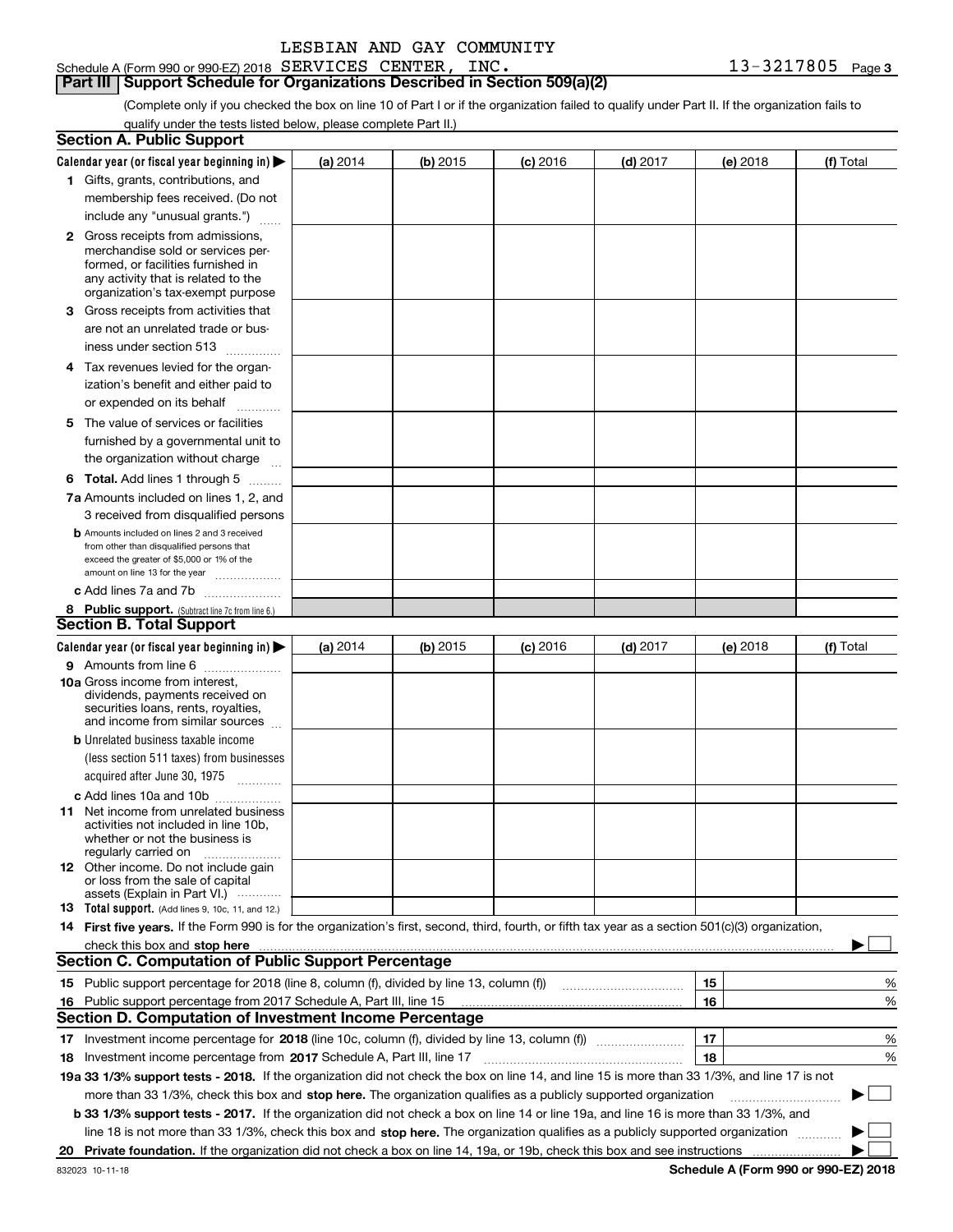LESBIAN AND GAY COMMUNITY

Schedule A (Form 990 or 990-EZ) 2018 SERVICES CENTER, INC. 13-3217805 Page 3

## Part III Support Schedule for Organizations Described in Section 509(a)(2)

(Complete only if you checked the box on line 10 of Part I or if the organization failed to qualify under Part II. If the organization fails to qualify under the tests listed below, please complete Part II.)

### Section A. Public Support

| Calendar year (or fiscal year beginning in) ▶ | (a) 2014 | (b) 2015 | (c) 2016 | (d) 2017 | (e) 2018 | (f) Total |
|---|---|---|---|---|---|---|
| 1 Gifts, grants, contributions, and membership fees received. (Do not include any "unusual grants.") | | | | | | |
| 2 Gross receipts from admissions, merchandise sold or services performed, or facilities furnished in any activity that is related to the organization's tax-exempt purpose | | | | | | |
| 3 Gross receipts from activities that are not an unrelated trade or business under section 513 | | | | | | |
| 4 Tax revenues levied for the organization's benefit and either paid to or expended on its behalf | | | | | | |
| 5 The value of services or facilities furnished by a governmental unit to the organization without charge | | | | | | |
| 6 Total. Add lines 1 through 5 | | | | | | |
| 7a Amounts included on lines 1, 2, and 3 received from disqualified persons | | | | | | |
| b Amounts included on lines 2 and 3 received from other than disqualified persons that exceed the greater of $5,000 or 1% of the amount on line 13 for the year | | | | | | |
| c Add lines 7a and 7b | | | | | | |
| 8 Public support. (Subtract line 7c from line 6.) | | | | | | |

### Section B. Total Support

| Calendar year (or fiscal year beginning in) ▶ | (a) 2014 | (b) 2015 | (c) 2016 | (d) 2017 | (e) 2018 | (f) Total |
|---|---|---|---|---|---|---|
| 9 Amounts from line 6 | | | | | | |
| 10a Gross income from interest, dividends, payments received on securities loans, rents, royalties, and income from similar sources | | | | | | |
| b Unrelated business taxable income (less section 511 taxes) from businesses acquired after June 30, 1975 | | | | | | |
| c Add lines 10a and 10b | | | | | | |
| 11 Net income from unrelated business activities not included in line 10b, whether or not the business is regularly carried on | | | | | | |
| 12 Other income. Do not include gain or loss from the sale of capital assets (Explain in Part VI.) | | | | | | |
| 13 Total support. (Add lines 9, 10c, 11, and 12.) | | | | | | |

14 **First five years.** If the Form 990 is for the organization's first, second, third, fourth, or fifth tax year as a section 501(c)(3) organization, check this box and **stop here** ▶ ☐

### Section C. Computation of Public Support Percentage

| | | | |
|---|---|---|---|
| 15 | Public support percentage for 2018 (line 8, column (f), divided by line 13, column (f)) | 15 | % |
| 16 | Public support percentage from 2017 Schedule A, Part III, line 15 | 16 | % |

### Section D. Computation of Investment Income Percentage

| | | | |
|---|---|---|---|
| 17 | Investment income percentage for **2018** (line 10c, column (f), divided by line 13, column (f)) | 17 | % |
| 18 | Investment income percentage from **2017** Schedule A, Part III, line 17 | 18 | % |

**19a 33 1/3% support tests - 2018.** If the organization did not check the box on line 14, and line 15 is more than 33 1/3%, and line 17 is not more than 33 1/3%, check this box and **stop here.** The organization qualifies as a publicly supported organization ▶ ☐

**b 33 1/3% support tests - 2017.** If the organization did not check a box on line 14 or line 19a, and line 16 is more than 33 1/3%, and line 18 is not more than 33 1/3%, check this box and **stop here.** The organization qualifies as a publicly supported organization ▶ ☐

**20 Private foundation.** If the organization did not check a box on line 14, 19a, or 19b, check this box and see instructions ▶ ☐

832023 10-11-18 **Schedule A (Form 990 or 990-EZ) 2018**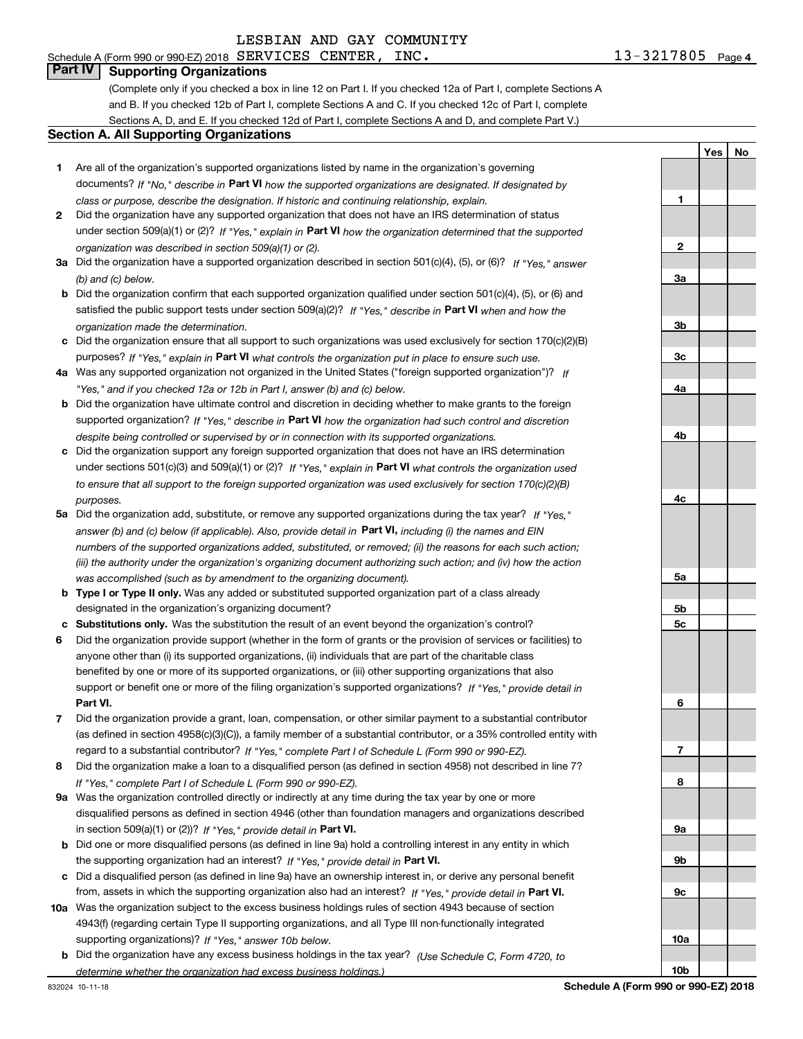LESBIAN AND GAY COMMUNITY

Schedule A (Form 990 or 990-EZ) 2018 SERVICES CENTER, INC. 13-3217805 Page 4

## Part IV Supporting Organizations

(Complete only if you checked a box in line 12 on Part I. If you checked 12a of Part I, complete Sections A and B. If you checked 12b of Part I, complete Sections A and C. If you checked 12c of Part I, complete Sections A, D, and E. If you checked 12d of Part I, complete Sections A and D, and complete Part V.)

### Section A. All Supporting Organizations

| | | | Yes | No |
|---|---|---|---|---|
| **1** | Are all of the organization's supported organizations listed by name in the organization's governing documents? *If "No," describe in* **Part VI** *how the supported organizations are designated. If designated by class or purpose, describe the designation. If historic and continuing relationship, explain.* | **1** | | |
| **2** | Did the organization have any supported organization that does not have an IRS determination of status under section 509(a)(1) or (2)? *If "Yes," explain in* **Part VI** *how the organization determined that the supported organization was described in section 509(a)(1) or (2).* | **2** | | |
| **3a** | Did the organization have a supported organization described in section 501(c)(4), (5), or (6)? *If "Yes," answer (b) and (c) below.* | **3a** | | |
| **b** | Did the organization confirm that each supported organization qualified under section 501(c)(4), (5), or (6) and satisfied the public support tests under section 509(a)(2)? *If "Yes," describe in* **Part VI** *when and how the organization made the determination.* | **3b** | | |
| **c** | Did the organization ensure that all support to such organizations was used exclusively for section 170(c)(2)(B) purposes? *If "Yes," explain in* **Part VI** *what controls the organization put in place to ensure such use.* | **3c** | | |
| **4a** | Was any supported organization not organized in the United States ("foreign supported organization")? *If "Yes," and if you checked 12a or 12b in Part I, answer (b) and (c) below.* | **4a** | | |
| **b** | Did the organization have ultimate control and discretion in deciding whether to make grants to the foreign supported organization? *If "Yes," describe in* **Part VI** *how the organization had such control and discretion despite being controlled or supervised by or in connection with its supported organizations.* | **4b** | | |
| **c** | Did the organization support any foreign supported organization that does not have an IRS determination under sections 501(c)(3) and 509(a)(1) or (2)? *If "Yes," explain in* **Part VI** *what controls the organization used to ensure that all support to the foreign supported organization was used exclusively for section 170(c)(2)(B) purposes.* | **4c** | | |
| **5a** | Did the organization add, substitute, or remove any supported organizations during the tax year? *If "Yes," answer (b) and (c) below (if applicable). Also, provide detail in* **Part VI,** *including (i) the names and EIN numbers of the supported organizations added, substituted, or removed; (ii) the reasons for each such action; (iii) the authority under the organization's organizing document authorizing such action; and (iv) how the action was accomplished (such as by amendment to the organizing document).* | **5a** | | |
| **b** | **Type I or Type II only.** Was any added or substituted supported organization part of a class already designated in the organization's organizing document? | **5b** | | |
| **c** | **Substitutions only.** Was the substitution the result of an event beyond the organization's control? | **5c** | | |
| **6** | Did the organization provide support (whether in the form of grants or the provision of services or facilities) to anyone other than (i) its supported organizations, (ii) individuals that are part of the charitable class benefited by one or more of its supported organizations, or (iii) other supporting organizations that also support or benefit one or more of the filing organization's supported organizations? *If "Yes," provide detail in* **Part VI.** | **6** | | |
| **7** | Did the organization provide a grant, loan, compensation, or other similar payment to a substantial contributor (as defined in section 4958(c)(3)(C)), a family member of a substantial contributor, or a 35% controlled entity with regard to a substantial contributor? *If "Yes," complete Part I of Schedule L (Form 990 or 990-EZ).* | **7** | | |
| **8** | Did the organization make a loan to a disqualified person (as defined in section 4958) not described in line 7? *If "Yes," complete Part I of Schedule L (Form 990 or 990-EZ).* | **8** | | |
| **9a** | Was the organization controlled directly or indirectly at any time during the tax year by one or more disqualified persons as defined in section 4946 (other than foundation managers and organizations described in section 509(a)(1) or (2))? *If "Yes," provide detail in* **Part VI.** | **9a** | | |
| **b** | Did one or more disqualified persons (as defined in line 9a) hold a controlling interest in any entity in which the supporting organization had an interest? *If "Yes," provide detail in* **Part VI.** | **9b** | | |
| **c** | Did a disqualified person (as defined in line 9a) have an ownership interest in, or derive any personal benefit from, assets in which the supporting organization also had an interest? *If "Yes," provide detail in* **Part VI.** | **9c** | | |
| **10a** | Was the organization subject to the excess business holdings rules of section 4943 because of section 4943(f) (regarding certain Type II supporting organizations, and all Type III non-functionally integrated supporting organizations)? *If "Yes," answer 10b below.* | **10a** | | |
| **b** | Did the organization have any excess business holdings in the tax year? *(Use Schedule C, Form 4720, to determine whether the organization had excess business holdings.)* | **10b** | | |

832024 10-11-18 **Schedule A (Form 990 or 990-EZ) 2018**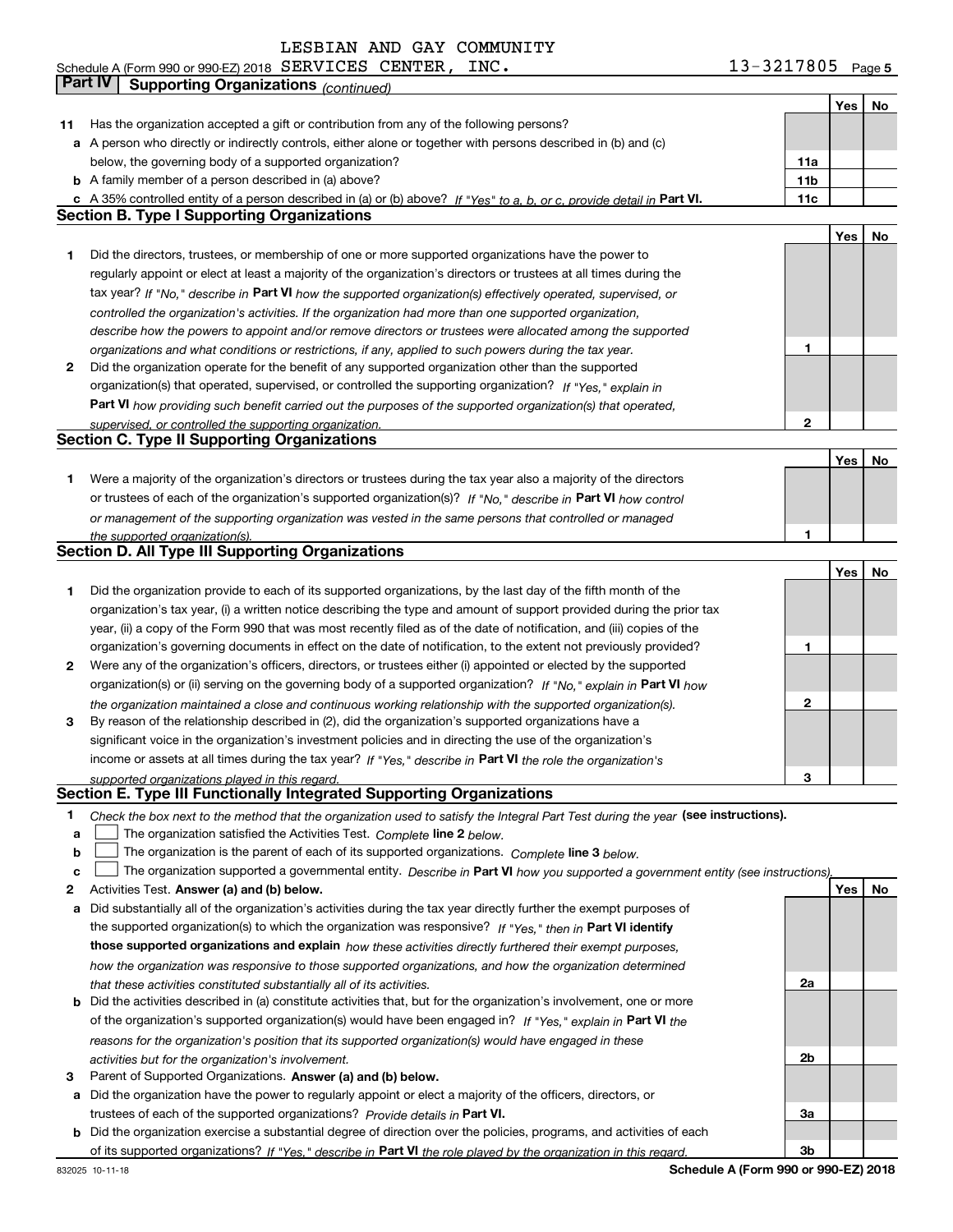LESBIAN AND GAY COMMUNITY

Schedule A (Form 990 or 990-EZ) 2018 SERVICES CENTER, INC. 13-3217805 Page 5

**Part IV | Supporting Organizations** *(continued)*

| | | | Yes | No |
|---|---|---|---|---|
| **11** | Has the organization accepted a gift or contribution from any of the following persons? | | | |
| **a** | A person who directly or indirectly controls, either alone or together with persons described in (b) and (c) below, the governing body of a supported organization? | **11a** | | |
| **b** | A family member of a person described in (a) above? | **11b** | | |
| **c** | A 35% controlled entity of a person described in (a) or (b) above? *If "Yes" to a, b, or c, provide detail in* **Part VI.** | **11c** | | |

## Section B. Type I Supporting Organizations

| | | | Yes | No |
|---|---|---|---|---|
| **1** | Did the directors, trustees, or membership of one or more supported organizations have the power to regularly appoint or elect at least a majority of the organization's directors or trustees at all times during the tax year? *If "No," describe in* **Part VI** *how the supported organization(s) effectively operated, supervised, or controlled the organization's activities. If the organization had more than one supported organization, describe how the powers to appoint and/or remove directors or trustees were allocated among the supported organizations and what conditions or restrictions, if any, applied to such powers during the tax year.* | **1** | | |
| **2** | Did the organization operate for the benefit of any supported organization other than the supported organization(s) that operated, supervised, or controlled the supporting organization? *If "Yes," explain in* **Part VI** *how providing such benefit carried out the purposes of the supported organization(s) that operated, supervised, or controlled the supporting organization.* | **2** | | |

## Section C. Type II Supporting Organizations

| | | | Yes | No |
|---|---|---|---|---|
| **1** | Were a majority of the organization's directors or trustees during the tax year also a majority of the directors or trustees of each of the organization's supported organization(s)? *If "No," describe in* **Part VI** *how control or management of the supporting organization was vested in the same persons that controlled or managed the supported organization(s).* | **1** | | |

## Section D. All Type III Supporting Organizations

| | | | Yes | No |
|---|---|---|---|---|
| **1** | Did the organization provide to each of its supported organizations, by the last day of the fifth month of the organization's tax year, (i) a written notice describing the type and amount of support provided during the prior tax year, (ii) a copy of the Form 990 that was most recently filed as of the date of notification, and (iii) copies of the organization's governing documents in effect on the date of notification, to the extent not previously provided? | **1** | | |
| **2** | Were any of the organization's officers, directors, or trustees either (i) appointed or elected by the supported organization(s) or (ii) serving on the governing body of a supported organization? *If "No," explain in* **Part VI** *how the organization maintained a close and continuous working relationship with the supported organization(s).* | **2** | | |
| **3** | By reason of the relationship described in (2), did the organization's supported organizations have a significant voice in the organization's investment policies and in directing the use of the organization's income or assets at all times during the tax year? *If "Yes," describe in* **Part VI** *the role the organization's supported organizations played in this regard.* | **3** | | |

## Section E. Type III Functionally Integrated Supporting Organizations

**1** *Check the box next to the method that the organization used to satisfy the Integral Part Test during the year* **(see instructions).**

**a** ☐ The organization satisfied the Activities Test. *Complete* **line 2** *below.*

**b** ☐ The organization is the parent of each of its supported organizations. *Complete* **line 3** *below.*

**c** ☐ The organization supported a governmental entity. *Describe in* **Part VI** *how you supported a government entity (see instructions).*

| | | | Yes | No |
|---|---|---|---|---|
| **2** | Activities Test. **Answer (a) and (b) below.** | | | |
| **a** | Did substantially all of the organization's activities during the tax year directly further the exempt purposes of the supported organization(s) to which the organization was responsive? *If "Yes," then in* **Part VI identify those supported organizations and explain** *how these activities directly furthered their exempt purposes, how the organization was responsive to those supported organizations, and how the organization determined that these activities constituted substantially all of its activities.* | **2a** | | |
| **b** | Did the activities described in (a) constitute activities that, but for the organization's involvement, one or more of the organization's supported organization(s) would have been engaged in? *If "Yes," explain in* **Part VI** *the reasons for the organization's position that its supported organization(s) would have engaged in these activities but for the organization's involvement.* | **2b** | | |
| **3** | Parent of Supported Organizations. **Answer (a) and (b) below.** | | | |
| **a** | Did the organization have the power to regularly appoint or elect a majority of the officers, directors, or trustees of each of the supported organizations? *Provide details in* **Part VI.** | **3a** | | |
| **b** | Did the organization exercise a substantial degree of direction over the policies, programs, and activities of each of its supported organizations? *If "Yes," describe in* **Part VI** *the role played by the organization in this regard.* | **3b** | | |

832025 10-11-18 **Schedule A (Form 990 or 990-EZ) 2018**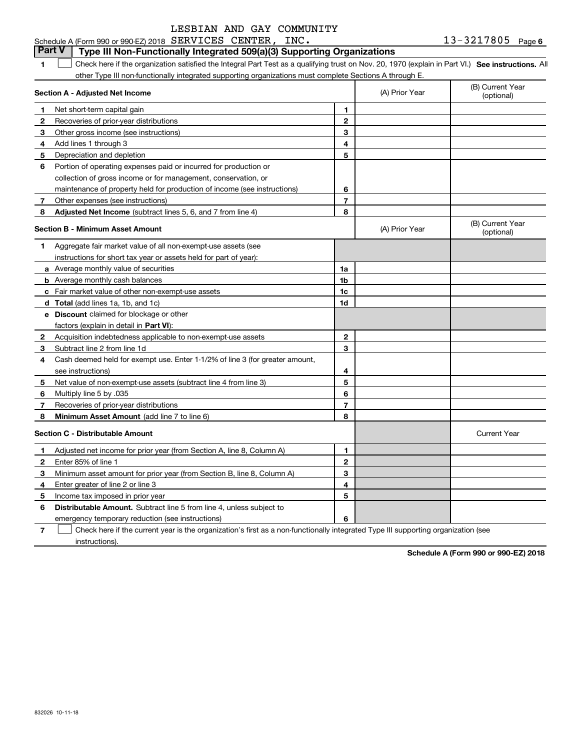LESBIAN AND GAY COMMUNITY

Schedule A (Form 990 or 990-EZ) 2018 SERVICES CENTER, INC. 13-3217805 Page 6

**Part V | Type III Non-Functionally Integrated 509(a)(3) Supporting Organizations**

1 ☐ Check here if the organization satisfied the Integral Part Test as a qualifying trust on Nov. 20, 1970 (explain in Part VI.) **See instructions.** All other Type III non-functionally integrated supporting organizations must complete Sections A through E.

| **Section A - Adjusted Net Income** | | (A) Prior Year | (B) Current Year (optional) |
|---|---|---|---|
| 1 Net short-term capital gain | 1 | | |
| 2 Recoveries of prior-year distributions | 2 | | |
| 3 Other gross income (see instructions) | 3 | | |
| 4 Add lines 1 through 3 | 4 | | |
| 5 Depreciation and depletion | 5 | | |
| 6 Portion of operating expenses paid or incurred for production or collection of gross income or for management, conservation, or maintenance of property held for production of income (see instructions) | 6 | | |
| 7 Other expenses (see instructions) | 7 | | |
| 8 **Adjusted Net Income** (subtract lines 5, 6, and 7 from line 4) | 8 | | |

| **Section B - Minimum Asset Amount** | | (A) Prior Year | (B) Current Year (optional) |
|---|---|---|---|
| 1 Aggregate fair market value of all non-exempt-use assets (see instructions for short tax year or assets held for part of year): | | | |
| a Average monthly value of securities | 1a | | |
| b Average monthly cash balances | 1b | | |
| c Fair market value of other non-exempt-use assets | 1c | | |
| d **Total** (add lines 1a, 1b, and 1c) | 1d | | |
| e **Discount** claimed for blockage or other factors (explain in detail in **Part VI**): | | | |
| 2 Acquisition indebtedness applicable to non-exempt-use assets | 2 | | |
| 3 Subtract line 2 from line 1d | 3 | | |
| 4 Cash deemed held for exempt use. Enter 1-1/2% of line 3 (for greater amount, see instructions) | 4 | | |
| 5 Net value of non-exempt-use assets (subtract line 4 from line 3) | 5 | | |
| 6 Multiply line 5 by .035 | 6 | | |
| 7 Recoveries of prior-year distributions | 7 | | |
| 8 **Minimum Asset Amount** (add line 7 to line 6) | 8 | | |

| **Section C - Distributable Amount** | | | Current Year |
|---|---|---|---|
| 1 Adjusted net income for prior year (from Section A, line 8, Column A) | 1 | | |
| 2 Enter 85% of line 1 | 2 | | |
| 3 Minimum asset amount for prior year (from Section B, line 8, Column A) | 3 | | |
| 4 Enter greater of line 2 or line 3 | 4 | | |
| 5 Income tax imposed in prior year | 5 | | |
| 6 **Distributable Amount.** Subtract line 5 from line 4, unless subject to emergency temporary reduction (see instructions) | 6 | | |

7 ☐ Check here if the current year is the organization's first as a non-functionally integrated Type III supporting organization (see instructions).

**Schedule A (Form 990 or 990-EZ) 2018**

832026 10-11-18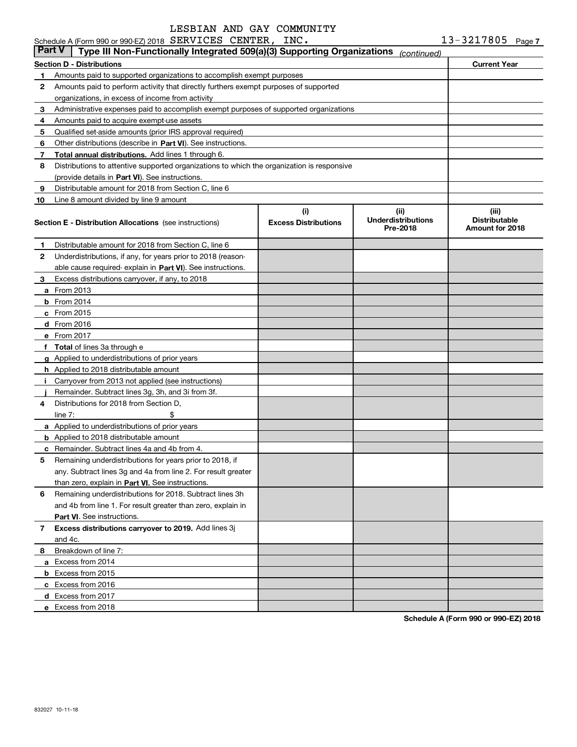LESBIAN AND GAY COMMUNITY

Schedule A (Form 990 or 990-EZ) 2018 SERVICES CENTER, INC. 13-3217805 Page 7

## Part V | Type III Non-Functionally Integrated 509(a)(3) Supporting Organizations *(continued)*

| Section D - Distributions | | Current Year |
|---|---|---|
| 1 | Amounts paid to supported organizations to accomplish exempt purposes | |
| 2 | Amounts paid to perform activity that directly furthers exempt purposes of supported organizations, in excess of income from activity | |
| 3 | Administrative expenses paid to accomplish exempt purposes of supported organizations | |
| 4 | Amounts paid to acquire exempt-use assets | |
| 5 | Qualified set-aside amounts (prior IRS approval required) | |
| 6 | Other distributions (describe in **Part VI**). See instructions. | |
| 7 | **Total annual distributions.** Add lines 1 through 6. | |
| 8 | Distributions to attentive supported organizations to which the organization is responsive (provide details in **Part VI**). See instructions. | |
| 9 | Distributable amount for 2018 from Section C, line 6 | |
| 10 | Line 8 amount divided by line 9 amount | |

| | **Section E - Distribution Allocations** (see instructions) | (i) Excess Distributions | (ii) Underdistributions Pre-2018 | (iii) Distributable Amount for 2018 |
|---|---|---|---|---|
| 1 | Distributable amount for 2018 from Section C, line 6 | | | |
| 2 | Underdistributions, if any, for years prior to 2018 (reasonable cause required- explain in **Part VI**). See instructions. | | | |
| 3 | Excess distributions carryover, if any, to 2018 | | | |
| a | From 2013 | | | |
| b | From 2014 | | | |
| c | From 2015 | | | |
| d | From 2016 | | | |
| e | From 2017 | | | |
| f | **Total** of lines 3a through e | | | |
| g | Applied to underdistributions of prior years | | | |
| h | Applied to 2018 distributable amount | | | |
| i | Carryover from 2013 not applied (see instructions) | | | |
| j | Remainder. Subtract lines 3g, 3h, and 3i from 3f. | | | |
| 4 | Distributions for 2018 from Section D, line 7: $ | | | |
| a | Applied to underdistributions of prior years | | | |
| b | Applied to 2018 distributable amount | | | |
| c | Remainder. Subtract lines 4a and 4b from 4. | | | |
| 5 | Remaining underdistributions for years prior to 2018, if any. Subtract lines 3g and 4a from line 2. For result greater than zero, explain in **Part VI.** See instructions. | | | |
| 6 | Remaining underdistributions for 2018. Subtract lines 3h and 4b from line 1. For result greater than zero, explain in **Part VI**. See instructions. | | | |
| 7 | **Excess distributions carryover to 2019.** Add lines 3j and 4c. | | | |
| 8 | Breakdown of line 7: | | | |
| a | Excess from 2014 | | | |
| b | Excess from 2015 | | | |
| c | Excess from 2016 | | | |
| d | Excess from 2017 | | | |
| e | Excess from 2018 | | | |

**Schedule A (Form 990 or 990-EZ) 2018**

832027 10-11-18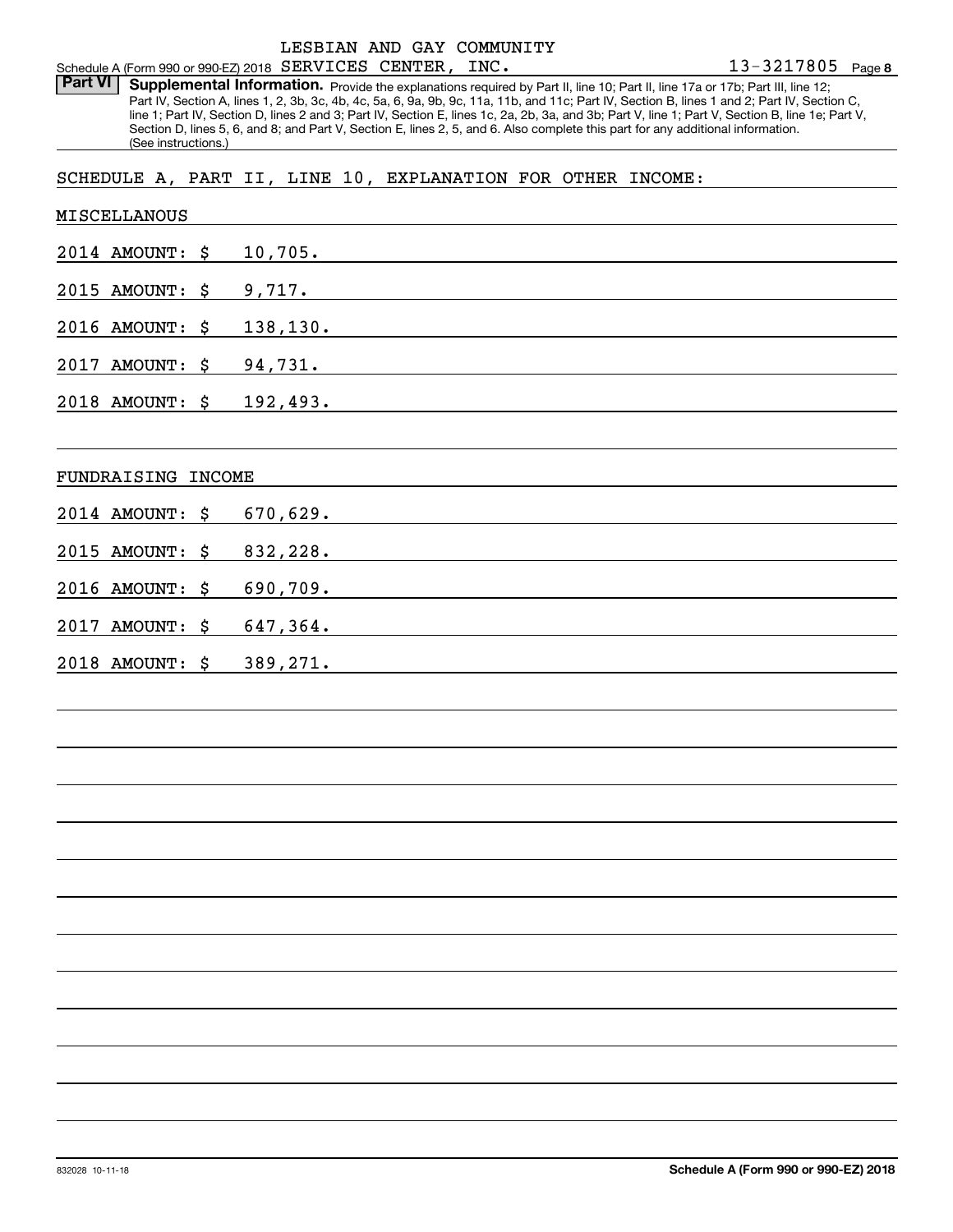Schedule A (Form 990 or 990-EZ) 2018 LESBIAN AND GAY COMMUNITY SERVICES CENTER, INC. 13-3217805 Page **8**

**Part VI** **Supplemental Information.** Provide the explanations required by Part II, line 10; Part II, line 17a or 17b; Part III, line 12; Part IV, Section A, lines 1, 2, 3b, 3c, 4b, 4c, 5a, 6, 9a, 9b, 9c, 11a, 11b, and 11c; Part IV, Section B, lines 1 and 2; Part IV, Section C, line 1; Part IV, Section D, lines 2 and 3; Part IV, Section E, lines 1c, 2a, 2b, 3a, and 3b; Part V, line 1; Part V, Section B, line 1e; Part V, Section D, lines 5, 6, and 8; and Part V, Section E, lines 2, 5, and 6. Also complete this part for any additional information. (See instructions.)

SCHEDULE A, PART II, LINE 10, EXPLANATION FOR OTHER INCOME:

MISCELLANOUS

2014 AMOUNT: $ 10,705.

2015 AMOUNT: $ 9,717.

2016 AMOUNT: $ 138,130.

2017 AMOUNT: $ 94,731.

2018 AMOUNT: $ 192,493.

FUNDRAISING INCOME

2014 AMOUNT: $ 670,629.

2015 AMOUNT: $ 832,228.

2016 AMOUNT: $ 690,709.

2017 AMOUNT: $ 647,364.

2018 AMOUNT: $ 389,271.

832028 10-11-18 **Schedule A (Form 990 or 990-EZ) 2018**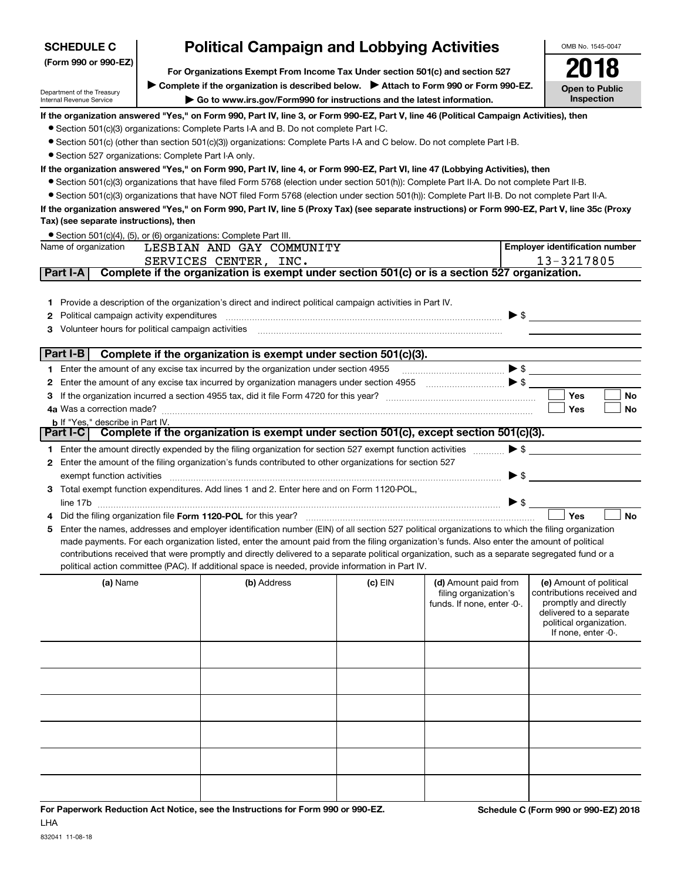**SCHEDULE C**
**(Form 990 or 990-EZ)**

Department of the Treasury
Internal Revenue Service

# Political Campaign and Lobbying Activities

**For Organizations Exempt From Income Tax Under section 501(c) and section 527**

▶ **Complete if the organization is described below.** ▶ **Attach to Form 990 or Form 990-EZ.**
▶ **Go to www.irs.gov/Form990 for instructions and the latest information.**

OMB No. 1545-0047

**2018**

**Open to Public Inspection**

**If the organization answered "Yes," on Form 990, Part IV, line 3, or Form 990-EZ, Part V, line 46 (Political Campaign Activities), then**

- Section 501(c)(3) organizations: Complete Parts I-A and B. Do not complete Part I-C.
- Section 501(c) (other than section 501(c)(3)) organizations: Complete Parts I-A and C below. Do not complete Part I-B.
- Section 527 organizations: Complete Part I-A only.

**If the organization answered "Yes," on Form 990, Part IV, line 4, or Form 990-EZ, Part VI, line 47 (Lobbying Activities), then**

- Section 501(c)(3) organizations that have filed Form 5768 (election under section 501(h)): Complete Part II-A. Do not complete Part II-B.
- Section 501(c)(3) organizations that have NOT filed Form 5768 (election under section 501(h)): Complete Part II-B. Do not complete Part II-A.

**If the organization answered "Yes," on Form 990, Part IV, line 5 (Proxy Tax) (see separate instructions) or Form 990-EZ, Part V, line 35c (Proxy Tax) (see separate instructions), then**

- Section 501(c)(4), (5), or (6) organizations: Complete Part III.

| Name of organization | Employer identification number |
|---|---|
| LESBIAN AND GAY COMMUNITY SERVICES CENTER, INC. | 13-3217805 |

**Part I-A** **Complete if the organization is exempt under section 501(c) or is a section 527 organization.**

1. Provide a description of the organization's direct and indirect political campaign activities in Part IV.
2. Political campaign activity expenditures ▶ $
3. Volunteer hours for political campaign activities

**Part I-B** **Complete if the organization is exempt under section 501(c)(3).**

1. Enter the amount of any excise tax incurred by the organization under section 4955 ▶ $
2. Enter the amount of any excise tax incurred by organization managers under section 4955 ▶ $
3. If the organization incurred a section 4955 tax, did it file Form 4720 for this year? ☐ Yes ☐ No

4a Was a correction made? ☐ Yes ☐ No

**b** If "Yes," describe in Part IV.

**Part I-C** **Complete if the organization is exempt under section 501(c), except section 501(c)(3).**

1. Enter the amount directly expended by the filing organization for section 527 exempt function activities ▶ $
2. Enter the amount of the filing organization's funds contributed to other organizations for section 527 exempt function activities ▶ $
3. Total exempt function expenditures. Add lines 1 and 2. Enter here and on Form 1120-POL, line 17b ▶ $
4. Did the filing organization file **Form 1120-POL** for this year? ☐ Yes ☐ No
5. Enter the names, addresses and employer identification number (EIN) of all section 527 political organizations to which the filing organization made payments. For each organization listed, enter the amount paid from the filing organization's funds. Also enter the amount of political contributions received that were promptly and directly delivered to a separate political organization, such as a separate segregated fund or a political action committee (PAC). If additional space is needed, provide information in Part IV.

| (a) Name | (b) Address | (c) EIN | (d) Amount paid from filing organization's funds. If none, enter -0-. | (e) Amount of political contributions received and promptly and directly delivered to a separate political organization. If none, enter -0-. |
|---|---|---|---|---|
| | | | | |
| | | | | |
| | | | | |
| | | | | |
| | | | | |
| | | | | |

**For Paperwork Reduction Act Notice, see the Instructions for Form 990 or 990-EZ.** **Schedule C (Form 990 or 990-EZ) 2018**

LHA

832041 11-08-18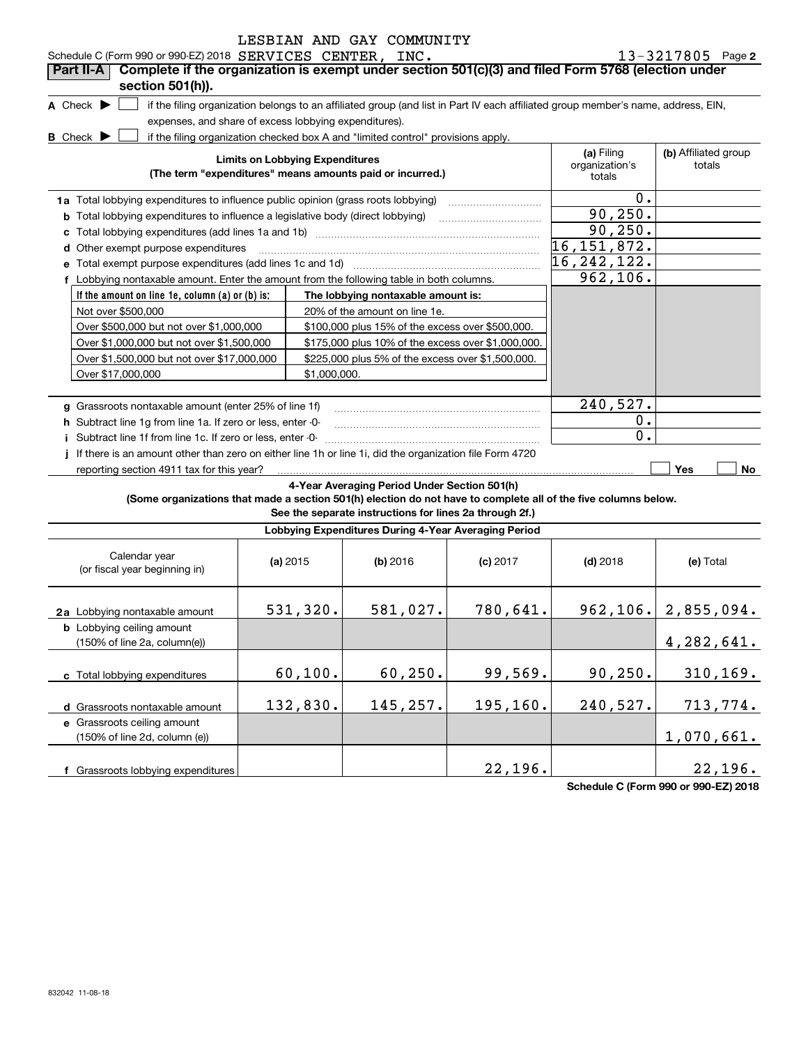Schedule C (Form 990 or 990-EZ) 2018 LESBIAN AND GAY COMMUNITY SERVICES CENTER, INC. 13-3217805 Page 2

## Part II-A Complete if the organization is exempt under section 501(c)(3) and filed Form 5768 (election under section 501(h)).

**A** Check ▶ ☐ if the filing organization belongs to an affiliated group (and list in Part IV each affiliated group member's name, address, EIN, expenses, and share of excess lobbying expenditures).

**B** Check ▶ ☐ if the filing organization checked box A and "limited control" provisions apply.

| Limits on Lobbying Expenditures (The term "expenditures" means amounts paid or incurred.) | (a) Filing organization's totals | (b) Affiliated group totals |
|---|---|---|
| **1a** Total lobbying expenditures to influence public opinion (grass roots lobbying) | 0. | |
| **b** Total lobbying expenditures to influence a legislative body (direct lobbying) | 90,250. | |
| **c** Total lobbying expenditures (add lines 1a and 1b) | 90,250. | |
| **d** Other exempt purpose expenditures | 16,151,872. | |
| **e** Total exempt purpose expenditures (add lines 1c and 1d) | 16,242,122. | |
| **f** Lobbying nontaxable amount. Enter the amount from the following table in both columns. | 962,106. | |

| If the amount on line 1e, column (a) or (b) is: | The lobbying nontaxable amount is: |
|---|---|
| Not over $500,000 | 20% of the amount on line 1e. |
| Over $500,000 but not over $1,000,000 | $100,000 plus 15% of the excess over $500,000. |
| Over $1,000,000 but not over $1,500,000 | $175,000 plus 10% of the excess over $1,000,000. |
| Over $1,500,000 but not over $17,000,000 | $225,000 plus 5% of the excess over $1,500,000. |
| Over $17,000,000 | $1,000,000. |

| | (a) | (b) |
|---|---|---|
| **g** Grassroots nontaxable amount (enter 25% of line 1f) | 240,527. | |
| **h** Subtract line 1g from line 1a. If zero or less, enter -0- | 0. | |
| **i** Subtract line 1f from line 1c. If zero or less, enter -0- | 0. | |
| **j** If there is an amount other than zero on either line 1h or line 1i, did the organization file Form 4720 reporting section 4911 tax for this year? | ☐ Yes | ☐ No |

### 4-Year Averaging Period Under Section 501(h)

**(Some organizations that made a section 501(h) election do not have to complete all of the five columns below. See the separate instructions for lines 2a through 2f.)**

| Lobbying Expenditures During 4-Year Averaging Period | | | | | |
|---|---|---|---|---|---|
| Calendar year (or fiscal year beginning in) | (a) 2015 | (b) 2016 | (c) 2017 | (d) 2018 | (e) Total |
| **2a** Lobbying nontaxable amount | 531,320. | 581,027. | 780,641. | 962,106. | 2,855,094. |
| **b** Lobbying ceiling amount (150% of line 2a, column(e)) | | | | | 4,282,641. |
| **c** Total lobbying expenditures | 60,100. | 60,250. | 99,569. | 90,250. | 310,169. |
| **d** Grassroots nontaxable amount | 132,830. | 145,257. | 195,160. | 240,527. | 713,774. |
| **e** Grassroots ceiling amount (150% of line 2d, column (e)) | | | | | 1,070,661. |
| **f** Grassroots lobbying expenditures | | | 22,196. | | 22,196. |

**Schedule C (Form 990 or 990-EZ) 2018**

832042 11-08-18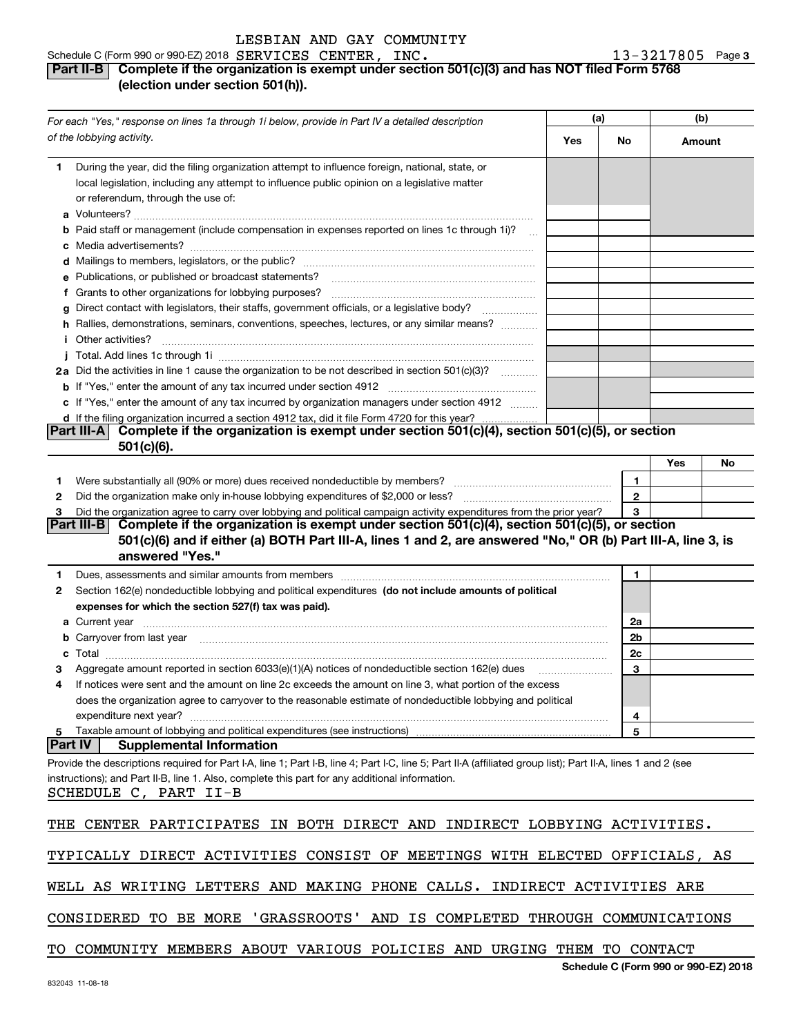LESBIAN AND GAY COMMUNITY

Schedule C (Form 990 or 990-EZ) 2018 SERVICES CENTER, INC. 13-3217805 Page 3

## Part II-B Complete if the organization is exempt under section 501(c)(3) and has NOT filed Form 5768 (election under section 501(h)).

| For each "Yes," response on lines 1a through 1i below, provide in Part IV a detailed description of the lobbying activity. | (a) Yes | (a) No | (b) Amount |
|---|---|---|---|
| **1** During the year, did the filing organization attempt to influence foreign, national, state, or local legislation, including any attempt to influence public opinion on a legislative matter or referendum, through the use of: | | | |
| **a** Volunteers? | | | |
| **b** Paid staff or management (include compensation in expenses reported on lines 1c through 1i)? | | | |
| **c** Media advertisements? | | | |
| **d** Mailings to members, legislators, or the public? | | | |
| **e** Publications, or published or broadcast statements? | | | |
| **f** Grants to other organizations for lobbying purposes? | | | |
| **g** Direct contact with legislators, their staffs, government officials, or a legislative body? | | | |
| **h** Rallies, demonstrations, seminars, conventions, speeches, lectures, or any similar means? | | | |
| **i** Other activities? | | | |
| **j** Total. Add lines 1c through 1i | | | |
| **2a** Did the activities in line 1 cause the organization to be not described in section 501(c)(3)? | | | |
| **b** If "Yes," enter the amount of any tax incurred under section 4912 | | | |
| **c** If "Yes," enter the amount of any tax incurred by organization managers under section 4912 | | | |
| **d** If the filing organization incurred a section 4912 tax, did it file Form 4720 for this year? | | | |

## Part III-A Complete if the organization is exempt under section 501(c)(4), section 501(c)(5), or section 501(c)(6).

| | | | Yes | No |
|---|---|---|---|---|
| **1** | Were substantially all (90% or more) dues received nondeductible by members? | 1 | | |
| **2** | Did the organization make only in-house lobbying expenditures of $2,000 or less? | 2 | | |
| **3** | Did the organization agree to carry over lobbying and political campaign activity expenditures from the prior year? | 3 | | |

## Part III-B Complete if the organization is exempt under section 501(c)(4), section 501(c)(5), or section 501(c)(6) and if either (a) BOTH Part III-A, lines 1 and 2, are answered "No," OR (b) Part III-A, line 3, is answered "Yes."

| | | | |
|---|---|---|---|
| **1** | Dues, assessments and similar amounts from members | 1 | |
| **2** | Section 162(e) nondeductible lobbying and political expenditures **(do not include amounts of political expenses for which the section 527(f) tax was paid).** | | |
| **a** | Current year | 2a | |
| **b** | Carryover from last year | 2b | |
| **c** | Total | 2c | |
| **3** | Aggregate amount reported in section 6033(e)(1)(A) notices of nondeductible section 162(e) dues | 3 | |
| **4** | If notices were sent and the amount on line 2c exceeds the amount on line 3, what portion of the excess does the organization agree to carryover to the reasonable estimate of nondeductible lobbying and political expenditure next year? | 4 | |
| **5** | Taxable amount of lobbying and political expenditures (see instructions) | 5 | |

## Part IV Supplemental Information

Provide the descriptions required for Part I-A, line 1; Part I-B, line 4; Part I-C, line 5; Part II-A (affiliated group list); Part II-A, lines 1 and 2 (see instructions); and Part II-B, line 1. Also, complete this part for any additional information.

SCHEDULE C, PART II-B

THE CENTER PARTICIPATES IN BOTH DIRECT AND INDIRECT LOBBYING ACTIVITIES. TYPICALLY DIRECT ACTIVITIES CONSIST OF MEETINGS WITH ELECTED OFFICIALS, AS WELL AS WRITING LETTERS AND MAKING PHONE CALLS. INDIRECT ACTIVITIES ARE CONSIDERED TO BE MORE 'GRASSROOTS' AND IS COMPLETED THROUGH COMMUNICATIONS TO COMMUNITY MEMBERS ABOUT VARIOUS POLICIES AND URGING THEM TO CONTACT

Schedule C (Form 990 or 990-EZ) 2018

832043 11-08-18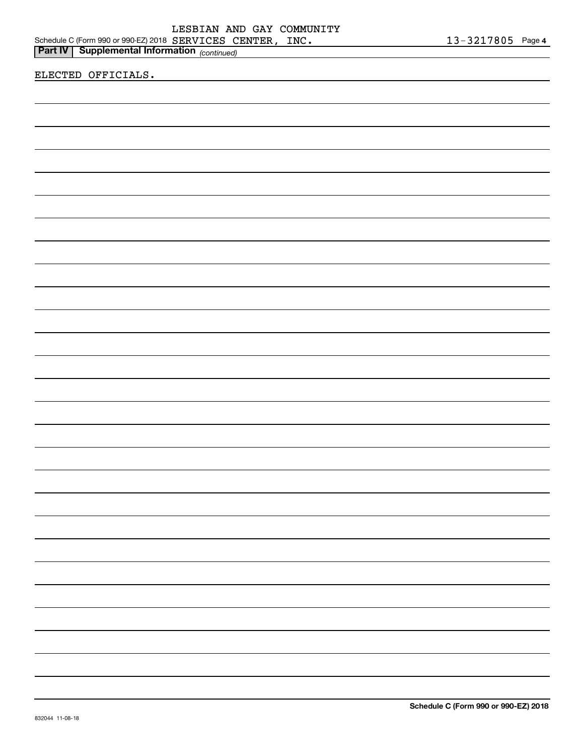Schedule C (Form 990 or 990-EZ) 2018 LESBIAN AND GAY COMMUNITY SERVICES CENTER, INC. 13-3217805 Page **4**

**Part IV | Supplemental Information** *(continued)*

ELECTED OFFICIALS.

**Schedule C (Form 990 or 990-EZ) 2018**

832044 11-08-18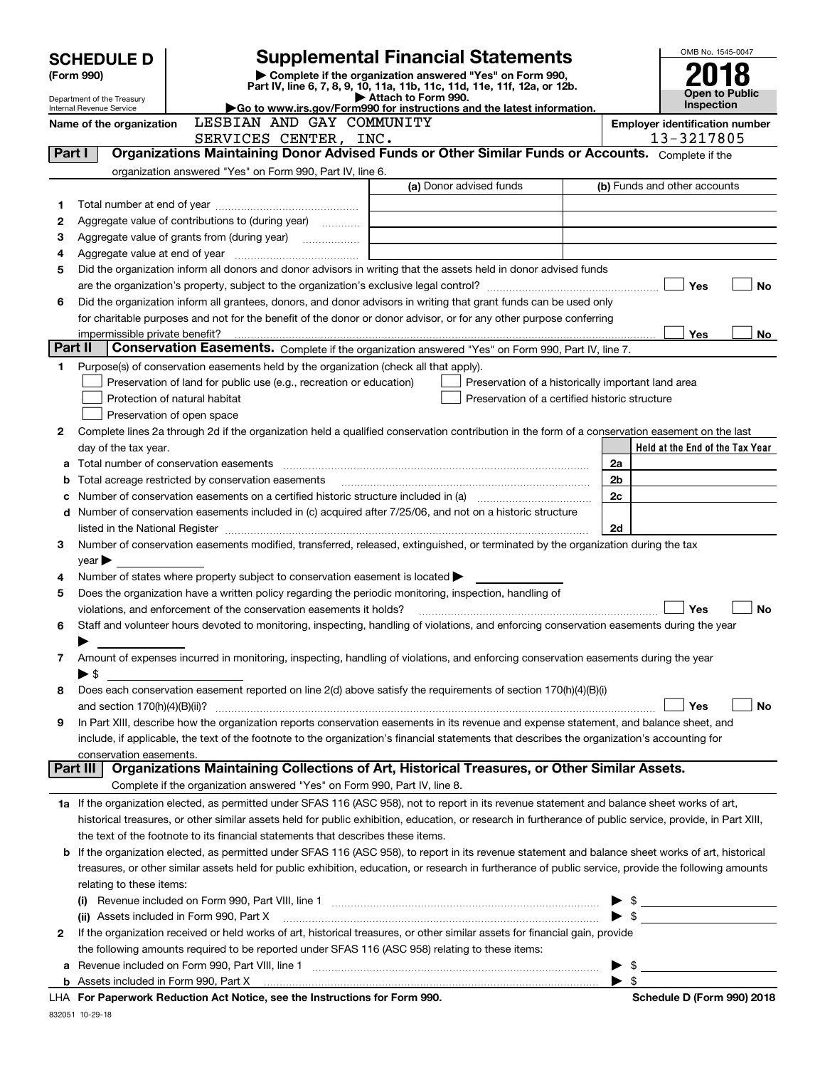# SCHEDULE D (Form 990)

Department of the Treasury
Internal Revenue Service

## Supplemental Financial Statements

▶ Complete if the organization answered "Yes" on Form 990, Part IV, line 6, 7, 8, 9, 10, 11a, 11b, 11c, 11d, 11e, 11f, 12a, or 12b.
▶ Attach to Form 990.
▶Go to www.irs.gov/Form990 for instructions and the latest information.

OMB No. 1545-0047

**2018**

**Open to Public Inspection**

**Name of the organization**: LESBIAN AND GAY COMMUNITY SERVICES CENTER, INC.

**Employer identification number**: 13-3217805

## Part I — Organizations Maintaining Donor Advised Funds or Other Similar Funds or Accounts.

Complete if the organization answered "Yes" on Form 990, Part IV, line 6.

| | | (a) Donor advised funds | (b) Funds and other accounts |
|---|---|---|---|
| 1 | Total number at end of year | | |
| 2 | Aggregate value of contributions to (during year) | | |
| 3 | Aggregate value of grants from (during year) | | |
| 4 | Aggregate value at end of year | | |

5 Did the organization inform all donors and donor advisors in writing that the assets held in donor advised funds are the organization's property, subject to the organization's exclusive legal control? ☐ Yes ☐ No

6 Did the organization inform all grantees, donors, and donor advisors in writing that grant funds can be used only for charitable purposes and not for the benefit of the donor or donor advisor, or for any other purpose conferring impermissible private benefit? ☐ Yes ☐ No

## Part II — Conservation Easements.

Complete if the organization answered "Yes" on Form 990, Part IV, line 7.

1 Purpose(s) of conservation easements held by the organization (check all that apply).

- ☐ Preservation of land for public use (e.g., recreation or education)
- ☐ Protection of natural habitat
- ☐ Preservation of open space
- ☐ Preservation of a historically important land area
- ☐ Preservation of a certified historic structure

2 Complete lines 2a through 2d if the organization held a qualified conservation contribution in the form of a conservation easement on the last day of the tax year.

| | | | Held at the End of the Tax Year |
|---|---|---|---|
| a | Total number of conservation easements | 2a | |
| b | Total acreage restricted by conservation easements | 2b | |
| c | Number of conservation easements on a certified historic structure included in (a) | 2c | |
| d | Number of conservation easements included in (c) acquired after 7/25/06, and not on a historic structure listed in the National Register | 2d | |

3 Number of conservation easements modified, transferred, released, extinguished, or terminated by the organization during the tax year ▶

4 Number of states where property subject to conservation easement is located ▶

5 Does the organization have a written policy regarding the periodic monitoring, inspection, handling of violations, and enforcement of the conservation easements it holds? ☐ Yes ☐ No

6 Staff and volunteer hours devoted to monitoring, inspecting, handling of violations, and enforcing conservation easements during the year ▶

7 Amount of expenses incurred in monitoring, inspecting, handling of violations, and enforcing conservation easements during the year ▶ $

8 Does each conservation easement reported on line 2(d) above satisfy the requirements of section 170(h)(4)(B)(i) and section 170(h)(4)(B)(ii)? ☐ Yes ☐ No

9 In Part XIII, describe how the organization reports conservation easements in its revenue and expense statement, and balance sheet, and include, if applicable, the text of the footnote to the organization's financial statements that describes the organization's accounting for conservation easements.

## Part III — Organizations Maintaining Collections of Art, Historical Treasures, or Other Similar Assets.

Complete if the organization answered "Yes" on Form 990, Part IV, line 8.

1a If the organization elected, as permitted under SFAS 116 (ASC 958), not to report in its revenue statement and balance sheet works of art, historical treasures, or other similar assets held for public exhibition, education, or research in furtherance of public service, provide, in Part XIII, the text of the footnote to its financial statements that describes these items.

b If the organization elected, as permitted under SFAS 116 (ASC 958), to report in its revenue statement and balance sheet works of art, historical treasures, or other similar assets held for public exhibition, education, or research in furtherance of public service, provide the following amounts relating to these items:

(i) Revenue included on Form 990, Part VIII, line 1 ▶ $

(ii) Assets included in Form 990, Part X ▶ $

2 If the organization received or held works of art, historical treasures, or other similar assets for financial gain, provide the following amounts required to be reported under SFAS 116 (ASC 958) relating to these items:

a Revenue included on Form 990, Part VIII, line 1 ▶ $

b Assets included in Form 990, Part X ▶ $

LHA **For Paperwork Reduction Act Notice, see the Instructions for Form 990.** **Schedule D (Form 990) 2018**

832051 10-29-18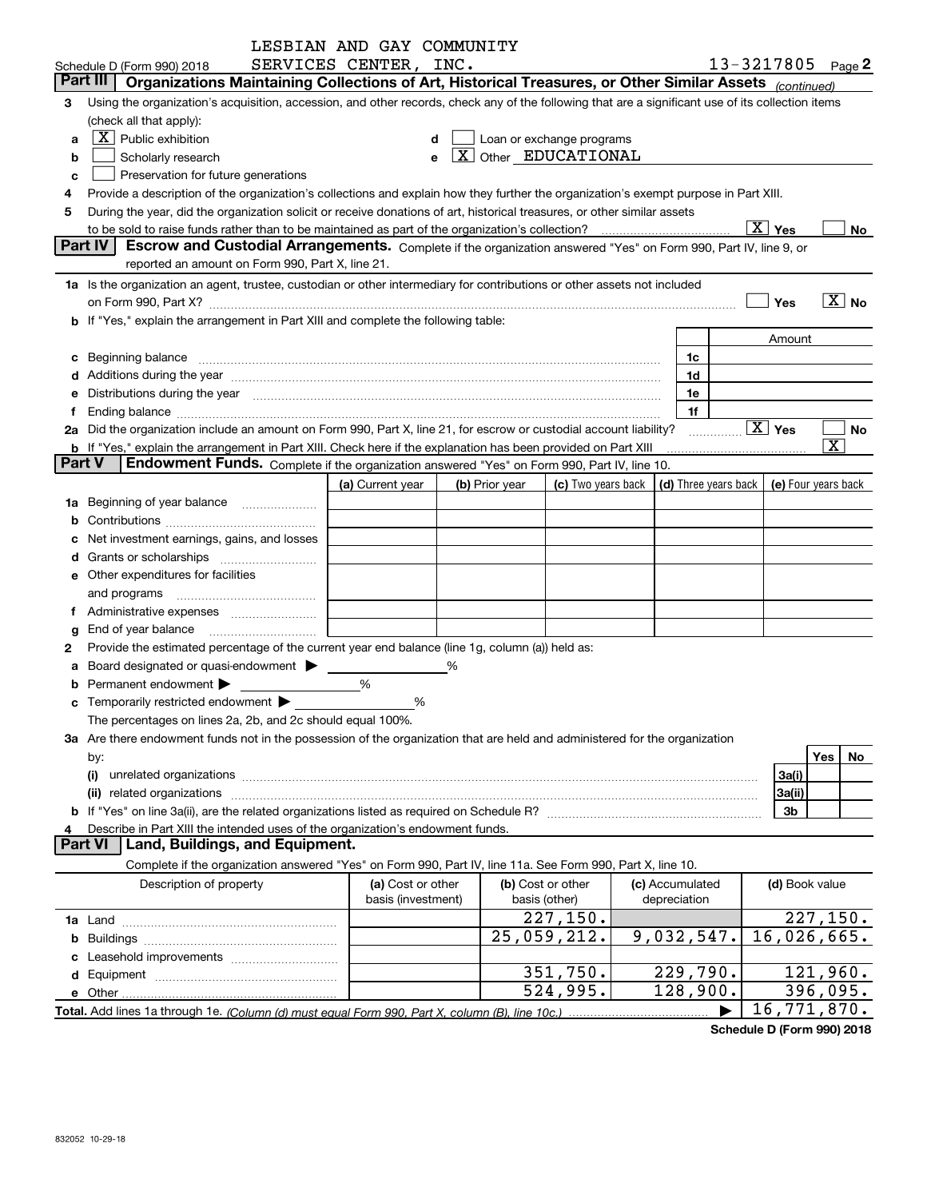LESBIAN AND GAY COMMUNITY SERVICES CENTER, INC.

Schedule D (Form 990) 2018 — 13-3217805 Page 2

## Part III | Organizations Maintaining Collections of Art, Historical Treasures, or Other Similar Assets *(continued)*

3 Using the organization's acquisition, accession, and other records, check any of the following that are a significant use of its collection items (check all that apply):

- a [X] Public exhibition
- b [ ] Scholarly research
- c [ ] Preservation for future generations
- d [ ] Loan or exchange programs
- e [X] Other EDUCATIONAL

4 Provide a description of the organization's collections and explain how they further the organization's exempt purpose in Part XIII.

5 During the year, did the organization solicit or receive donations of art, historical treasures, or other similar assets to be sold to raise funds rather than to be maintained as part of the organization's collection? [X] Yes [ ] No

## Part IV | Escrow and Custodial Arrangements.

Complete if the organization answered "Yes" on Form 990, Part IV, line 9, or reported an amount on Form 990, Part X, line 21.

1a Is the organization an agent, trustee, custodian or other intermediary for contributions or other assets not included on Form 990, Part X? [ ] Yes [X] No

b If "Yes," explain the arrangement in Part XIII and complete the following table:

| | | Amount |
|---|---|---|
| c Beginning balance | 1c | |
| d Additions during the year | 1d | |
| e Distributions during the year | 1e | |
| f Ending balance | 1f | |

2a Did the organization include an amount on Form 990, Part X, line 21, for escrow or custodial account liability? [X] Yes [ ] No

b If "Yes," explain the arrangement in Part XIII. Check here if the explanation has been provided on Part XIII [X]

## Part V | Endowment Funds.

Complete if the organization answered "Yes" on Form 990, Part IV, line 10.

| | (a) Current year | (b) Prior year | (c) Two years back | (d) Three years back | (e) Four years back |
|---|---|---|---|---|---|
| 1a Beginning of year balance | | | | | |
| b Contributions | | | | | |
| c Net investment earnings, gains, and losses | | | | | |
| d Grants or scholarships | | | | | |
| e Other expenditures for facilities and programs | | | | | |
| f Administrative expenses | | | | | |
| g End of year balance | | | | | |

2 Provide the estimated percentage of the current year end balance (line 1g, column (a)) held as:

a Board designated or quasi-endowment ▶ ______ %

b Permanent endowment ▶ ______ %

c Temporarily restricted endowment ▶ ______ %

The percentages on lines 2a, 2b, and 2c should equal 100%.

3a Are there endowment funds not in the possession of the organization that are held and administered for the organization by:

| | | Yes | No |
|---|---|---|---|
| (i) unrelated organizations | 3a(i) | | |
| (ii) related organizations | 3a(ii) | | |
| b If "Yes" on line 3a(ii), are the related organizations listed as required on Schedule R? | 3b | | |

4 Describe in Part XIII the intended uses of the organization's endowment funds.

## Part VI | Land, Buildings, and Equipment.

Complete if the organization answered "Yes" on Form 990, Part IV, line 11a. See Form 990, Part X, line 10.

| Description of property | (a) Cost or other basis (investment) | (b) Cost or other basis (other) | (c) Accumulated depreciation | (d) Book value |
|---|---|---|---|---|
| 1a Land | | 227,150. | | 227,150. |
| b Buildings | | 25,059,212. | 9,032,547. | 16,026,665. |
| c Leasehold improvements | | | | |
| d Equipment | | 351,750. | 229,790. | 121,960. |
| e Other | | 524,995. | 128,900. | 396,095. |
| **Total.** Add lines 1a through 1e. *(Column (d) must equal Form 990, Part X, column (B), line 10c.)* | | | ▶ | 16,771,870. |

**Schedule D (Form 990) 2018**

832052 10-29-18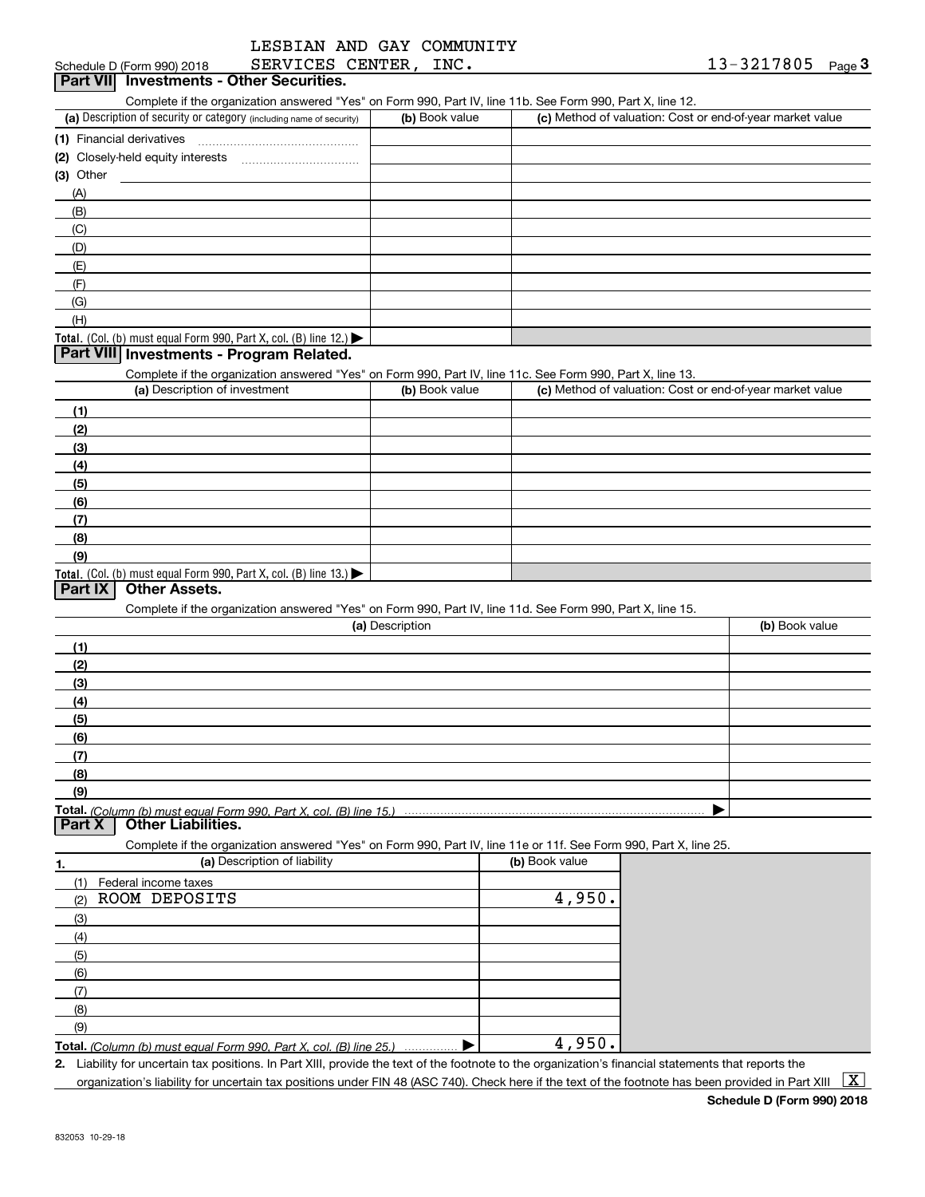LESBIAN AND GAY COMMUNITY SERVICES CENTER, INC. 13-3217805

## Part VII Investments - Other Securities.

Complete if the organization answered "Yes" on Form 990, Part IV, line 11b. See Form 990, Part X, line 12.

| (a) Description of security or category (including name of security) | (b) Book value | (c) Method of valuation: Cost or end-of-year market value |
|---|---|---|
| (1) Financial derivatives | | |
| (2) Closely-held equity interests | | |
| (3) Other | | |
| (A) | | |
| (B) | | |
| (C) | | |
| (D) | | |
| (E) | | |
| (F) | | |
| (G) | | |
| (H) | | |
| **Total.** (Col. (b) must equal Form 990, Part X, col. (B) line 12.) ▶ | | |

## Part VIII Investments - Program Related.

Complete if the organization answered "Yes" on Form 990, Part IV, line 11c. See Form 990, Part X, line 13.

| (a) Description of investment | (b) Book value | (c) Method of valuation: Cost or end-of-year market value |
|---|---|---|
| (1) | | |
| (2) | | |
| (3) | | |
| (4) | | |
| (5) | | |
| (6) | | |
| (7) | | |
| (8) | | |
| (9) | | |
| **Total.** (Col. (b) must equal Form 990, Part X, col. (B) line 13.) ▶ | | |

## Part IX Other Assets.

Complete if the organization answered "Yes" on Form 990, Part IV, line 11d. See Form 990, Part X, line 15.

| (a) Description | (b) Book value |
|---|---|
| (1) | |
| (2) | |
| (3) | |
| (4) | |
| (5) | |
| (6) | |
| (7) | |
| (8) | |
| (9) | |
| **Total.** *(Column (b) must equal Form 990, Part X, col. (B) line 15.)* ▶ | |

## Part X Other Liabilities.

Complete if the organization answered "Yes" on Form 990, Part IV, line 11e or 11f. See Form 990, Part X, line 25.

| 1. (a) Description of liability | (b) Book value |
|---|---|
| (1) Federal income taxes | |
| (2) ROOM DEPOSITS | 4,950. |
| (3) | |
| (4) | |
| (5) | |
| (6) | |
| (7) | |
| (8) | |
| (9) | |
| **Total.** *(Column (b) must equal Form 990, Part X, col. (B) line 25.)* ▶ | 4,950. |

2. Liability for uncertain tax positions. In Part XIII, provide the text of the footnote to the organization's financial statements that reports the organization's liability for uncertain tax positions under FIN 48 (ASC 740). Check here if the text of the footnote has been provided in Part XIII [X]

**Schedule D (Form 990) 2018**

832053 10-29-18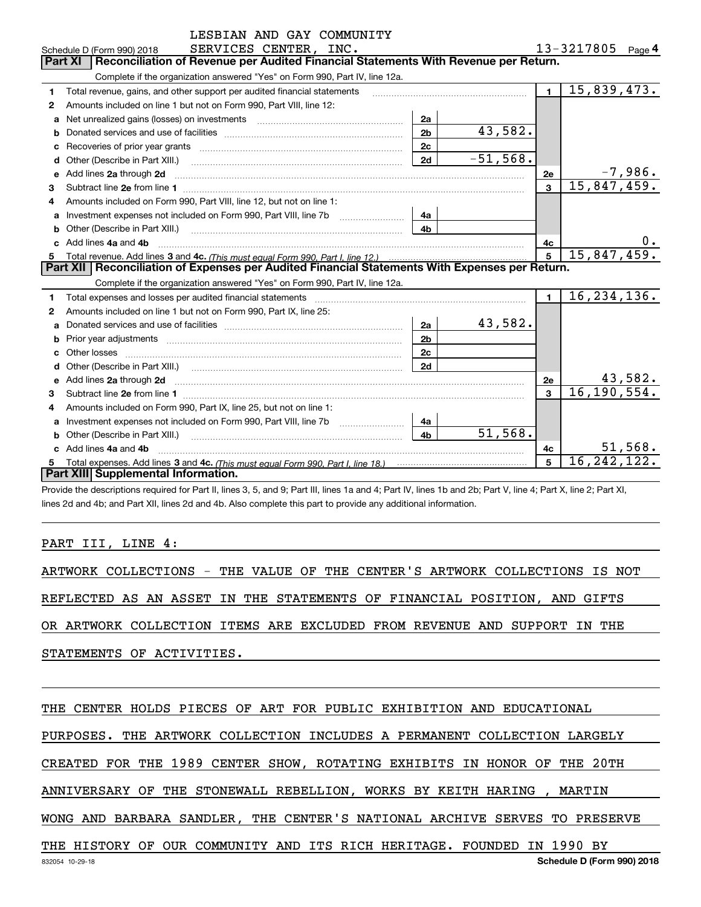LESBIAN AND GAY COMMUNITY SERVICES CENTER, INC. 13-3217805

Schedule D (Form 990) 2018

## Part XI Reconciliation of Revenue per Audited Financial Statements With Revenue per Return.

Complete if the organization answered "Yes" on Form 990, Part IV, line 12a.

| | | | | | |
|---|---|---|---|---|---|
| 1 | Total revenue, gains, and other support per audited financial statements | | | 1 | 15,839,473. |
| 2 | Amounts included on line 1 but not on Form 990, Part VIII, line 12: | | | | |
| a | Net unrealized gains (losses) on investments | 2a | | | |
| b | Donated services and use of facilities | 2b | 43,582. | | |
| c | Recoveries of prior year grants | 2c | | | |
| d | Other (Describe in Part XIII.) | 2d | -51,568. | | |
| e | Add lines 2a through 2d | | | 2e | -7,986. |
| 3 | Subtract line 2e from line 1 | | | 3 | 15,847,459. |
| 4 | Amounts included on Form 990, Part VIII, line 12, but not on line 1: | | | | |
| a | Investment expenses not included on Form 990, Part VIII, line 7b | 4a | | | |
| b | Other (Describe in Part XIII.) | 4b | | | |
| c | Add lines 4a and 4b | | | 4c | 0. |
| 5 | Total revenue. Add lines 3 and 4c. *(This must equal Form 990, Part I, line 12.)* | | | 5 | 15,847,459. |

## Part XII Reconciliation of Expenses per Audited Financial Statements With Expenses per Return.

Complete if the organization answered "Yes" on Form 990, Part IV, line 12a.

| | | | | | |
|---|---|---|---|---|---|
| 1 | Total expenses and losses per audited financial statements | | | 1 | 16,234,136. |
| 2 | Amounts included on line 1 but not on Form 990, Part IX, line 25: | | | | |
| a | Donated services and use of facilities | 2a | 43,582. | | |
| b | Prior year adjustments | 2b | | | |
| c | Other losses | 2c | | | |
| d | Other (Describe in Part XIII.) | 2d | | | |
| e | Add lines 2a through 2d | | | 2e | 43,582. |
| 3 | Subtract line 2e from line 1 | | | 3 | 16,190,554. |
| 4 | Amounts included on Form 990, Part IX, line 25, but not on line 1: | | | | |
| a | Investment expenses not included on Form 990, Part VIII, line 7b | 4a | | | |
| b | Other (Describe in Part XIII.) | 4b | 51,568. | | |
| c | Add lines 4a and 4b | | | 4c | 51,568. |
| 5 | Total expenses. Add lines 3 and 4c. *(This must equal Form 990, Part I, line 18.)* | | | 5 | 16,242,122. |

## Part XIII Supplemental Information.

Provide the descriptions required for Part II, lines 3, 5, and 9; Part III, lines 1a and 4; Part IV, lines 1b and 2b; Part V, line 4; Part X, line 2; Part XI, lines 2d and 4b; and Part XII, lines 2d and 4b. Also complete this part to provide any additional information.

PART III, LINE 4:

ARTWORK COLLECTIONS - THE VALUE OF THE CENTER'S ARTWORK COLLECTIONS IS NOT REFLECTED AS AN ASSET IN THE STATEMENTS OF FINANCIAL POSITION, AND GIFTS OR ARTWORK COLLECTION ITEMS ARE EXCLUDED FROM REVENUE AND SUPPORT IN THE STATEMENTS OF ACTIVITIES.

THE CENTER HOLDS PIECES OF ART FOR PUBLIC EXHIBITION AND EDUCATIONAL PURPOSES. THE ARTWORK COLLECTION INCLUDES A PERMANENT COLLECTION LARGELY CREATED FOR THE 1989 CENTER SHOW, ROTATING EXHIBITS IN HONOR OF THE 20TH ANNIVERSARY OF THE STONEWALL REBELLION, WORKS BY KEITH HARING , MARTIN WONG AND BARBARA SANDLER, THE CENTER'S NATIONAL ARCHIVE SERVES TO PRESERVE THE HISTORY OF OUR COMMUNITY AND ITS RICH HERITAGE. FOUNDED IN 1990 BY

832054 10-29-18 Schedule D (Form 990) 2018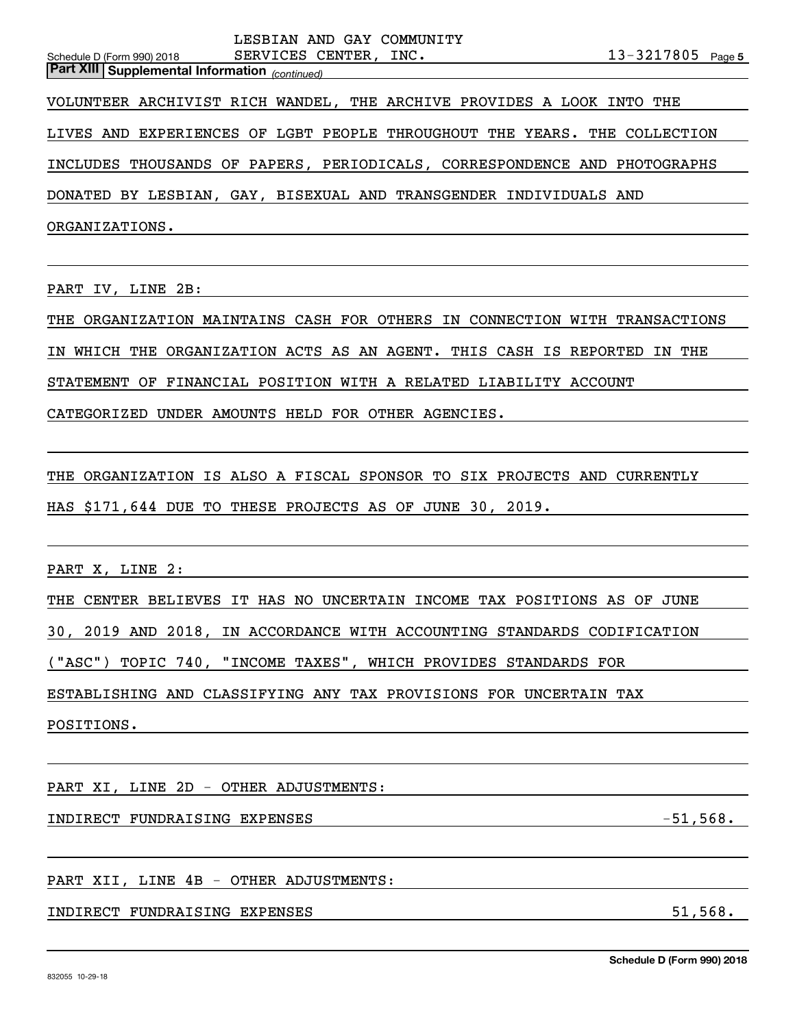**Part XIII | Supplemental Information** *(continued)*

VOLUNTEER ARCHIVIST RICH WANDEL, THE ARCHIVE PROVIDES A LOOK INTO THE LIVES AND EXPERIENCES OF LGBT PEOPLE THROUGHOUT THE YEARS. THE COLLECTION INCLUDES THOUSANDS OF PAPERS, PERIODICALS, CORRESPONDENCE AND PHOTOGRAPHS DONATED BY LESBIAN, GAY, BISEXUAL AND TRANSGENDER INDIVIDUALS AND ORGANIZATIONS.

PART IV, LINE 2B:

THE ORGANIZATION MAINTAINS CASH FOR OTHERS IN CONNECTION WITH TRANSACTIONS IN WHICH THE ORGANIZATION ACTS AS AN AGENT. THIS CASH IS REPORTED IN THE STATEMENT OF FINANCIAL POSITION WITH A RELATED LIABILITY ACCOUNT CATEGORIZED UNDER AMOUNTS HELD FOR OTHER AGENCIES.

THE ORGANIZATION IS ALSO A FISCAL SPONSOR TO SIX PROJECTS AND CURRENTLY HAS $171,644 DUE TO THESE PROJECTS AS OF JUNE 30, 2019.

PART X, LINE 2:

THE CENTER BELIEVES IT HAS NO UNCERTAIN INCOME TAX POSITIONS AS OF JUNE 30, 2019 AND 2018, IN ACCORDANCE WITH ACCOUNTING STANDARDS CODIFICATION ("ASC") TOPIC 740, "INCOME TAXES", WHICH PROVIDES STANDARDS FOR ESTABLISHING AND CLASSIFYING ANY TAX PROVISIONS FOR UNCERTAIN TAX POSITIONS.

PART XI, LINE 2D - OTHER ADJUSTMENTS:

| | |
|---|---|
| INDIRECT FUNDRAISING EXPENSES | -51,568. |

PART XII, LINE 4B - OTHER ADJUSTMENTS:

| | |
|---|---|
| INDIRECT FUNDRAISING EXPENSES | 51,568. |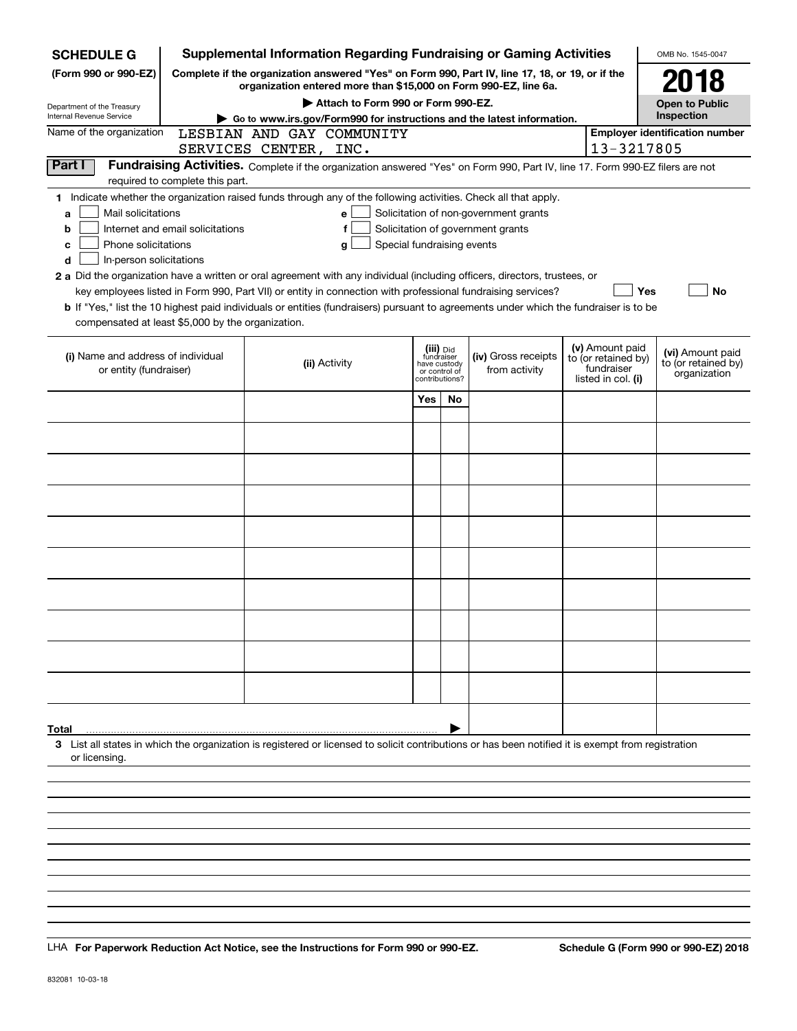**SCHEDULE G**
**(Form 990 or 990-EZ)**

Department of the Treasury
Internal Revenue Service

# Supplemental Information Regarding Fundraising or Gaming Activities

**Complete if the organization answered "Yes" on Form 990, Part IV, line 17, 18, or 19, or if the organization entered more than $15,000 on Form 990-EZ, line 6a.**

**▶ Attach to Form 990 or Form 990-EZ.**

**▶ Go to www.irs.gov/Form990 for instructions and the latest information.**

OMB No. 1545-0047

**2018**

**Open to Public Inspection**

Name of the organization: LESBIAN AND GAY COMMUNITY SERVICES CENTER, INC.

**Employer identification number:** 13-3217805

**Part I** **Fundraising Activities.** Complete if the organization answered "Yes" on Form 990, Part IV, line 17. Form 990-EZ filers are not required to complete this part.

**1** Indicate whether the organization raised funds through any of the following activities. Check all that apply.

- **a** ☐ Mail solicitations
- **b** ☐ Internet and email solicitations
- **c** ☐ Phone solicitations
- **d** ☐ In-person solicitations
- **e** ☐ Solicitation of non-government grants
- **f** ☐ Solicitation of government grants
- **g** ☐ Special fundraising events

**2 a** Did the organization have a written or oral agreement with any individual (including officers, directors, trustees, or key employees listed in Form 990, Part VII) or entity in connection with professional fundraising services? ☐ **Yes** ☐ **No**

**b** If "Yes," list the 10 highest paid individuals or entities (fundraisers) pursuant to agreements under which the fundraiser is to be compensated at least $5,000 by the organization.

| (i) Name and address of individual or entity (fundraiser) | (ii) Activity | (iii) Did fundraiser have custody or control of contributions? | | (iv) Gross receipts from activity | (v) Amount paid to (or retained by) fundraiser listed in col. (i) | (vi) Amount paid to (or retained by) organization |
|---|---|---|---|---|---|---|
| | | Yes | No | | | |
| | | | | | | |
| | | | | | | |
| | | | | | | |
| | | | | | | |
| | | | | | | |
| | | | | | | |
| | | | | | | |
| | | | | | | |
| | | | | | | |
| | | | | | | |
| **Total** ▶ | | | | | | |

**3** List all states in which the organization is registered or licensed to solicit contributions or has been notified it is exempt from registration or licensing.

LHA **For Paperwork Reduction Act Notice, see the Instructions for Form 990 or 990-EZ.** **Schedule G (Form 990 or 990-EZ) 2018**

832081 10-03-18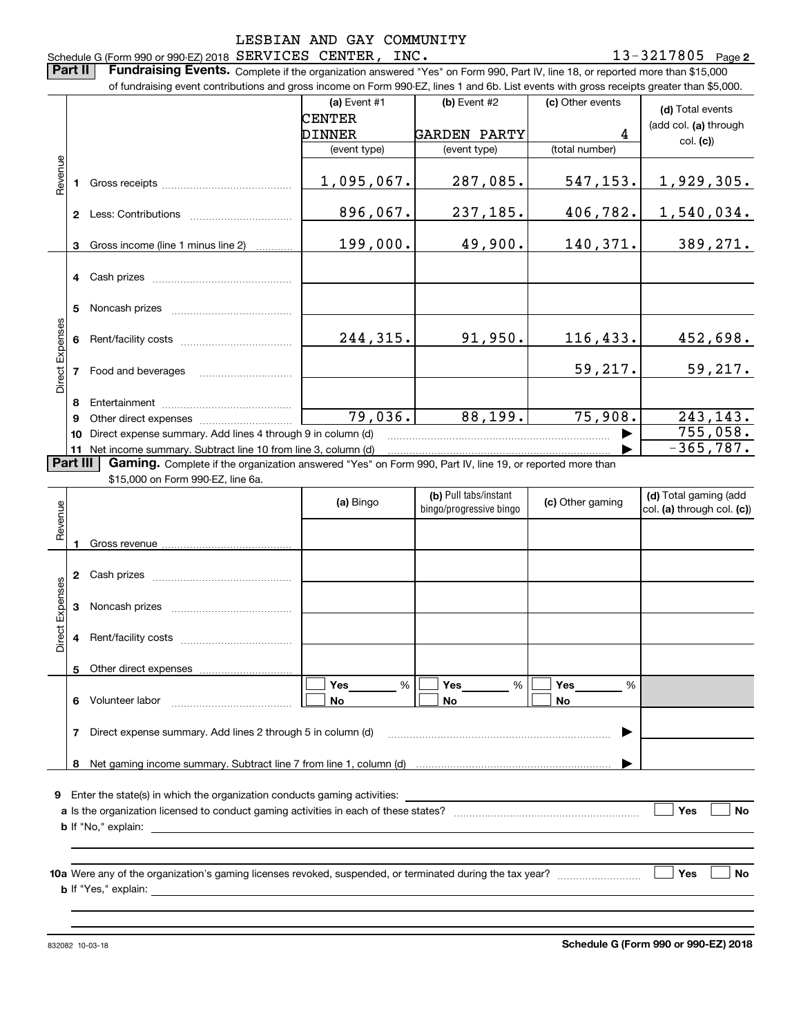LESBIAN AND GAY COMMUNITY

Schedule G (Form 990 or 990-EZ) 2018 SERVICES CENTER, INC. 13-3217805 Page 2

**Part II** **Fundraising Events.** Complete if the organization answered "Yes" on Form 990, Part IV, line 18, or reported more than $15,000 of fundraising event contributions and gross income on Form 990-EZ, lines 1 and 6b. List events with gross receipts greater than $5,000.

| | | (a) Event #1 CENTER DINNER (event type) | (b) Event #2 GARDEN PARTY (event type) | (c) Other events 4 (total number) | (d) Total events (add col. (a) through col. (c)) |
|---|---|---|---|---|---|
| Revenue | 1 Gross receipts | 1,095,067. | 287,085. | 547,153. | 1,929,305. |
| | 2 Less: Contributions | 896,067. | 237,185. | 406,782. | 1,540,034. |
| | 3 Gross income (line 1 minus line 2) | 199,000. | 49,900. | 140,371. | 389,271. |
| Direct Expenses | 4 Cash prizes | | | | |
| | 5 Noncash prizes | | | | |
| | 6 Rent/facility costs | 244,315. | 91,950. | 116,433. | 452,698. |
| | 7 Food and beverages | | | 59,217. | 59,217. |
| | 8 Entertainment | | | | |
| | 9 Other direct expenses | 79,036. | 88,199. | 75,908. | 243,143. |
| | 10 Direct expense summary. Add lines 4 through 9 in column (d) | | | ▶ | 755,058. |
| | 11 Net income summary. Subtract line 10 from line 3, column (d) | | | ▶ | -365,787. |

**Part III** **Gaming.** Complete if the organization answered "Yes" on Form 990, Part IV, line 19, or reported more than $15,000 on Form 990-EZ, line 6a.

| | | (a) Bingo | (b) Pull tabs/instant bingo/progressive bingo | (c) Other gaming | (d) Total gaming (add col. (a) through col. (c)) |
|---|---|---|---|---|---|
| Revenue | 1 Gross revenue | | | | |
| Direct Expenses | 2 Cash prizes | | | | |
| | 3 Noncash prizes | | | | |
| | 4 Rent/facility costs | | | | |
| | 5 Other direct expenses | | | | |
| | 6 Volunteer labor | ☐ Yes ____ % ☐ No | ☐ Yes ____ % ☐ No | ☐ Yes ____ % ☐ No | |
| | 7 Direct expense summary. Add lines 2 through 5 in column (d) | | | ▶ | |
| | 8 Net gaming income summary. Subtract line 7 from line 1, column (d) | | | ▶ | |

**9** Enter the state(s) in which the organization conducts gaming activities: ____________

**a** Is the organization licensed to conduct gaming activities in each of these states? ☐ Yes ☐ No

**b** If "No," explain: ____________

**10a** Were any of the organization's gaming licenses revoked, suspended, or terminated during the tax year? ☐ Yes ☐ No

**b** If "Yes," explain: ____________

832082 10-03-18 **Schedule G (Form 990 or 990-EZ) 2018**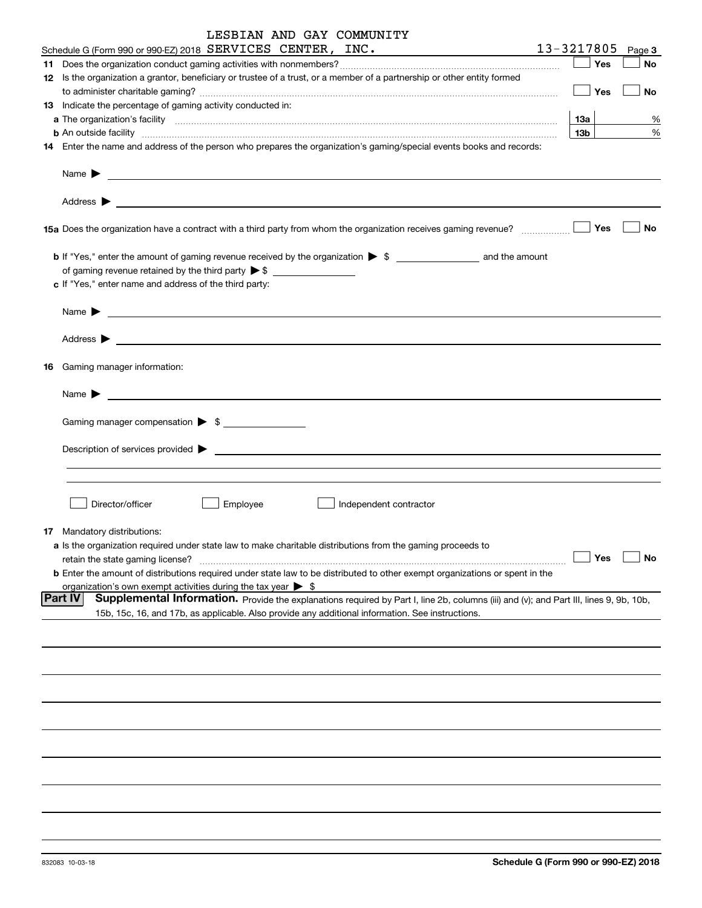LESBIAN AND GAY COMMUNITY

Schedule G (Form 990 or 990-EZ) 2018 SERVICES CENTER, INC. 13-3217805 Page 3

**11** Does the organization conduct gaming activities with nonmembers? ☐ Yes ☐ No

**12** Is the organization a grantor, beneficiary or trustee of a trust, or a member of a partnership or other entity formed to administer charitable gaming? ☐ Yes ☐ No

**13** Indicate the percentage of gaming activity conducted in:

**a** The organization's facility **13a** %

**b** An outside facility **13b** %

**14** Enter the name and address of the person who prepares the organization's gaming/special events books and records:

Name ▶

Address ▶

**15a** Does the organization have a contract with a third party from whom the organization receives gaming revenue? ☐ Yes ☐ No

**b** If "Yes," enter the amount of gaming revenue received by the organization ▶ $ ______ and the amount of gaming revenue retained by the third party ▶ $ ______

**c** If "Yes," enter name and address of the third party:

Name ▶

Address ▶

**16** Gaming manager information:

Name ▶

Gaming manager compensation ▶ $ ______

Description of services provided ▶

☐ Director/officer ☐ Employee ☐ Independent contractor

**17** Mandatory distributions:

**a** Is the organization required under state law to make charitable distributions from the gaming proceeds to retain the state gaming license? ☐ Yes ☐ No

**b** Enter the amount of distributions required under state law to be distributed to other exempt organizations or spent in the organization's own exempt activities during the tax year ▶ $

**Part IV** **Supplemental Information.** Provide the explanations required by Part I, line 2b, columns (iii) and (v); and Part III, lines 9, 9b, 10b, 15b, 15c, 16, and 17b, as applicable. Also provide any additional information. See instructions.

832083 10-03-18

**Schedule G (Form 990 or 990-EZ) 2018**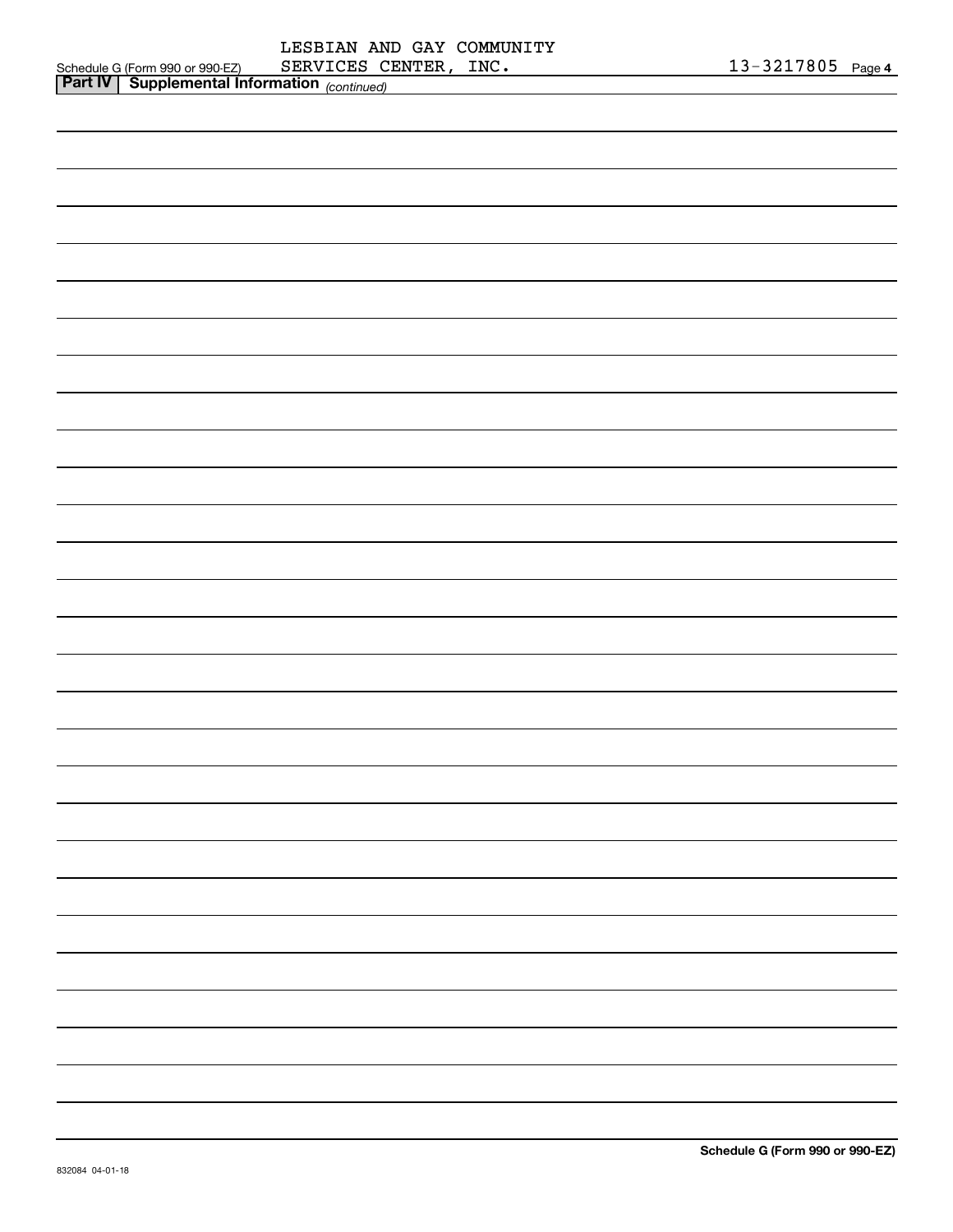Schedule G (Form 990 or 990-EZ) LESBIAN AND GAY COMMUNITY SERVICES CENTER, INC. 13-3217805 Page 4

**Part IV | Supplemental Information** *(continued)*

Schedule G (Form 990 or 990-EZ)

832084 04-01-18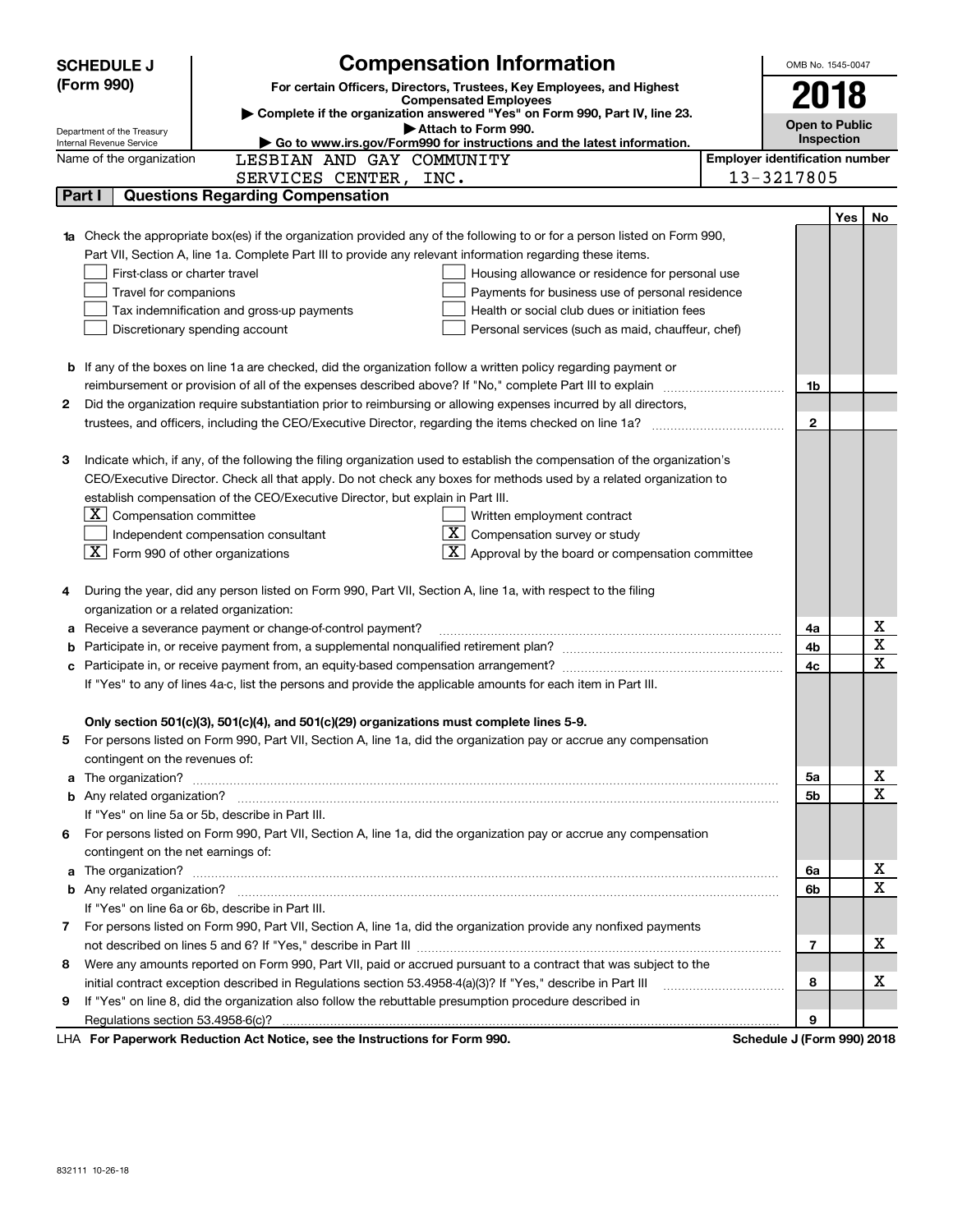# SCHEDULE J (Form 990)

## Compensation Information

**For certain Officers, Directors, Trustees, Key Employees, and Highest Compensated Employees**

▶ Complete if the organization answered "Yes" on Form 990, Part IV, line 23.

▶ Attach to Form 990.

▶ Go to www.irs.gov/Form990 for instructions and the latest information.

Department of the Treasury
Internal Revenue Service

OMB No. 1545-0047

**2018**

**Open to Public Inspection**

Name of the organization: LESBIAN AND GAY COMMUNITY SERVICES CENTER, INC.

Employer identification number: 13-3217805

## Part I Questions Regarding Compensation

| | | | Yes | No |
|---|---|---|---|---|
| **1a** | Check the appropriate box(es) if the organization provided any of the following to or for a person listed on Form 990, Part VII, Section A, line 1a. Complete Part III to provide any relevant information regarding these items.<br>☐ First-class or charter travel ☐ Housing allowance or residence for personal use<br>☐ Travel for companions ☐ Payments for business use of personal residence<br>☐ Tax indemnification and gross-up payments ☐ Health or social club dues or initiation fees<br>☐ Discretionary spending account ☐ Personal services (such as maid, chauffeur, chef) | | | |
| **b** | If any of the boxes on line 1a are checked, did the organization follow a written policy regarding payment or reimbursement or provision of all of the expenses described above? If "No," complete Part III to explain | 1b | | |
| **2** | Did the organization require substantiation prior to reimbursing or allowing expenses incurred by all directors, trustees, and officers, including the CEO/Executive Director, regarding the items checked on line 1a? | 2 | | |
| **3** | Indicate which, if any, of the following the filing organization used to establish the compensation of the organization's CEO/Executive Director. Check all that apply. Do not check any boxes for methods used by a related organization to establish compensation of the CEO/Executive Director, but explain in Part III.<br>☒ Compensation committee ☐ Written employment contract<br>☐ Independent compensation consultant ☒ Compensation survey or study<br>☒ Form 990 of other organizations ☒ Approval by the board or compensation committee | | | |
| **4** | During the year, did any person listed on Form 990, Part VII, Section A, line 1a, with respect to the filing organization or a related organization: | | | |
| **a** | Receive a severance payment or change-of-control payment? | 4a | | X |
| **b** | Participate in, or receive payment from, a supplemental nonqualified retirement plan? | 4b | | X |
| **c** | Participate in, or receive payment from, an equity-based compensation arrangement? | 4c | | X |
| | If "Yes" to any of lines 4a-c, list the persons and provide the applicable amounts for each item in Part III. | | | |
| | **Only section 501(c)(3), 501(c)(4), and 501(c)(29) organizations must complete lines 5-9.** | | | |
| **5** | For persons listed on Form 990, Part VII, Section A, line 1a, did the organization pay or accrue any compensation contingent on the revenues of: | | | |
| **a** | The organization? | 5a | | X |
| **b** | Any related organization? | 5b | | X |
| | If "Yes" on line 5a or 5b, describe in Part III. | | | |
| **6** | For persons listed on Form 990, Part VII, Section A, line 1a, did the organization pay or accrue any compensation contingent on the net earnings of: | | | |
| **a** | The organization? | 6a | | X |
| **b** | Any related organization? | 6b | | X |
| | If "Yes" on line 6a or 6b, describe in Part III. | | | |
| **7** | For persons listed on Form 990, Part VII, Section A, line 1a, did the organization provide any nonfixed payments not described on lines 5 and 6? If "Yes," describe in Part III | 7 | | X |
| **8** | Were any amounts reported on Form 990, Part VII, paid or accrued pursuant to a contract that was subject to the initial contract exception described in Regulations section 53.4958-4(a)(3)? If "Yes," describe in Part III | 8 | | X |
| **9** | If "Yes" on line 8, did the organization also follow the rebuttable presumption procedure described in Regulations section 53.4958-6(c)? | 9 | | |

LHA **For Paperwork Reduction Act Notice, see the Instructions for Form 990.** **Schedule J (Form 990) 2018**

832111 10-26-18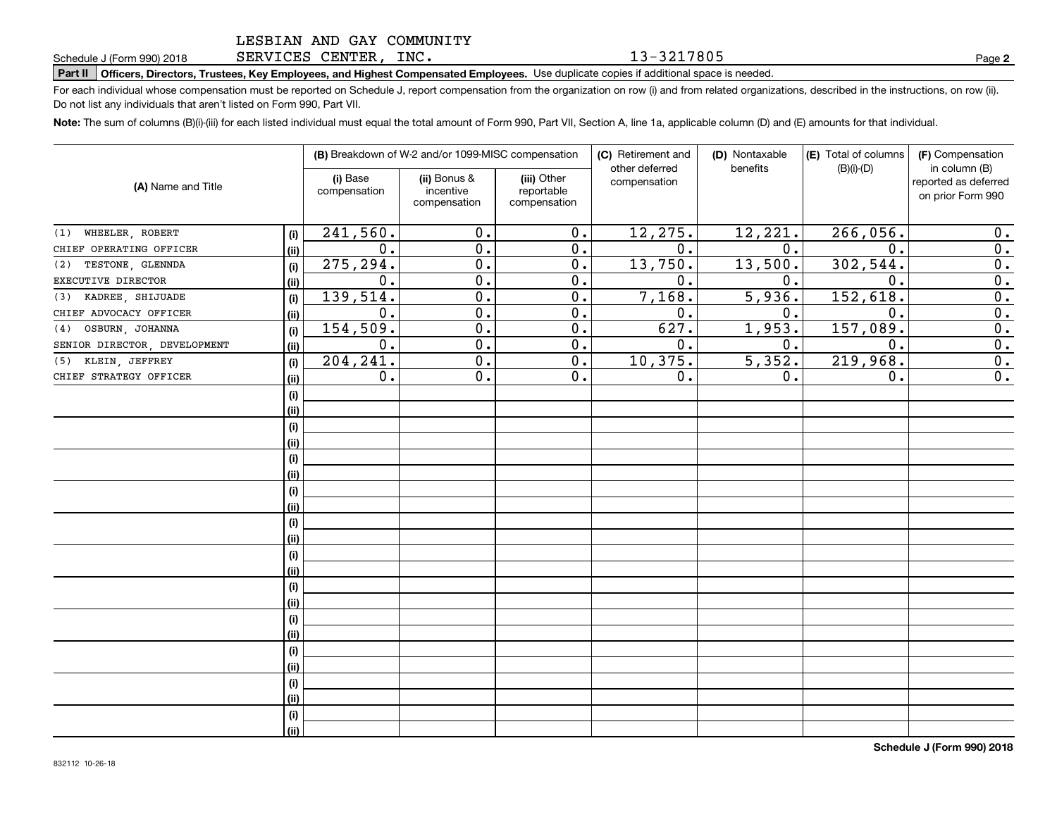LESBIAN AND GAY COMMUNITY SERVICES CENTER, INC. 13-3217805

Schedule J (Form 990) 2018

**Part II Officers, Directors, Trustees, Key Employees, and Highest Compensated Employees.** Use duplicate copies if additional space is needed.

For each individual whose compensation must be reported on Schedule J, report compensation from the organization on row (i) and from related organizations, described in the instructions, on row (ii). Do not list any individuals that aren't listed on Form 990, Part VII.

**Note:** The sum of columns (B)(i)-(iii) for each listed individual must equal the total amount of Form 990, Part VII, Section A, line 1a, applicable column (D) and (E) amounts for that individual.

| (A) Name and Title | | (B) Breakdown of W-2 and/or 1099-MISC compensation | | | (C) Retirement and other deferred compensation | (D) Nontaxable benefits | (E) Total of columns (B)(i)-(D) | (F) Compensation in column (B) reported as deferred on prior Form 990 |
|---|---|---|---|---|---|---|---|---|
| | | (i) Base compensation | (ii) Bonus & incentive compensation | (iii) Other reportable compensation | | | | |
| (1) WHEELER, ROBERT | (i) | 241,560. | 0. | 0. | 12,275. | 12,221. | 266,056. | 0. |
| CHIEF OPERATING OFFICER | (ii) | 0. | 0. | 0. | 0. | 0. | 0. | 0. |
| (2) TESTONE, GLENNDA | (i) | 275,294. | 0. | 0. | 13,750. | 13,500. | 302,544. | 0. |
| EXECUTIVE DIRECTOR | (ii) | 0. | 0. | 0. | 0. | 0. | 0. | 0. |
| (3) KADREE, SHIJUADE | (i) | 139,514. | 0. | 0. | 7,168. | 5,936. | 152,618. | 0. |
| CHIEF ADVOCACY OFFICER | (ii) | 0. | 0. | 0. | 0. | 0. | 0. | 0. |
| (4) OSBURN, JOHANNA | (i) | 154,509. | 0. | 0. | 627. | 1,953. | 157,089. | 0. |
| SENIOR DIRECTOR, DEVELOPMENT | (ii) | 0. | 0. | 0. | 0. | 0. | 0. | 0. |
| (5) KLEIN, JEFFREY | (i) | 204,241. | 0. | 0. | 10,375. | 5,352. | 219,968. | 0. |
| CHIEF STRATEGY OFFICER | (ii) | 0. | 0. | 0. | 0. | 0. | 0. | 0. |
| | (i) | | | | | | | |
| | (ii) | | | | | | | |
| | (i) | | | | | | | |
| | (ii) | | | | | | | |
| | (i) | | | | | | | |
| | (ii) | | | | | | | |
| | (i) | | | | | | | |
| | (ii) | | | | | | | |
| | (i) | | | | | | | |
| | (ii) | | | | | | | |
| | (i) | | | | | | | |
| | (ii) | | | | | | | |
| | (i) | | | | | | | |
| | (ii) | | | | | | | |
| | (i) | | | | | | | |
| | (ii) | | | | | | | |
| | (i) | | | | | | | |
| | (ii) | | | | | | | |
| | (i) | | | | | | | |
| | (ii) | | | | | | | |
| | (i) | | | | | | | |
| | (ii) | | | | | | | |

832112 10-26-18

Schedule J (Form 990) 2018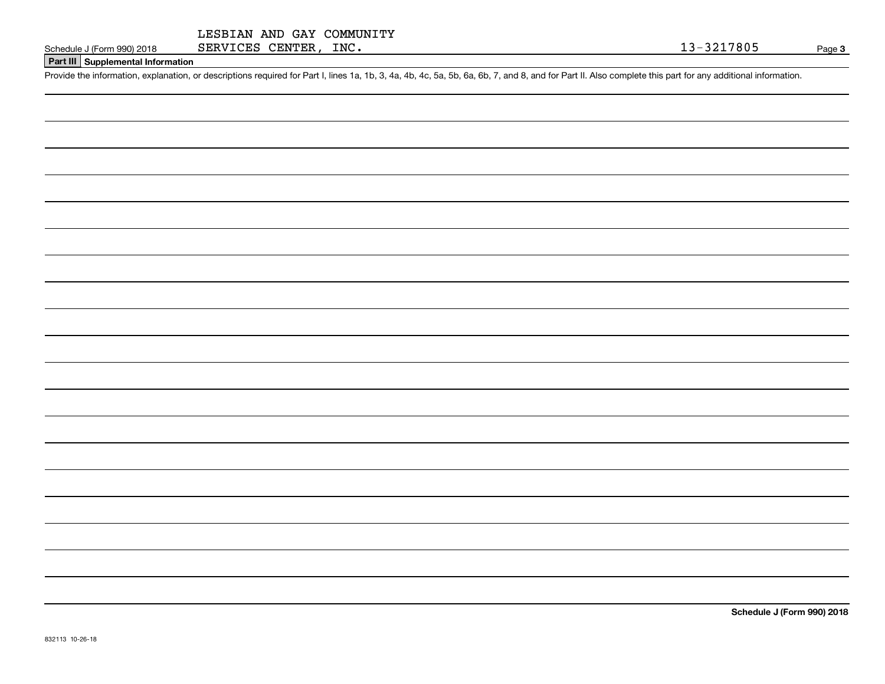LESBIAN AND GAY COMMUNITY SERVICES CENTER, INC. 13-3217805

## Part III Supplemental Information

Provide the information, explanation, or descriptions required for Part I, lines 1a, 1b, 3, 4a, 4b, 4c, 5a, 5b, 6a, 6b, 7, and 8, and for Part II. Also complete this part for any additional information.

832113 10-26-18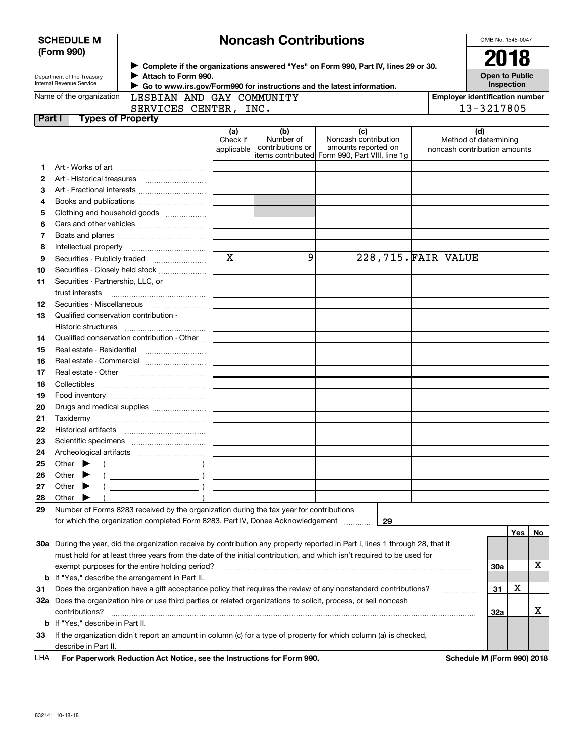**SCHEDULE M (Form 990)**

Department of the Treasury
Internal Revenue Service

# Noncash Contributions

▶ Complete if the organizations answered "Yes" on Form 990, Part IV, lines 29 or 30.
▶ Attach to Form 990.
▶ Go to www.irs.gov/Form990 for instructions and the latest information.

OMB No. 1545-0047

**2018**

**Open to Public Inspection**

Name of the organization: LESBIAN AND GAY COMMUNITY SERVICES CENTER, INC.

Employer identification number: 13-3217805

## Part I Types of Property

| | | (a) Check if applicable | (b) Number of contributions or items contributed | (c) Noncash contribution amounts reported on Form 990, Part VIII, line 1g | (d) Method of determining noncash contribution amounts |
|---|---|---|---|---|---|
| 1 | Art - Works of art | | | | |
| 2 | Art - Historical treasures | | | | |
| 3 | Art - Fractional interests | | | | |
| 4 | Books and publications | | | | |
| 5 | Clothing and household goods | | | | |
| 6 | Cars and other vehicles | | | | |
| 7 | Boats and planes | | | | |
| 8 | Intellectual property | | | | |
| 9 | Securities - Publicly traded | X | 9 | 228,715. | FAIR VALUE |
| 10 | Securities - Closely held stock | | | | |
| 11 | Securities - Partnership, LLC, or trust interests | | | | |
| 12 | Securities - Miscellaneous | | | | |
| 13 | Qualified conservation contribution - Historic structures | | | | |
| 14 | Qualified conservation contribution - Other | | | | |
| 15 | Real estate - Residential | | | | |
| 16 | Real estate - Commercial | | | | |
| 17 | Real estate - Other | | | | |
| 18 | Collectibles | | | | |
| 19 | Food inventory | | | | |
| 20 | Drugs and medical supplies | | | | |
| 21 | Taxidermy | | | | |
| 22 | Historical artifacts | | | | |
| 23 | Scientific specimens | | | | |
| 24 | Archeological artifacts | | | | |
| 25 | Other ▶ ( ) | | | | |
| 26 | Other ▶ ( ) | | | | |
| 27 | Other ▶ ( ) | | | | |
| 28 | Other ▶ ( ) | | | | |

29 Number of Forms 8283 received by the organization during the tax year for contributions for which the organization completed Form 8283, Part IV, Donee Acknowledgement ..... **29**

| | | | Yes | No |
|---|---|---|---|---|
| 30a | During the year, did the organization receive by contribution any property reported in Part I, lines 1 through 28, that it must hold for at least three years from the date of the initial contribution, and which isn't required to be used for exempt purposes for the entire holding period? | 30a | | X |
| b | If "Yes," describe the arrangement in Part II. | | | |
| 31 | Does the organization have a gift acceptance policy that requires the review of any nonstandard contributions? | 31 | X | |
| 32a | Does the organization hire or use third parties or related organizations to solicit, process, or sell noncash contributions? | 32a | | X |
| b | If "Yes," describe in Part II. | | | |
| 33 | If the organization didn't report an amount in column (c) for a type of property for which column (a) is checked, describe in Part II. | | | |

LHA **For Paperwork Reduction Act Notice, see the Instructions for Form 990.** **Schedule M (Form 990) 2018**

832141 10-18-18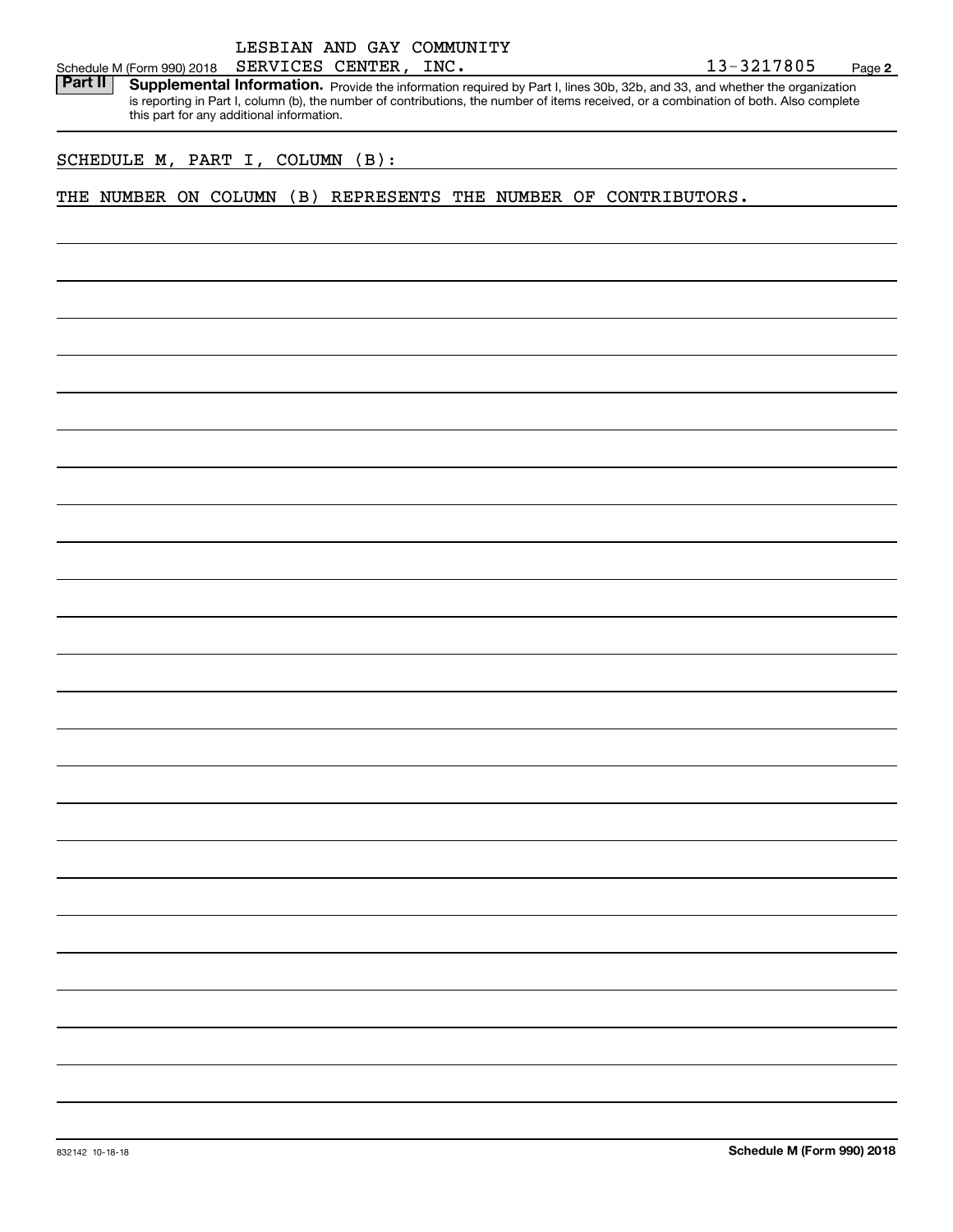LESBIAN AND GAY COMMUNITY
Schedule M (Form 990) 2018 SERVICES CENTER, INC. 13-3217805 Page **2**

**Part II** **Supplemental Information.** Provide the information required by Part I, lines 30b, 32b, and 33, and whether the organization is reporting in Part I, column (b), the number of contributions, the number of items received, or a combination of both. Also complete this part for any additional information.

SCHEDULE M, PART I, COLUMN (B):

THE NUMBER ON COLUMN (B) REPRESENTS THE NUMBER OF CONTRIBUTORS.

832142 10-18-18 **Schedule M (Form 990) 2018**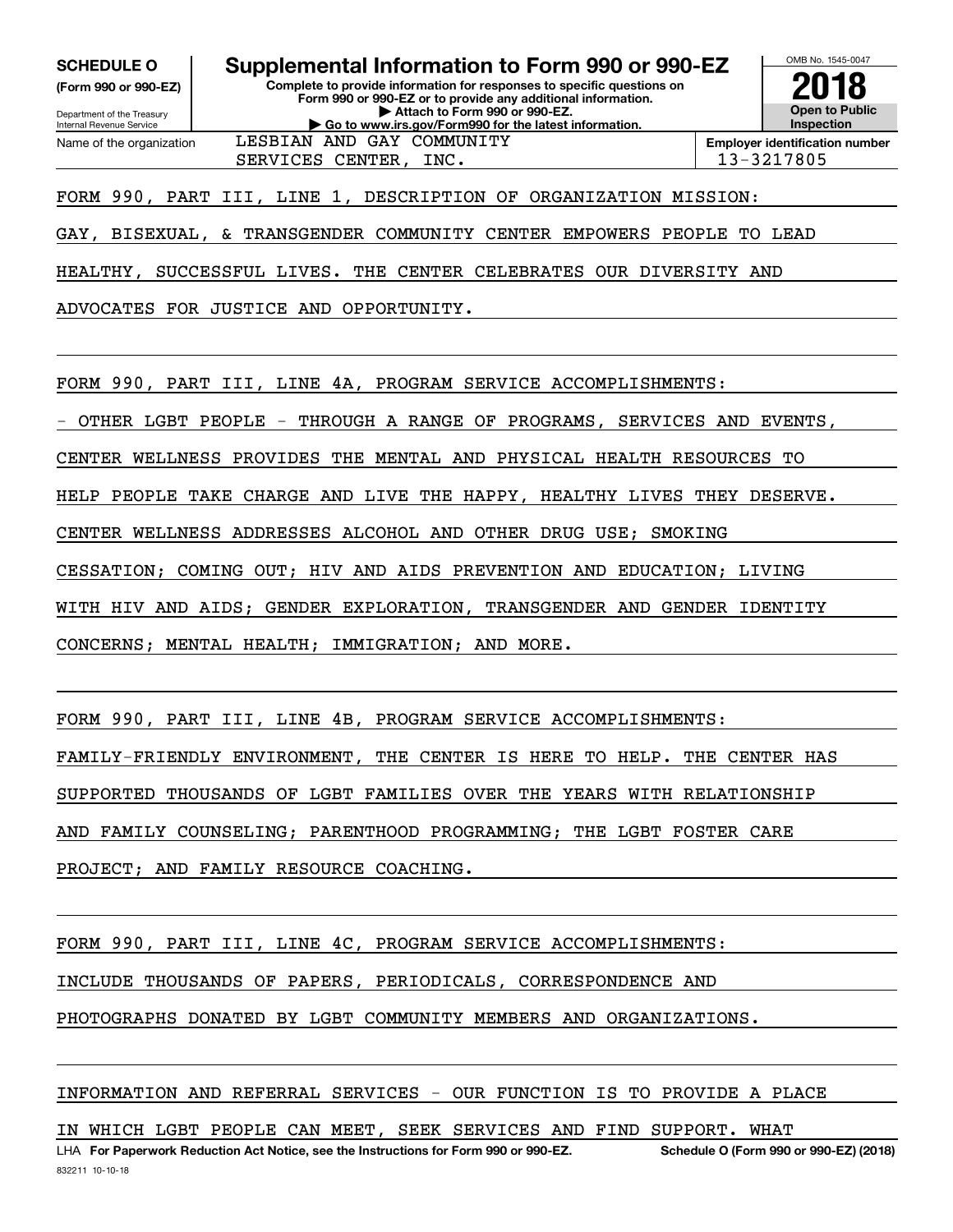**SCHEDULE O (Form 990 or 990-EZ)**

Department of the Treasury
Internal Revenue Service

# Supplemental Information to Form 990 or 990-EZ

**Complete to provide information for responses to specific questions on Form 990 or 990-EZ or to provide any additional information.**
**▶ Attach to Form 990 or 990-EZ.**
**▶ Go to www.irs.gov/Form990 for the latest information.**

OMB No. 1545-0047

**2018**

**Open to Public Inspection**

Name of the organization: LESBIAN AND GAY COMMUNITY SERVICES CENTER, INC.

**Employer identification number:** 13-3217805

FORM 990, PART III, LINE 1, DESCRIPTION OF ORGANIZATION MISSION:

GAY, BISEXUAL, & TRANSGENDER COMMUNITY CENTER EMPOWERS PEOPLE TO LEAD HEALTHY, SUCCESSFUL LIVES. THE CENTER CELEBRATES OUR DIVERSITY AND ADVOCATES FOR JUSTICE AND OPPORTUNITY.

FORM 990, PART III, LINE 4A, PROGRAM SERVICE ACCOMPLISHMENTS:

- OTHER LGBT PEOPLE - THROUGH A RANGE OF PROGRAMS, SERVICES AND EVENTS, CENTER WELLNESS PROVIDES THE MENTAL AND PHYSICAL HEALTH RESOURCES TO HELP PEOPLE TAKE CHARGE AND LIVE THE HAPPY, HEALTHY LIVES THEY DESERVE. CENTER WELLNESS ADDRESSES ALCOHOL AND OTHER DRUG USE; SMOKING CESSATION; COMING OUT; HIV AND AIDS PREVENTION AND EDUCATION; LIVING WITH HIV AND AIDS; GENDER EXPLORATION, TRANSGENDER AND GENDER IDENTITY CONCERNS; MENTAL HEALTH; IMMIGRATION; AND MORE.

FORM 990, PART III, LINE 4B, PROGRAM SERVICE ACCOMPLISHMENTS:

FAMILY-FRIENDLY ENVIRONMENT, THE CENTER IS HERE TO HELP. THE CENTER HAS SUPPORTED THOUSANDS OF LGBT FAMILIES OVER THE YEARS WITH RELATIONSHIP AND FAMILY COUNSELING; PARENTHOOD PROGRAMMING; THE LGBT FOSTER CARE PROJECT; AND FAMILY RESOURCE COACHING.

FORM 990, PART III, LINE 4C, PROGRAM SERVICE ACCOMPLISHMENTS:

INCLUDE THOUSANDS OF PAPERS, PERIODICALS, CORRESPONDENCE AND PHOTOGRAPHS DONATED BY LGBT COMMUNITY MEMBERS AND ORGANIZATIONS.

INFORMATION AND REFERRAL SERVICES - OUR FUNCTION IS TO PROVIDE A PLACE IN WHICH LGBT PEOPLE CAN MEET, SEEK SERVICES AND FIND SUPPORT. WHAT

LHA **For Paperwork Reduction Act Notice, see the Instructions for Form 990 or 990-EZ.** **Schedule O (Form 990 or 990-EZ) (2018)**

832211 10-10-18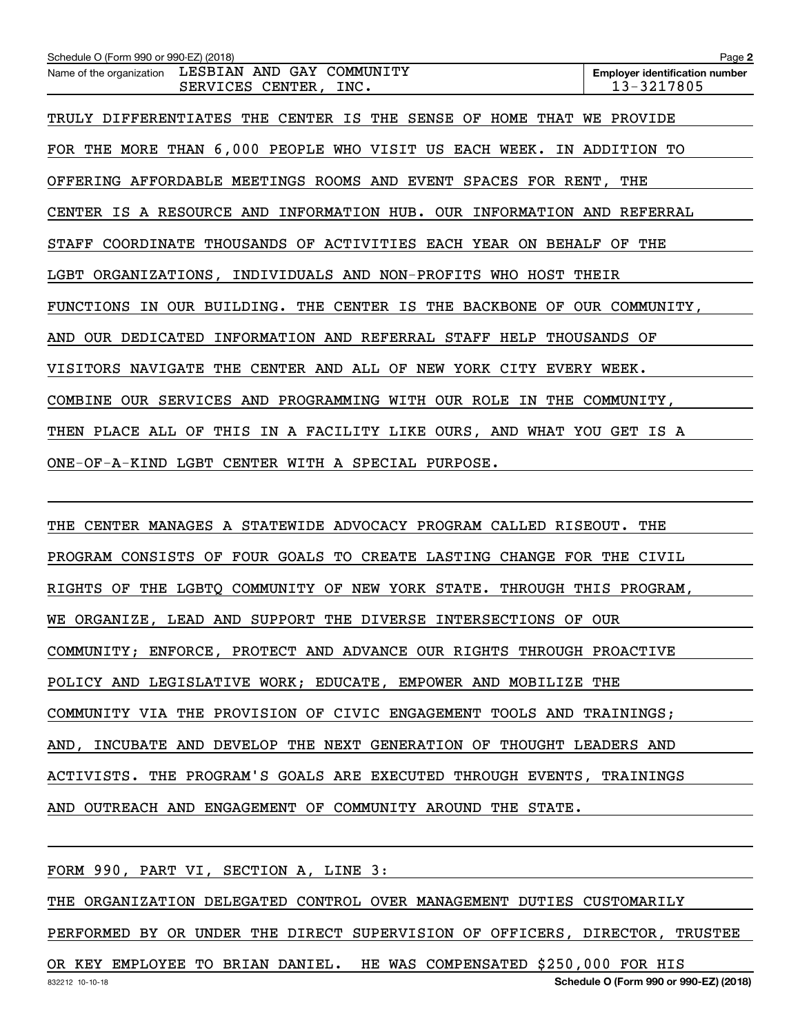Name of the organization LESBIAN AND GAY COMMUNITY SERVICES CENTER, INC.

**Employer identification number** 13-3217805

TRULY DIFFERENTIATES THE CENTER IS THE SENSE OF HOME THAT WE PROVIDE FOR THE MORE THAN 6,000 PEOPLE WHO VISIT US EACH WEEK. IN ADDITION TO OFFERING AFFORDABLE MEETINGS ROOMS AND EVENT SPACES FOR RENT, THE CENTER IS A RESOURCE AND INFORMATION HUB. OUR INFORMATION AND REFERRAL STAFF COORDINATE THOUSANDS OF ACTIVITIES EACH YEAR ON BEHALF OF THE LGBT ORGANIZATIONS, INDIVIDUALS AND NON-PROFITS WHO HOST THEIR FUNCTIONS IN OUR BUILDING. THE CENTER IS THE BACKBONE OF OUR COMMUNITY, AND OUR DEDICATED INFORMATION AND REFERRAL STAFF HELP THOUSANDS OF VISITORS NAVIGATE THE CENTER AND ALL OF NEW YORK CITY EVERY WEEK. COMBINE OUR SERVICES AND PROGRAMMING WITH OUR ROLE IN THE COMMUNITY, THEN PLACE ALL OF THIS IN A FACILITY LIKE OURS, AND WHAT YOU GET IS A ONE-OF-A-KIND LGBT CENTER WITH A SPECIAL PURPOSE.

THE CENTER MANAGES A STATEWIDE ADVOCACY PROGRAM CALLED RISEOUT. THE PROGRAM CONSISTS OF FOUR GOALS TO CREATE LASTING CHANGE FOR THE CIVIL RIGHTS OF THE LGBTQ COMMUNITY OF NEW YORK STATE. THROUGH THIS PROGRAM, WE ORGANIZE, LEAD AND SUPPORT THE DIVERSE INTERSECTIONS OF OUR COMMUNITY; ENFORCE, PROTECT AND ADVANCE OUR RIGHTS THROUGH PROACTIVE POLICY AND LEGISLATIVE WORK; EDUCATE, EMPOWER AND MOBILIZE THE COMMUNITY VIA THE PROVISION OF CIVIC ENGAGEMENT TOOLS AND TRAININGS; AND, INCUBATE AND DEVELOP THE NEXT GENERATION OF THOUGHT LEADERS AND ACTIVISTS. THE PROGRAM'S GOALS ARE EXECUTED THROUGH EVENTS, TRAININGS AND OUTREACH AND ENGAGEMENT OF COMMUNITY AROUND THE STATE.

FORM 990, PART VI, SECTION A, LINE 3:

THE ORGANIZATION DELEGATED CONTROL OVER MANAGEMENT DUTIES CUSTOMARILY PERFORMED BY OR UNDER THE DIRECT SUPERVISION OF OFFICERS, DIRECTOR, TRUSTEE OR KEY EMPLOYEE TO BRIAN DANIEL. HE WAS COMPENSATED $250,000 FOR HIS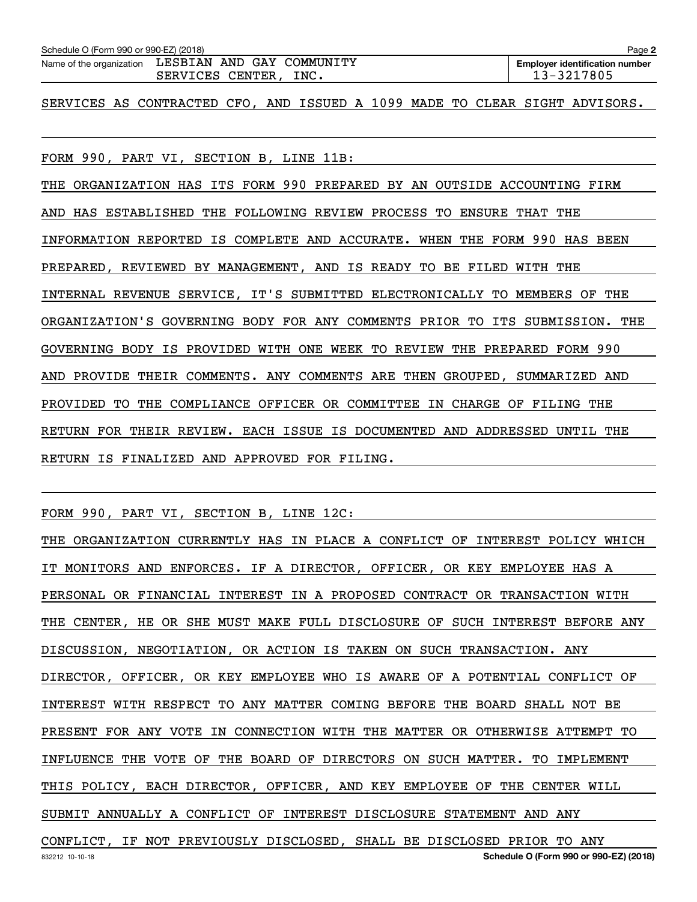Name of the organization LESBIAN AND GAY COMMUNITY SERVICES CENTER, INC.

**Employer identification number** 13-3217805

SERVICES AS CONTRACTED CFO, AND ISSUED A 1099 MADE TO CLEAR SIGHT ADVISORS.

FORM 990, PART VI, SECTION B, LINE 11B:

THE ORGANIZATION HAS ITS FORM 990 PREPARED BY AN OUTSIDE ACCOUNTING FIRM AND HAS ESTABLISHED THE FOLLOWING REVIEW PROCESS TO ENSURE THAT THE INFORMATION REPORTED IS COMPLETE AND ACCURATE. WHEN THE FORM 990 HAS BEEN PREPARED, REVIEWED BY MANAGEMENT, AND IS READY TO BE FILED WITH THE INTERNAL REVENUE SERVICE, IT'S SUBMITTED ELECTRONICALLY TO MEMBERS OF THE ORGANIZATION'S GOVERNING BODY FOR ANY COMMENTS PRIOR TO ITS SUBMISSION. THE GOVERNING BODY IS PROVIDED WITH ONE WEEK TO REVIEW THE PREPARED FORM 990 AND PROVIDE THEIR COMMENTS. ANY COMMENTS ARE THEN GROUPED, SUMMARIZED AND PROVIDED TO THE COMPLIANCE OFFICER OR COMMITTEE IN CHARGE OF FILING THE RETURN FOR THEIR REVIEW. EACH ISSUE IS DOCUMENTED AND ADDRESSED UNTIL THE RETURN IS FINALIZED AND APPROVED FOR FILING.

FORM 990, PART VI, SECTION B, LINE 12C:

THE ORGANIZATION CURRENTLY HAS IN PLACE A CONFLICT OF INTEREST POLICY WHICH IT MONITORS AND ENFORCES. IF A DIRECTOR, OFFICER, OR KEY EMPLOYEE HAS A PERSONAL OR FINANCIAL INTEREST IN A PROPOSED CONTRACT OR TRANSACTION WITH THE CENTER, HE OR SHE MUST MAKE FULL DISCLOSURE OF SUCH INTEREST BEFORE ANY DISCUSSION, NEGOTIATION, OR ACTION IS TAKEN ON SUCH TRANSACTION. ANY DIRECTOR, OFFICER, OR KEY EMPLOYEE WHO IS AWARE OF A POTENTIAL CONFLICT OF INTEREST WITH RESPECT TO ANY MATTER COMING BEFORE THE BOARD SHALL NOT BE PRESENT FOR ANY VOTE IN CONNECTION WITH THE MATTER OR OTHERWISE ATTEMPT TO INFLUENCE THE VOTE OF THE BOARD OF DIRECTORS ON SUCH MATTER. TO IMPLEMENT THIS POLICY, EACH DIRECTOR, OFFICER, AND KEY EMPLOYEE OF THE CENTER WILL SUBMIT ANNUALLY A CONFLICT OF INTEREST DISCLOSURE STATEMENT AND ANY CONFLICT, IF NOT PREVIOUSLY DISCLOSED, SHALL BE DISCLOSED PRIOR TO ANY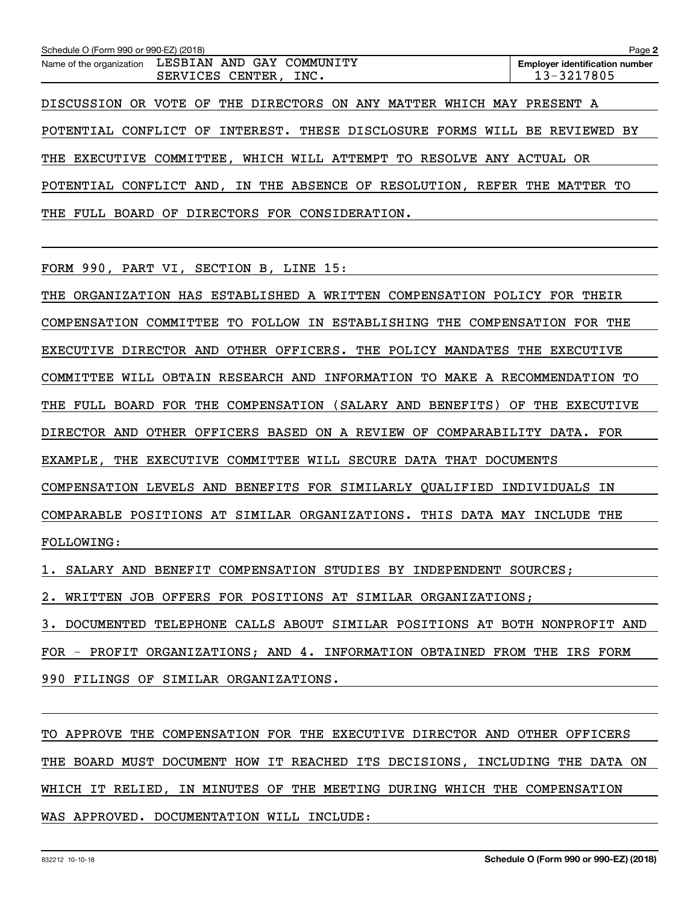Schedule O (Form 990 or 990-EZ) (2018)

Name of the organization LESBIAN AND GAY COMMUNITY SERVICES CENTER, INC.

Employer identification number 13-3217805

DISCUSSION OR VOTE OF THE DIRECTORS ON ANY MATTER WHICH MAY PRESENT A POTENTIAL CONFLICT OF INTEREST. THESE DISCLOSURE FORMS WILL BE REVIEWED BY THE EXECUTIVE COMMITTEE, WHICH WILL ATTEMPT TO RESOLVE ANY ACTUAL OR POTENTIAL CONFLICT AND, IN THE ABSENCE OF RESOLUTION, REFER THE MATTER TO THE FULL BOARD OF DIRECTORS FOR CONSIDERATION.

FORM 990, PART VI, SECTION B, LINE 15:

THE ORGANIZATION HAS ESTABLISHED A WRITTEN COMPENSATION POLICY FOR THEIR COMPENSATION COMMITTEE TO FOLLOW IN ESTABLISHING THE COMPENSATION FOR THE EXECUTIVE DIRECTOR AND OTHER OFFICERS. THE POLICY MANDATES THE EXECUTIVE COMMITTEE WILL OBTAIN RESEARCH AND INFORMATION TO MAKE A RECOMMENDATION TO THE FULL BOARD FOR THE COMPENSATION (SALARY AND BENEFITS) OF THE EXECUTIVE DIRECTOR AND OTHER OFFICERS BASED ON A REVIEW OF COMPARABILITY DATA. FOR EXAMPLE, THE EXECUTIVE COMMITTEE WILL SECURE DATA THAT DOCUMENTS COMPENSATION LEVELS AND BENEFITS FOR SIMILARLY QUALIFIED INDIVIDUALS IN COMPARABLE POSITIONS AT SIMILAR ORGANIZATIONS. THIS DATA MAY INCLUDE THE FOLLOWING:

1. SALARY AND BENEFIT COMPENSATION STUDIES BY INDEPENDENT SOURCES;
2. WRITTEN JOB OFFERS FOR POSITIONS AT SIMILAR ORGANIZATIONS;
3. DOCUMENTED TELEPHONE CALLS ABOUT SIMILAR POSITIONS AT BOTH NONPROFIT AND FOR - PROFIT ORGANIZATIONS; AND 4. INFORMATION OBTAINED FROM THE IRS FORM 990 FILINGS OF SIMILAR ORGANIZATIONS.

TO APPROVE THE COMPENSATION FOR THE EXECUTIVE DIRECTOR AND OTHER OFFICERS THE BOARD MUST DOCUMENT HOW IT REACHED ITS DECISIONS, INCLUDING THE DATA ON WHICH IT RELIED, IN MINUTES OF THE MEETING DURING WHICH THE COMPENSATION WAS APPROVED. DOCUMENTATION WILL INCLUDE: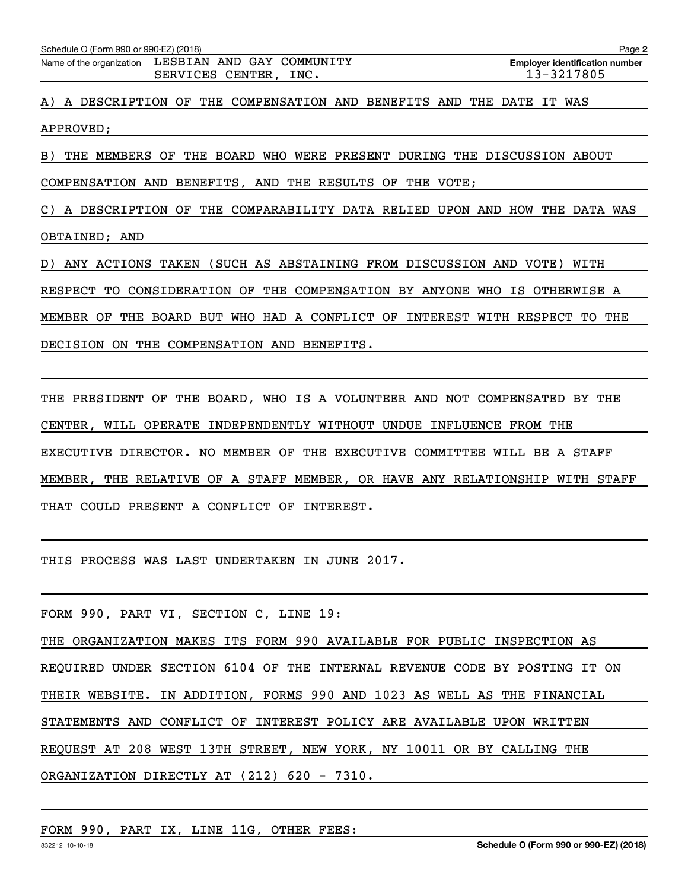Schedule O (Form 990 or 990-EZ) (2018)

Name of the organization: LESBIAN AND GAY COMMUNITY SERVICES CENTER, INC.

Employer identification number: 13-3217805

A) A DESCRIPTION OF THE COMPENSATION AND BENEFITS AND THE DATE IT WAS APPROVED;

B) THE MEMBERS OF THE BOARD WHO WERE PRESENT DURING THE DISCUSSION ABOUT COMPENSATION AND BENEFITS, AND THE RESULTS OF THE VOTE;

C) A DESCRIPTION OF THE COMPARABILITY DATA RELIED UPON AND HOW THE DATA WAS OBTAINED; AND

D) ANY ACTIONS TAKEN (SUCH AS ABSTAINING FROM DISCUSSION AND VOTE) WITH RESPECT TO CONSIDERATION OF THE COMPENSATION BY ANYONE WHO IS OTHERWISE A MEMBER OF THE BOARD BUT WHO HAD A CONFLICT OF INTEREST WITH RESPECT TO THE DECISION ON THE COMPENSATION AND BENEFITS.

THE PRESIDENT OF THE BOARD, WHO IS A VOLUNTEER AND NOT COMPENSATED BY THE CENTER, WILL OPERATE INDEPENDENTLY WITHOUT UNDUE INFLUENCE FROM THE EXECUTIVE DIRECTOR. NO MEMBER OF THE EXECUTIVE COMMITTEE WILL BE A STAFF MEMBER, THE RELATIVE OF A STAFF MEMBER, OR HAVE ANY RELATIONSHIP WITH STAFF THAT COULD PRESENT A CONFLICT OF INTEREST.

THIS PROCESS WAS LAST UNDERTAKEN IN JUNE 2017.

FORM 990, PART VI, SECTION C, LINE 19:

THE ORGANIZATION MAKES ITS FORM 990 AVAILABLE FOR PUBLIC INSPECTION AS REQUIRED UNDER SECTION 6104 OF THE INTERNAL REVENUE CODE BY POSTING IT ON THEIR WEBSITE. IN ADDITION, FORMS 990 AND 1023 AS WELL AS THE FINANCIAL STATEMENTS AND CONFLICT OF INTEREST POLICY ARE AVAILABLE UPON WRITTEN REQUEST AT 208 WEST 13TH STREET, NEW YORK, NY 10011 OR BY CALLING THE ORGANIZATION DIRECTLY AT (212) 620 - 7310.

FORM 990, PART IX, LINE 11G, OTHER FEES: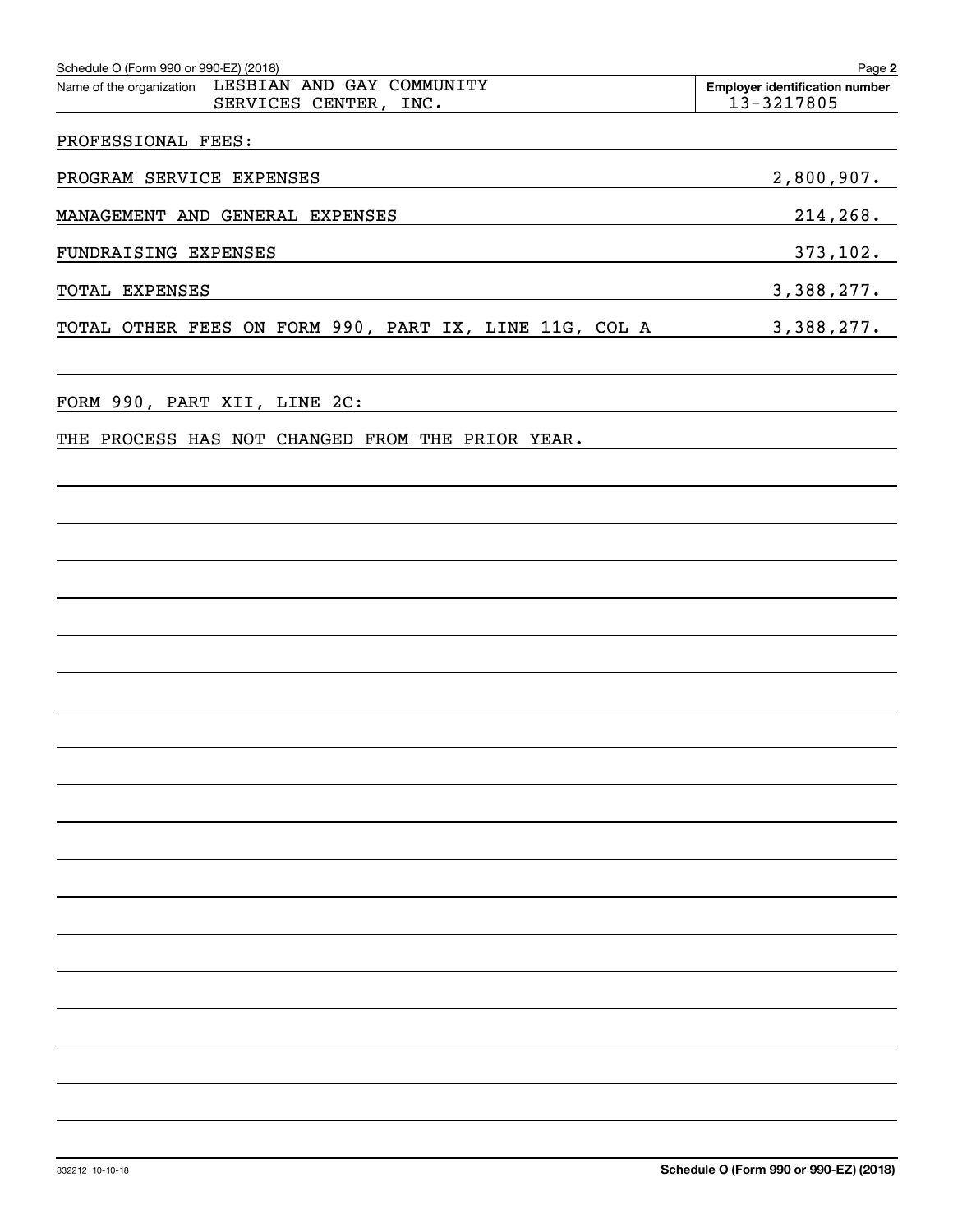Schedule O (Form 990 or 990-EZ) (2018)

Name of the organization LESBIAN AND GAY COMMUNITY SERVICES CENTER, INC.

Employer identification number 13-3217805

PROFESSIONAL FEES:

| | |
|---|---|
| PROGRAM SERVICE EXPENSES | 2,800,907. |
| MANAGEMENT AND GENERAL EXPENSES | 214,268. |
| FUNDRAISING EXPENSES | 373,102. |
| TOTAL EXPENSES | 3,388,277. |
| TOTAL OTHER FEES ON FORM 990, PART IX, LINE 11G, COL A | 3,388,277. |

FORM 990, PART XII, LINE 2C:

THE PROCESS HAS NOT CHANGED FROM THE PRIOR YEAR.

832212 10-10-18

Schedule O (Form 990 or 990-EZ) (2018)